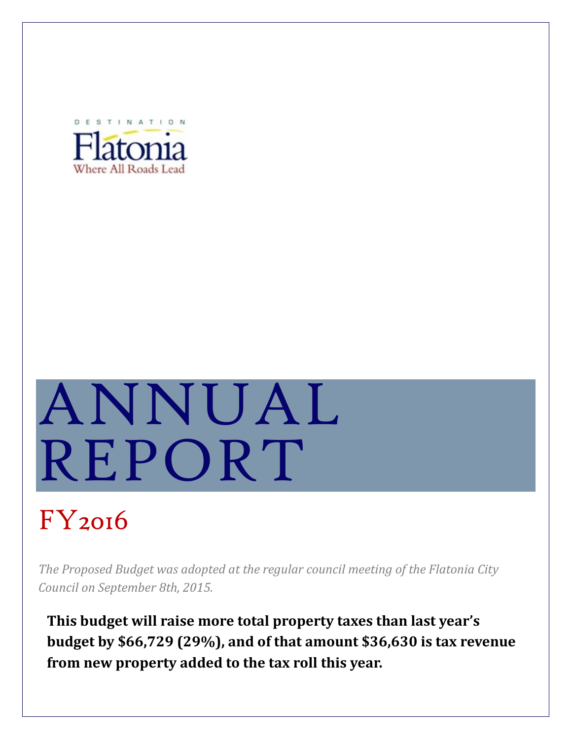DESTINATION

Flatonia

Where All Roads Lead

# ANNUAL REPORT

## FY2016

*The Proposed Budget was adopted at the regular council meeting of the Flatonia City Council on September 8th, 2015.*

**This budget will raise more total property taxes than last year's budget by $66,729 (29%), and of that amount $36,630 is tax revenue from new property added to the tax roll this year.**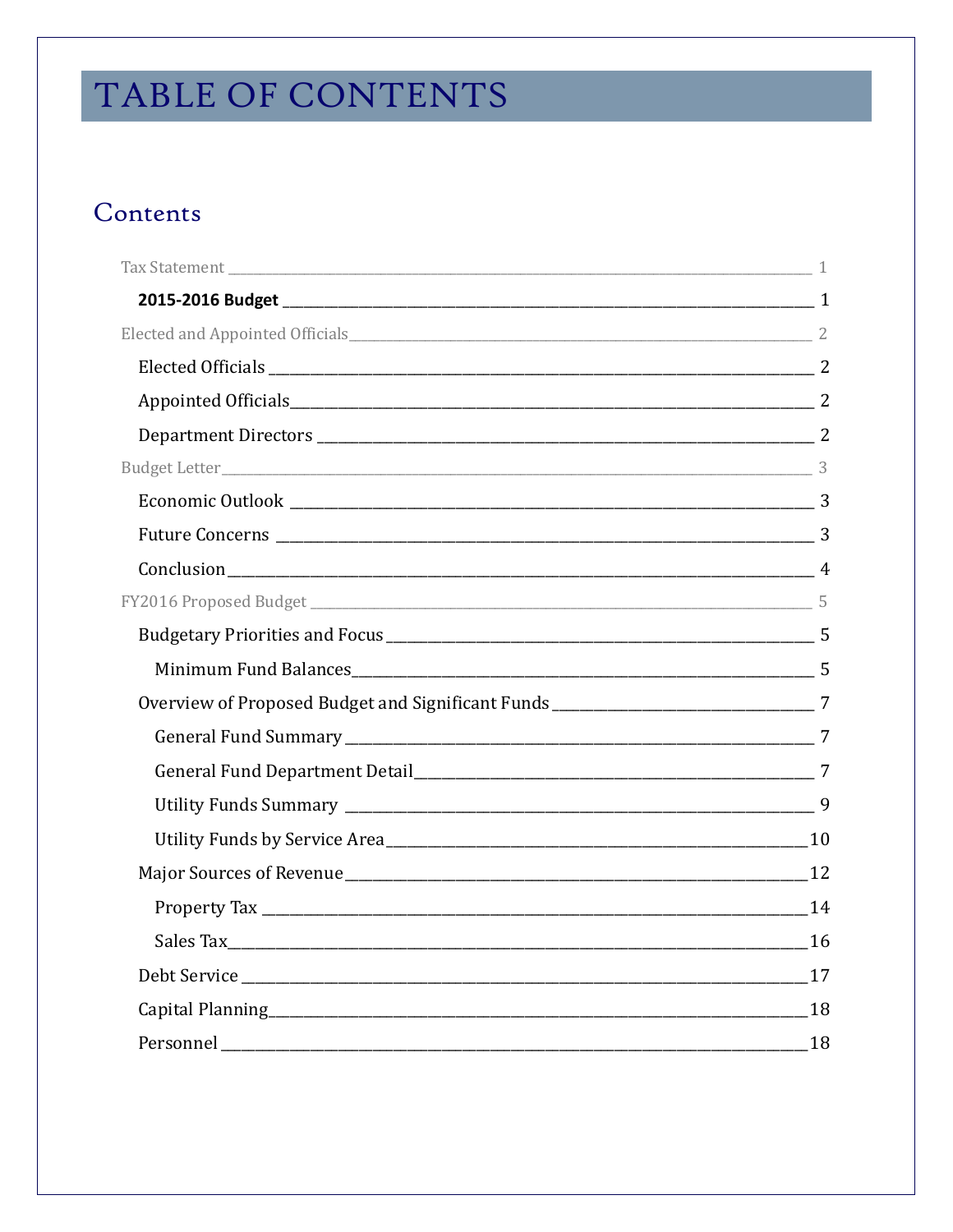# TABLE OF CONTENTS

## Contents

Tax Statement ____ 1

**2015-2016 Budget** ____ 1

Elected and Appointed Officials ____ 2

Elected Officials ____ 2

Appointed Officials ____ 2

Department Directors ____ 2

Budget Letter ____ 3

Economic Outlook ____ 3

Future Concerns ____ 3

Conclusion ____ 4

FY2016 Proposed Budget ____ 5

Budgetary Priorities and Focus ____ 5

Minimum Fund Balances ____ 5

Overview of Proposed Budget and Significant Funds ____ 7

General Fund Summary ____ 7

General Fund Department Detail ____ 7

Utility Funds Summary ____ 9

Utility Funds by Service Area ____ 10

Major Sources of Revenue ____ 12

Property Tax ____ 14

Sales Tax ____ 16

Debt Service ____ 17

Capital Planning ____ 18

Personnel ____ 18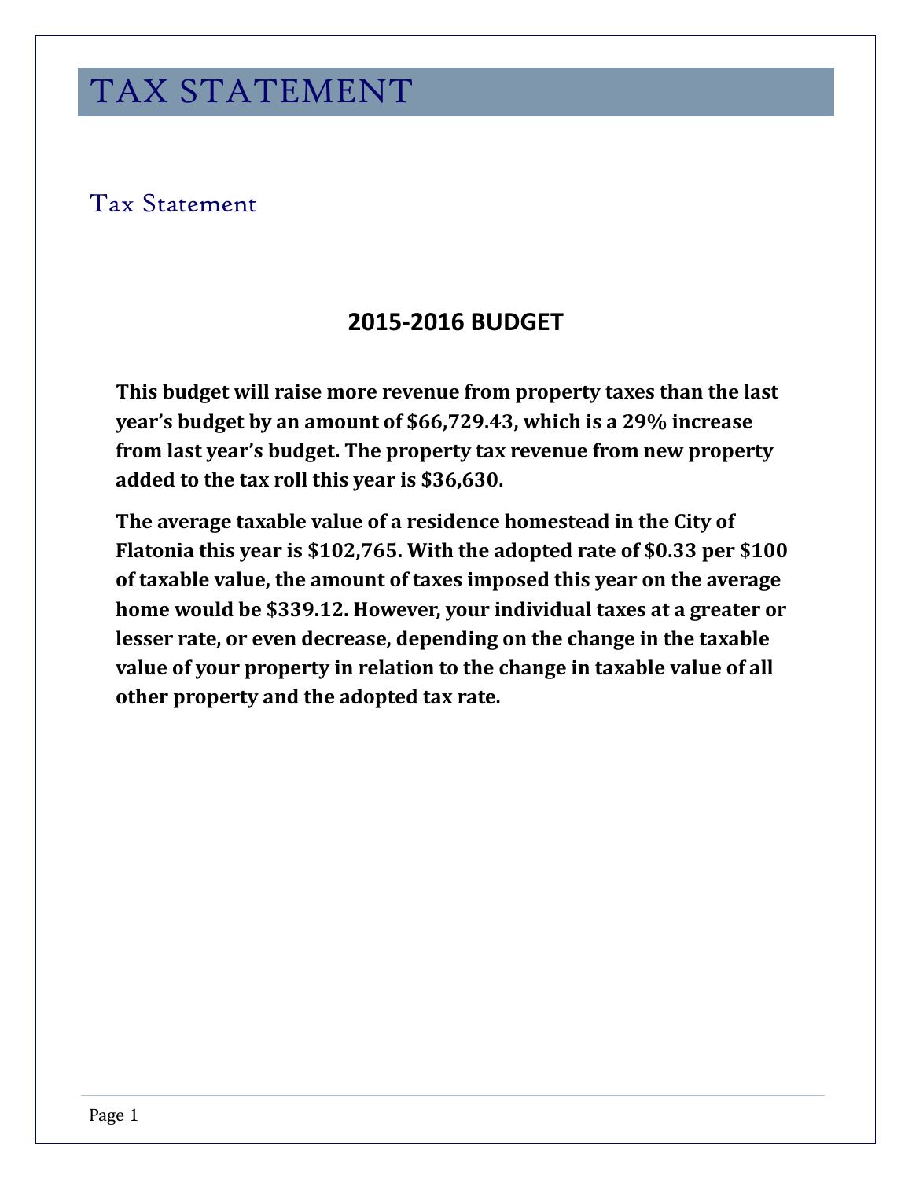# TAX STATEMENT

## Tax Statement

### 2015-2016 BUDGET

**This budget will raise more revenue from property taxes than the last year's budget by an amount of $66,729.43, which is a 29% increase from last year's budget. The property tax revenue from new property added to the tax roll this year is $36,630.**

**The average taxable value of a residence homestead in the City of Flatonia this year is $102,765. With the adopted rate of $0.33 per $100 of taxable value, the amount of taxes imposed this year on the average home would be $339.12. However, your individual taxes at a greater or lesser rate, or even decrease, depending on the change in the taxable value of your property in relation to the change in taxable value of all other property and the adopted tax rate.**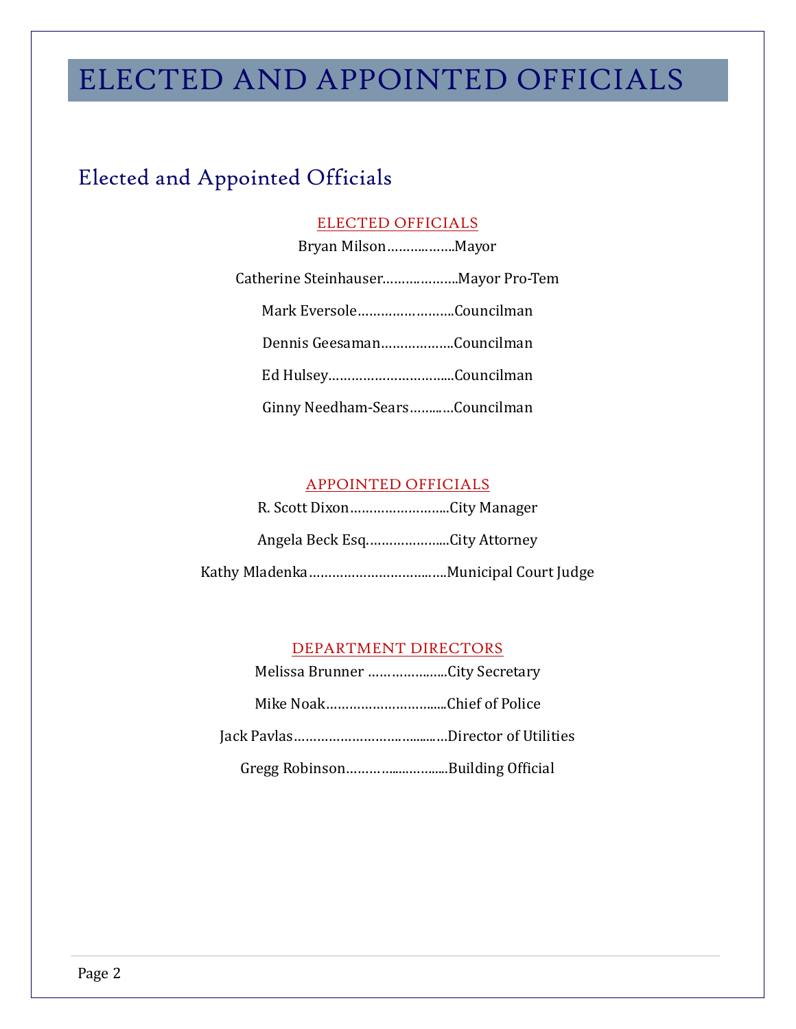# ELECTED AND APPOINTED OFFICIALS

## Elected and Appointed Officials

### ELECTED OFFICIALS

Bryan Milson……….……..Mayor

Catherine Steinhauser………….……..Mayor Pro-Tem

Mark Eversole…………………..Councilman

Dennis Geesaman……………..Councilman

Ed Hulsey…………………………..Councilman

Ginny Needham-Sears……..…Councilman

### APPOINTED OFFICIALS

R. Scott Dixon……………………..City Manager

Angela Beck Esq.………………...City Attorney

Kathy Mladenka…………………….….Municipal Court Judge

### DEPARTMENT DIRECTORS

Melissa Brunner ………………..City Secretary

Mike Noak…………………….....Chief of Police

Jack Pavlas………………………..........Director of Utilities

Gregg Robinson………........…......Building Official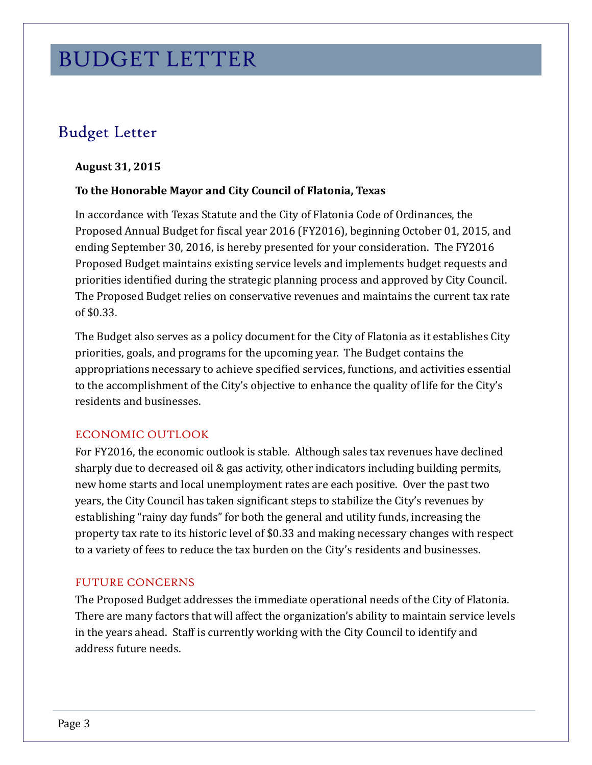# BUDGET LETTER

## Budget Letter

**August 31, 2015**

**To the Honorable Mayor and City Council of Flatonia, Texas**

In accordance with Texas Statute and the City of Flatonia Code of Ordinances, the Proposed Annual Budget for fiscal year 2016 (FY2016), beginning October 01, 2015, and ending September 30, 2016, is hereby presented for your consideration. The FY2016 Proposed Budget maintains existing service levels and implements budget requests and priorities identified during the strategic planning process and approved by City Council. The Proposed Budget relies on conservative revenues and maintains the current tax rate of $0.33.

The Budget also serves as a policy document for the City of Flatonia as it establishes City priorities, goals, and programs for the upcoming year. The Budget contains the appropriations necessary to achieve specified services, functions, and activities essential to the accomplishment of the City's objective to enhance the quality of life for the City's residents and businesses.

### ECONOMIC OUTLOOK

For FY2016, the economic outlook is stable. Although sales tax revenues have declined sharply due to decreased oil & gas activity, other indicators including building permits, new home starts and local unemployment rates are each positive. Over the past two years, the City Council has taken significant steps to stabilize the City's revenues by establishing "rainy day funds" for both the general and utility funds, increasing the property tax rate to its historic level of $0.33 and making necessary changes with respect to a variety of fees to reduce the tax burden on the City's residents and businesses.

### FUTURE CONCERNS

The Proposed Budget addresses the immediate operational needs of the City of Flatonia. There are many factors that will affect the organization's ability to maintain service levels in the years ahead. Staff is currently working with the City Council to identify and address future needs.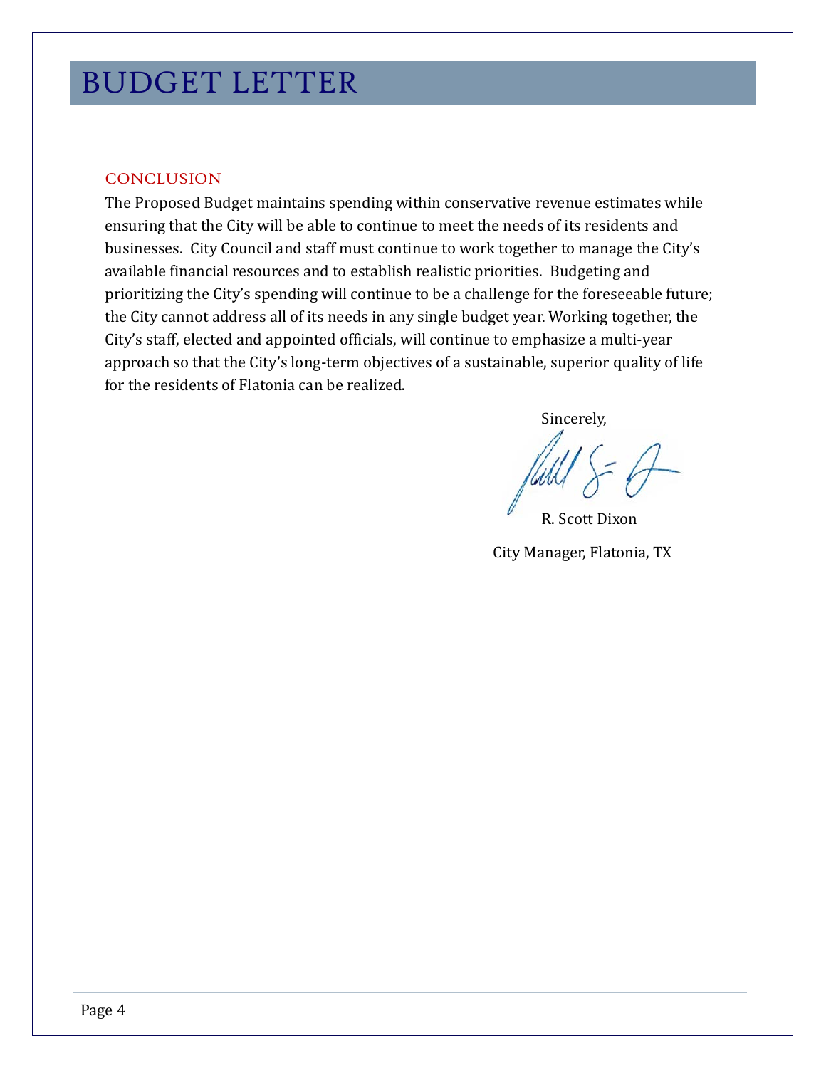# BUDGET LETTER

## CONCLUSION

The Proposed Budget maintains spending within conservative revenue estimates while ensuring that the City will be able to continue to meet the needs of its residents and businesses. City Council and staff must continue to work together to manage the City's available financial resources and to establish realistic priorities. Budgeting and prioritizing the City's spending will continue to be a challenge for the foreseeable future; the City cannot address all of its needs in any single budget year. Working together, the City's staff, elected and appointed officials, will continue to emphasize a multi-year approach so that the City's long-term objectives of a sustainable, superior quality of life for the residents of Flatonia can be realized.

Sincerely,

R. Scott Dixon

City Manager, Flatonia, TX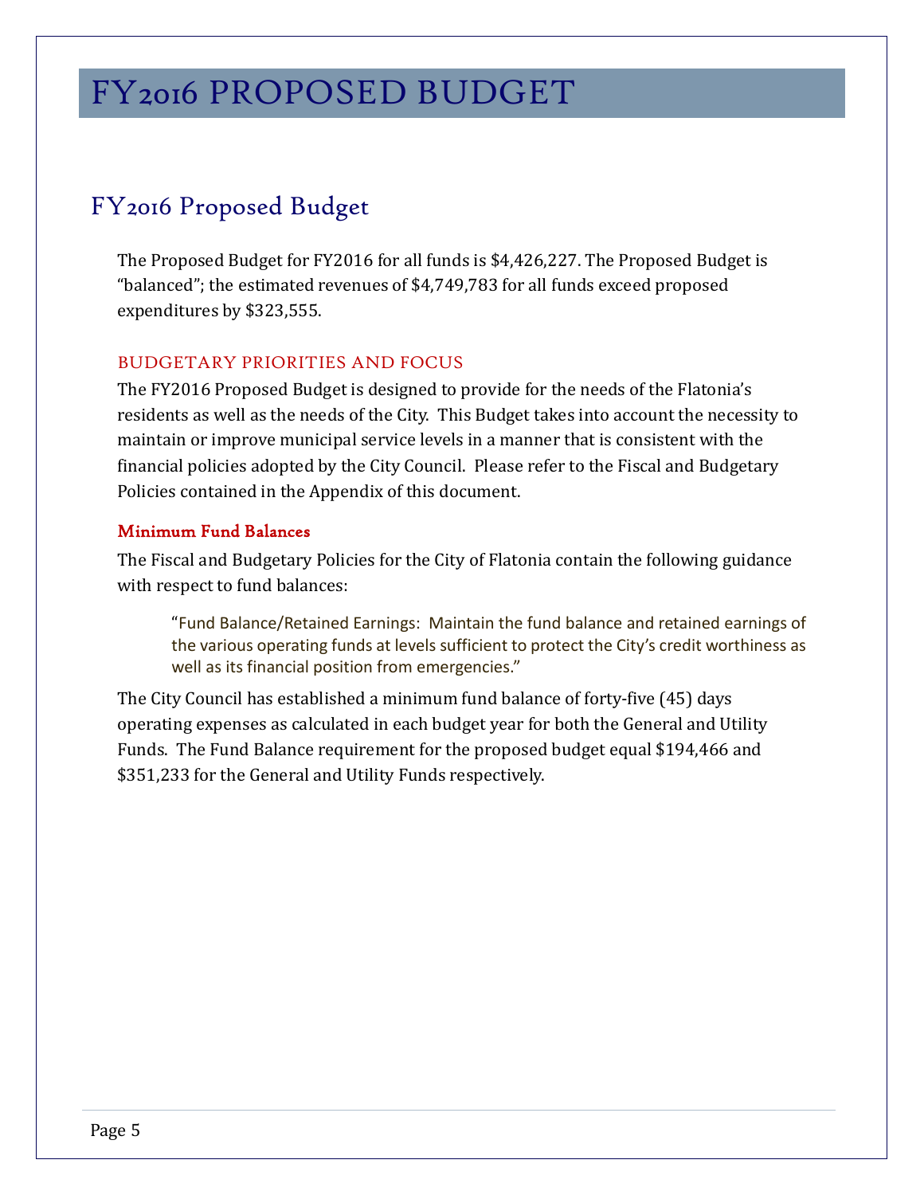# FY2016 PROPOSED BUDGET

## FY2016 Proposed Budget

The Proposed Budget for FY2016 for all funds is $4,426,227. The Proposed Budget is "balanced"; the estimated revenues of $4,749,783 for all funds exceed proposed expenditures by $323,555.

### BUDGETARY PRIORITIES AND FOCUS

The FY2016 Proposed Budget is designed to provide for the needs of the Flatonia's residents as well as the needs of the City. This Budget takes into account the necessity to maintain or improve municipal service levels in a manner that is consistent with the financial policies adopted by the City Council. Please refer to the Fiscal and Budgetary Policies contained in the Appendix of this document.

#### Minimum Fund Balances

The Fiscal and Budgetary Policies for the City of Flatonia contain the following guidance with respect to fund balances:

> "Fund Balance/Retained Earnings: Maintain the fund balance and retained earnings of the various operating funds at levels sufficient to protect the City's credit worthiness as well as its financial position from emergencies."

The City Council has established a minimum fund balance of forty-five (45) days operating expenses as calculated in each budget year for both the General and Utility Funds. The Fund Balance requirement for the proposed budget equal $194,466 and $351,233 for the General and Utility Funds respectively.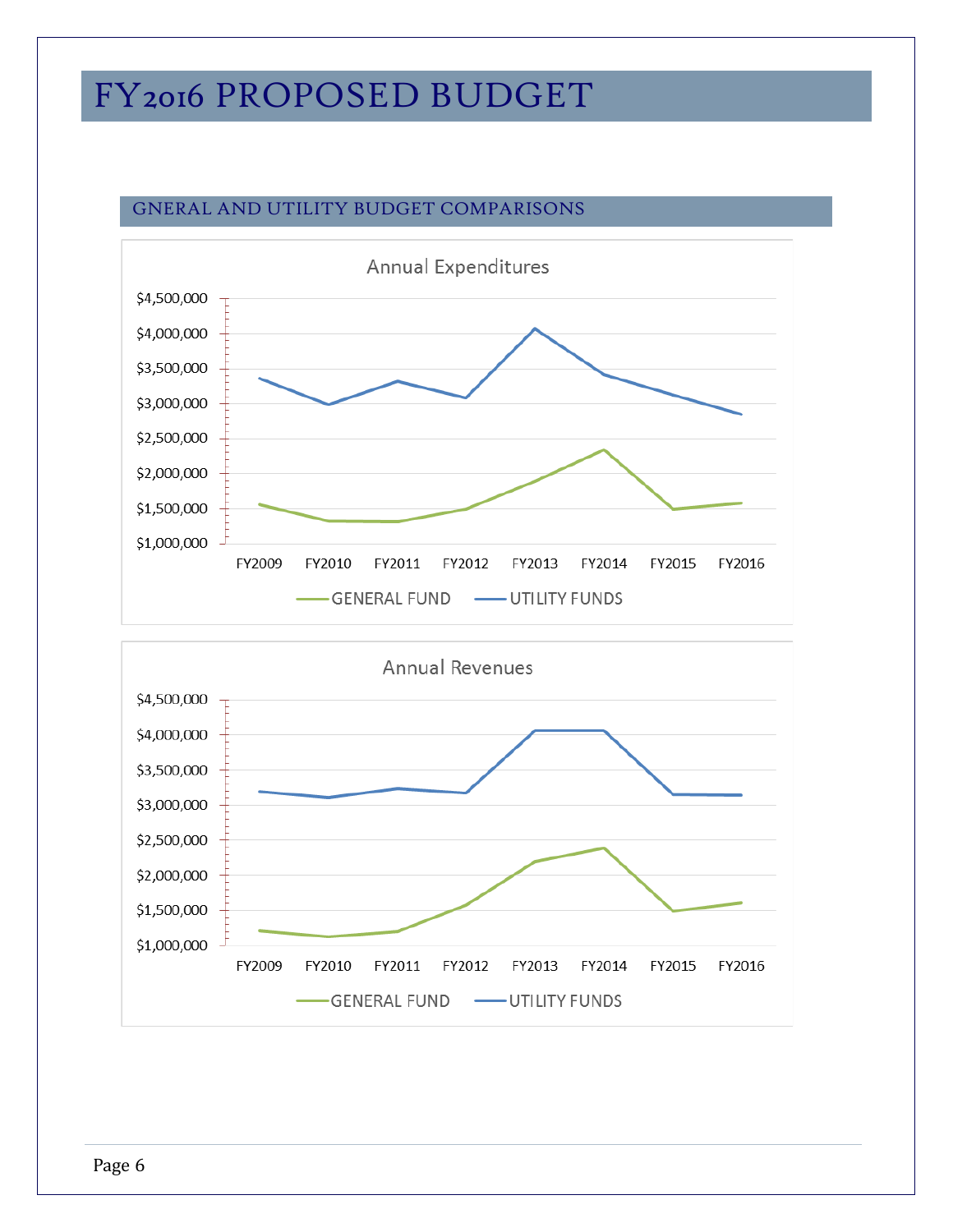# FY2016 PROPOSED BUDGET

## GNERAL AND UTILITY BUDGET COMPARISONS

Annual Expenditures

$4,500,000
$4,000,000
$3,500,000
$3,000,000
$2,500,000
$2,000,000
$1,500,000
$1,000,000

FY2009 FY2010 FY2011 FY2012 FY2013 FY2014 FY2015 FY2016

GENERAL FUND — UTILITY FUNDS

Annual Revenues

$4,500,000
$4,000,000
$3,500,000
$3,000,000
$2,500,000
$2,000,000
$1,500,000
$1,000,000

FY2009 FY2010 FY2011 FY2012 FY2013 FY2014 FY2015 FY2016

GENERAL FUND — UTILITY FUNDS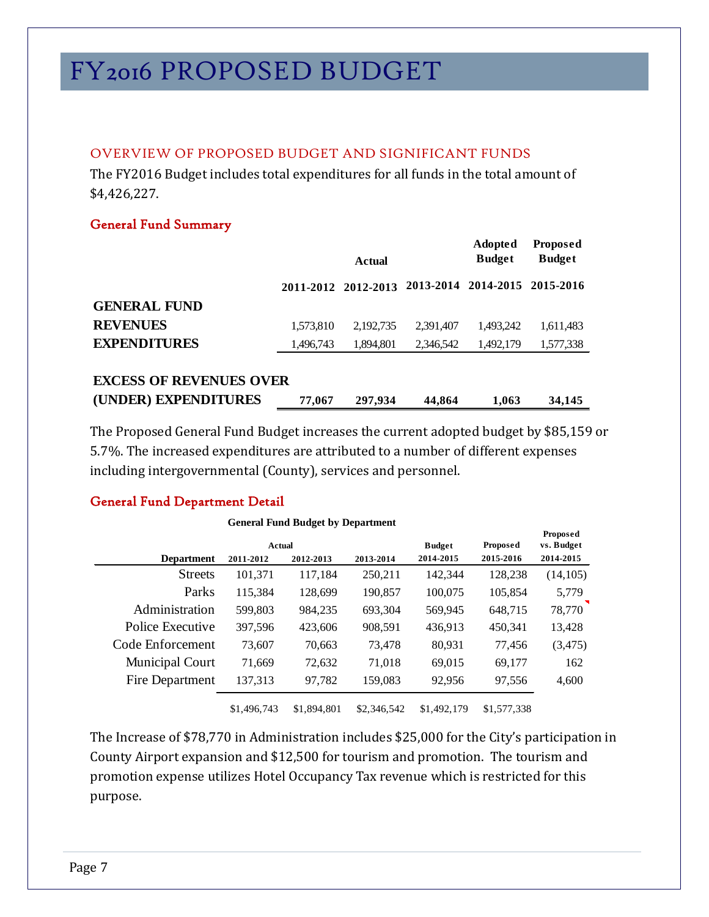# FY2016 PROPOSED BUDGET

## OVERVIEW OF PROPOSED BUDGET AND SIGNIFICANT FUNDS

The FY2016 Budget includes total expenditures for all funds in the total amount of $4,426,227.

### General Fund Summary

| | Actual | | | Adopted Budget | Proposed Budget |
|---|---|---|---|---|---|
| | 2011-2012 | 2012-2013 | 2013-2014 | 2014-2015 | 2015-2016 |
| **GENERAL FUND** | | | | | |
| **REVENUES** | 1,573,810 | 2,192,735 | 2,391,407 | 1,493,242 | 1,611,483 |
| **EXPENDITURES** | 1,496,743 | 1,894,801 | 2,346,542 | 1,492,179 | 1,577,338 |
| **EXCESS OF REVENUES OVER (UNDER) EXPENDITURES** | **77,067** | **297,934** | **44,864** | **1,063** | **34,145** |

The Proposed General Fund Budget increases the current adopted budget by $85,159 or 5.7%. The increased expenditures are attributed to a number of different expenses including intergovernmental (County), services and personnel.

### General Fund Department Detail

**General Fund Budget by Department**

| Department | Actual 2011-2012 | Actual 2012-2013 | Actual 2013-2014 | Budget 2014-2015 | Proposed 2015-2016 | Proposed vs. Budget 2014-2015 |
|---|---|---|---|---|---|---|
| Streets | 101,371 | 117,184 | 250,211 | 142,344 | 128,238 | (14,105) |
| Parks | 115,384 | 128,699 | 190,857 | 100,075 | 105,854 | 5,779 |
| Administration | 599,803 | 984,235 | 693,304 | 569,945 | 648,715 | 78,770 |
| Police Executive | 397,596 | 423,606 | 908,591 | 436,913 | 450,341 | 13,428 |
| Code Enforcement | 73,607 | 70,663 | 73,478 | 80,931 | 77,456 | (3,475) |
| Municipal Court | 71,669 | 72,632 | 71,018 | 69,015 | 69,177 | 162 |
| Fire Department | 137,313 | 97,782 | 159,083 | 92,956 | 97,556 | 4,600 |
| | $1,496,743 | $1,894,801 | $2,346,542 | $1,492,179 | $1,577,338 | |

The Increase of $78,770 in Administration includes $25,000 for the City's participation in County Airport expansion and $12,500 for tourism and promotion. The tourism and promotion expense utilizes Hotel Occupancy Tax revenue which is restricted for this purpose.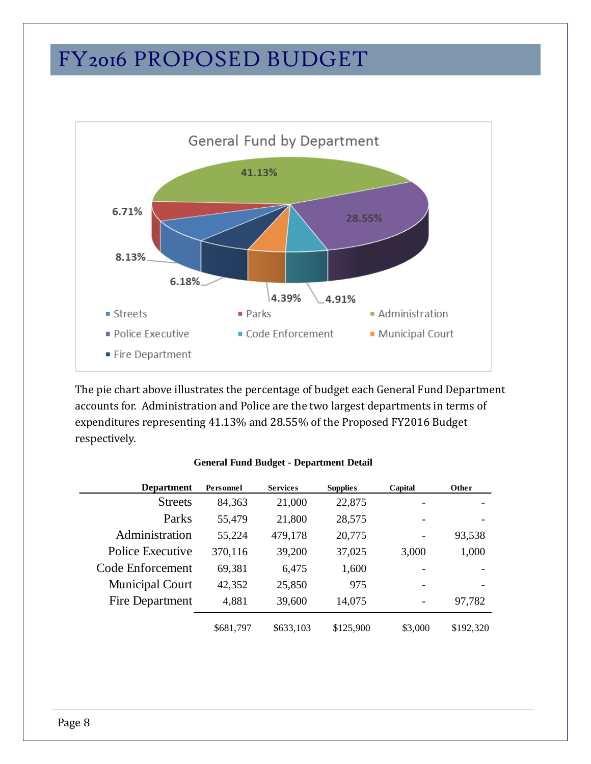# FY2016 PROPOSED BUDGET

General Fund by Department

The pie chart above illustrates the percentage of budget each General Fund Department accounts for. Administration and Police are the two largest departments in terms of expenditures representing 41.13% and 28.55% of the Proposed FY2016 Budget respectively.

**General Fund Budget - Department Detail**

| Department | Personnel | Services | Supplies | Capital | Other |
|---|---|---|---|---|---|
| Streets | 84,363 | 21,000 | 22,875 | - | - |
| Parks | 55,479 | 21,800 | 28,575 | - | - |
| Administration | 55,224 | 479,178 | 20,775 | - | 93,538 |
| Police Executive | 370,116 | 39,200 | 37,025 | 3,000 | 1,000 |
| Code Enforcement | 69,381 | 6,475 | 1,600 | - | - |
| Municipal Court | 42,352 | 25,850 | 975 | - | - |
| Fire Department | 4,881 | 39,600 | 14,075 | - | 97,782 |
| | $681,797 | $633,103 | $125,900 | $3,000 | $192,320 |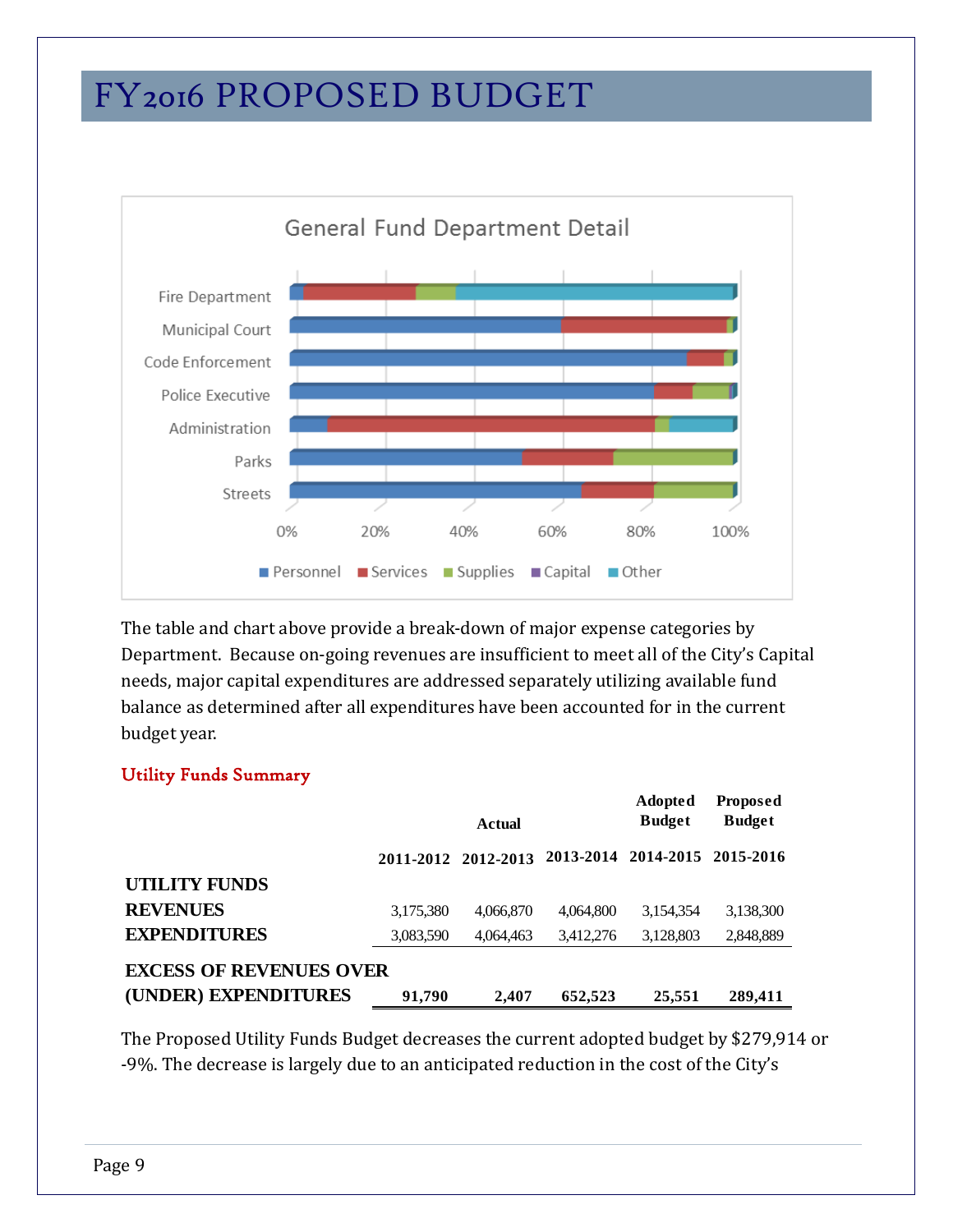# FY2016 PROPOSED BUDGET

The table and chart above provide a break-down of major expense categories by Department. Because on-going revenues are insufficient to meet all of the City's Capital needs, major capital expenditures are addressed separately utilizing available fund balance as determined after all expenditures have been accounted for in the current budget year.

### Utility Funds Summary

| | Actual | | | Adopted Budget | Proposed Budget |
|---|---|---|---|---|---|
| | **2011-2012** | **2012-2013** | **2013-2014** | **2014-2015** | **2015-2016** |
| **UTILITY FUNDS** | | | | | |
| **REVENUES** | 3,175,380 | 4,066,870 | 4,064,800 | 3,154,354 | 3,138,300 |
| **EXPENDITURES** | 3,083,590 | 4,064,463 | 3,412,276 | 3,128,803 | 2,848,889 |
| **EXCESS OF REVENUES OVER (UNDER) EXPENDITURES** | **91,790** | **2,407** | **652,523** | **25,551** | **289,411** |

The Proposed Utility Funds Budget decreases the current adopted budget by $279,914 or -9%. The decrease is largely due to an anticipated reduction in the cost of the City's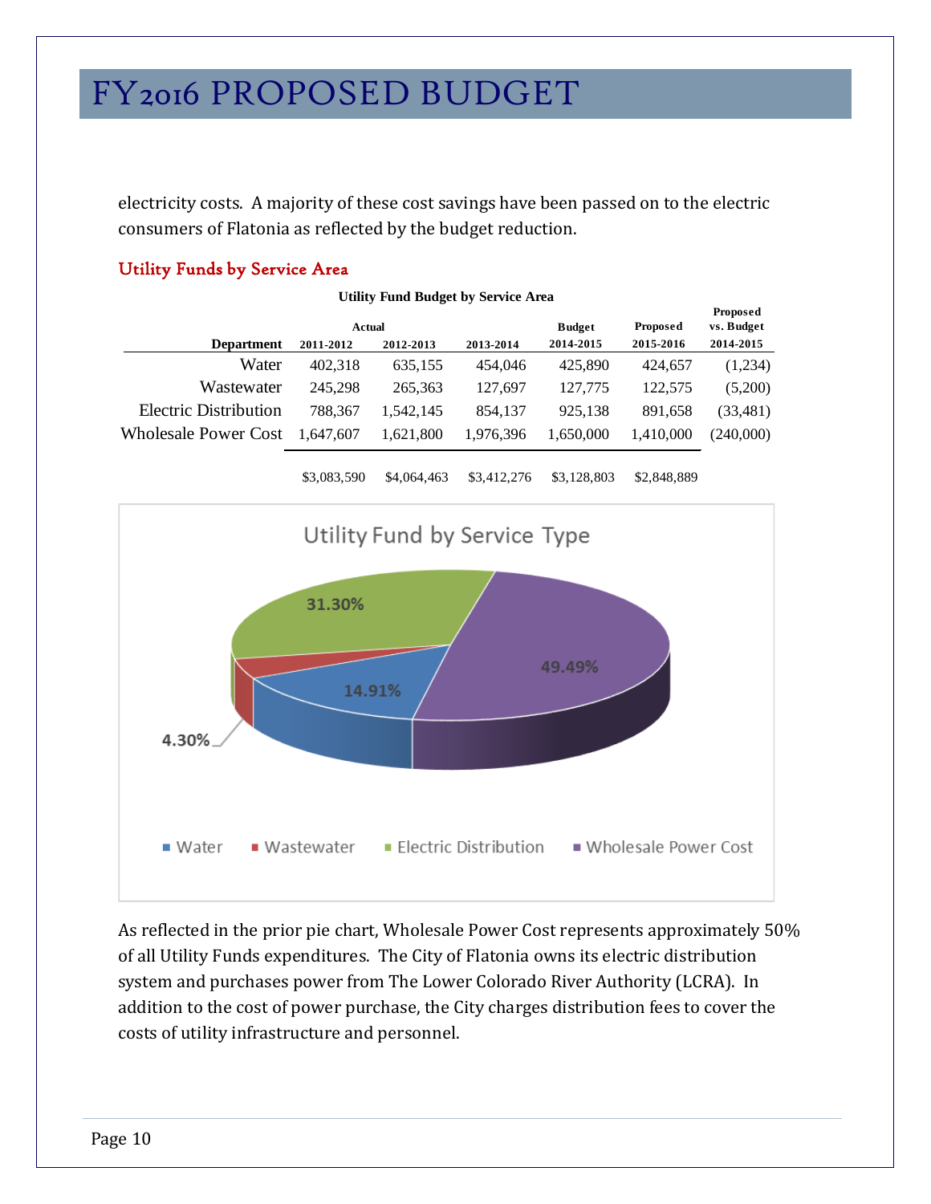electricity costs. A majority of these cost savings have been passed on to the electric consumers of Flatonia as reflected by the budget reduction.

## Utility Funds by Service Area

**Utility Fund Budget by Service Area**

| Department | Actual 2011-2012 | Actual 2012-2013 | Actual 2013-2014 | Budget 2014-2015 | Proposed 2015-2016 | Proposed vs. Budget 2014-2015 |
|---|---|---|---|---|---|---|
| Water | 402,318 | 635,155 | 454,046 | 425,890 | 424,657 | (1,234) |
| Wastewater | 245,298 | 265,363 | 127,697 | 127,775 | 122,575 | (5,200) |
| Electric Distribution | 788,367 | 1,542,145 | 854,137 | 925,138 | 891,658 | (33,481) |
| Wholesale Power Cost | 1,647,607 | 1,621,800 | 1,976,396 | 1,650,000 | 1,410,000 | (240,000) |
| | $3,083,590 | $4,064,463 | $3,412,276 | $3,128,803 | $2,848,889 | |

**Utility Fund by Service Type**

| Service Type | Percentage |
|---|---|
| Water | 14.91% |
| Wastewater | 4.30% |
| Electric Distribution | 31.30% |
| Wholesale Power Cost | 49.49% |

As reflected in the prior pie chart, Wholesale Power Cost represents approximately 50% of all Utility Funds expenditures. The City of Flatonia owns its electric distribution system and purchases power from The Lower Colorado River Authority (LCRA). In addition to the cost of power purchase, the City charges distribution fees to cover the costs of utility infrastructure and personnel.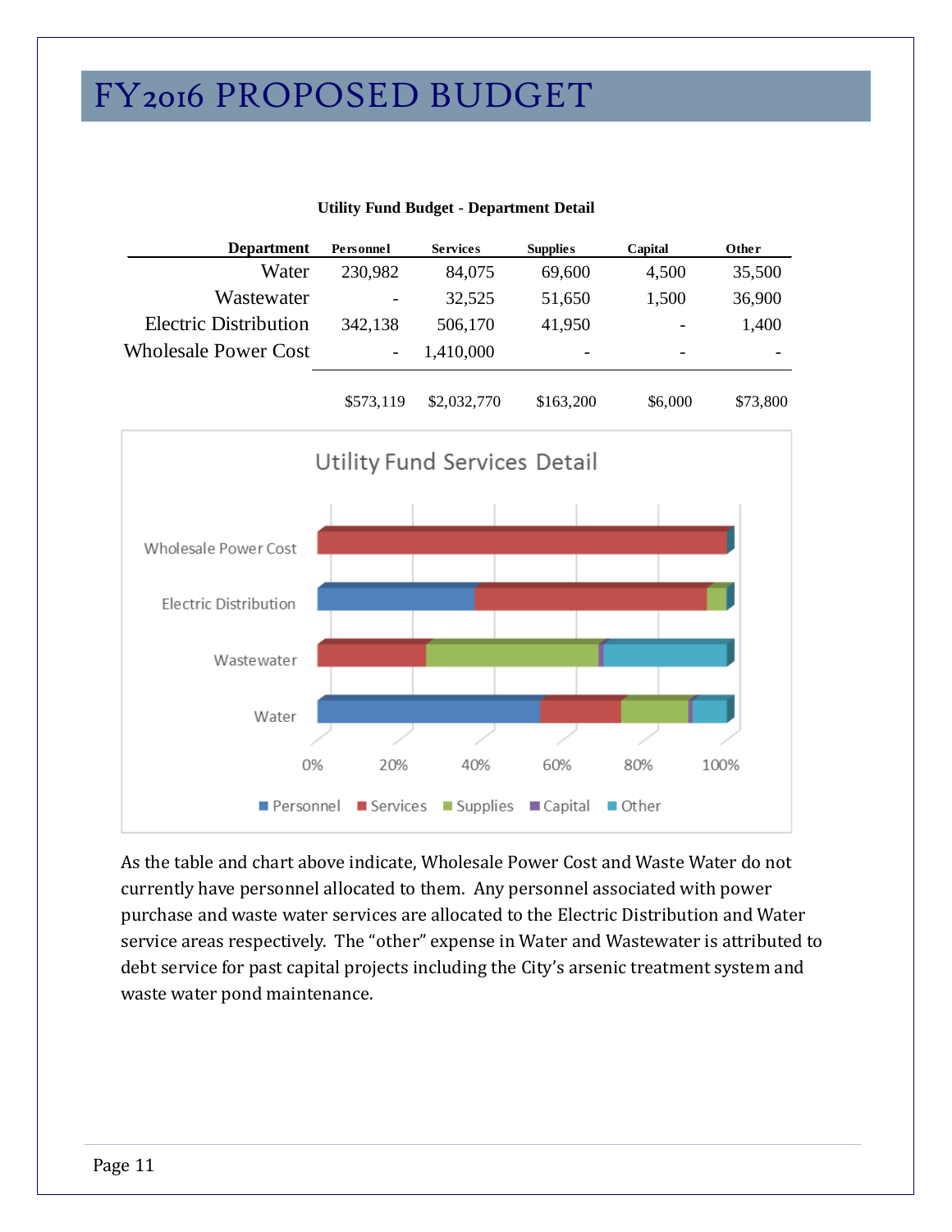# FY2016 PROPOSED BUDGET

**Utility Fund Budget - Department Detail**

| Department | Personnel | Services | Supplies | Capital | Other |
|---|---|---|---|---|---|
| Water | 230,982 | 84,075 | 69,600 | 4,500 | 35,500 |
| Wastewater | - | 32,525 | 51,650 | 1,500 | 36,900 |
| Electric Distribution | 342,138 | 506,170 | 41,950 | - | 1,400 |
| Wholesale Power Cost | - | 1,410,000 | - | - | - |
| | $573,119 | $2,032,770 | $163,200 | $6,000 | $73,800 |

Utility Fund Services Detail

As the table and chart above indicate, Wholesale Power Cost and Waste Water do not currently have personnel allocated to them. Any personnel associated with power purchase and waste water services are allocated to the Electric Distribution and Water service areas respectively. The "other" expense in Water and Wastewater is attributed to debt service for past capital projects including the City's arsenic treatment system and waste water pond maintenance.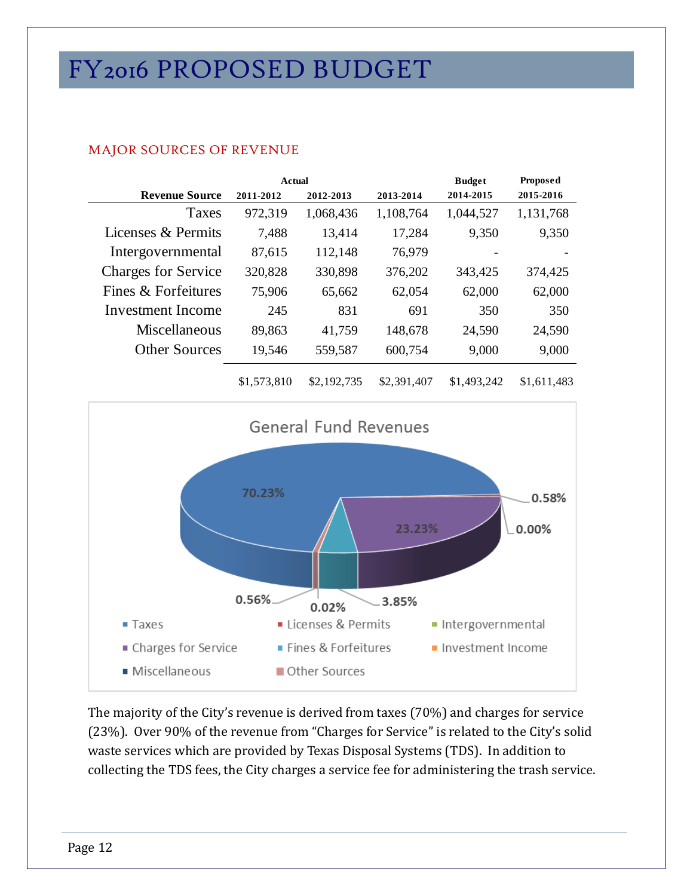# FY2016 PROPOSED BUDGET

## MAJOR SOURCES OF REVENUE

| Revenue Source | Actual 2011-2012 | Actual 2012-2013 | Actual 2013-2014 | Budget 2014-2015 | Proposed 2015-2016 |
|---|---|---|---|---|---|
| Taxes | 972,319 | 1,068,436 | 1,108,764 | 1,044,527 | 1,131,768 |
| Licenses & Permits | 7,488 | 13,414 | 17,284 | 9,350 | 9,350 |
| Intergovernmental | 87,615 | 112,148 | 76,979 | - | - |
| Charges for Service | 320,828 | 330,898 | 376,202 | 343,425 | 374,425 |
| Fines & Forfeitures | 75,906 | 65,662 | 62,054 | 62,000 | 62,000 |
| Investment Income | 245 | 831 | 691 | 350 | 350 |
| Miscellaneous | 89,863 | 41,759 | 148,678 | 24,590 | 24,590 |
| Other Sources | 19,546 | 559,587 | 600,754 | 9,000 | 9,000 |
| | $1,573,810 | $2,192,735 | $2,391,407 | $1,493,242 | $1,611,483 |

General Fund Revenues

| Revenue Source | Share |
|---|---|
| Taxes | 70.23% |
| Charges for Service | 23.23% |
| Fines & Forfeitures | 3.85% |
| Other Sources | 0.56% |
| Licenses & Permits | 0.58% |
| Intergovernmental | 0.00% |
| Investment Income | 0.02% |
| Miscellaneous | |

The majority of the City's revenue is derived from taxes (70%) and charges for service (23%). Over 90% of the revenue from "Charges for Service" is related to the City's solid waste services which are provided by Texas Disposal Systems (TDS). In addition to collecting the TDS fees, the City charges a service fee for administering the trash service.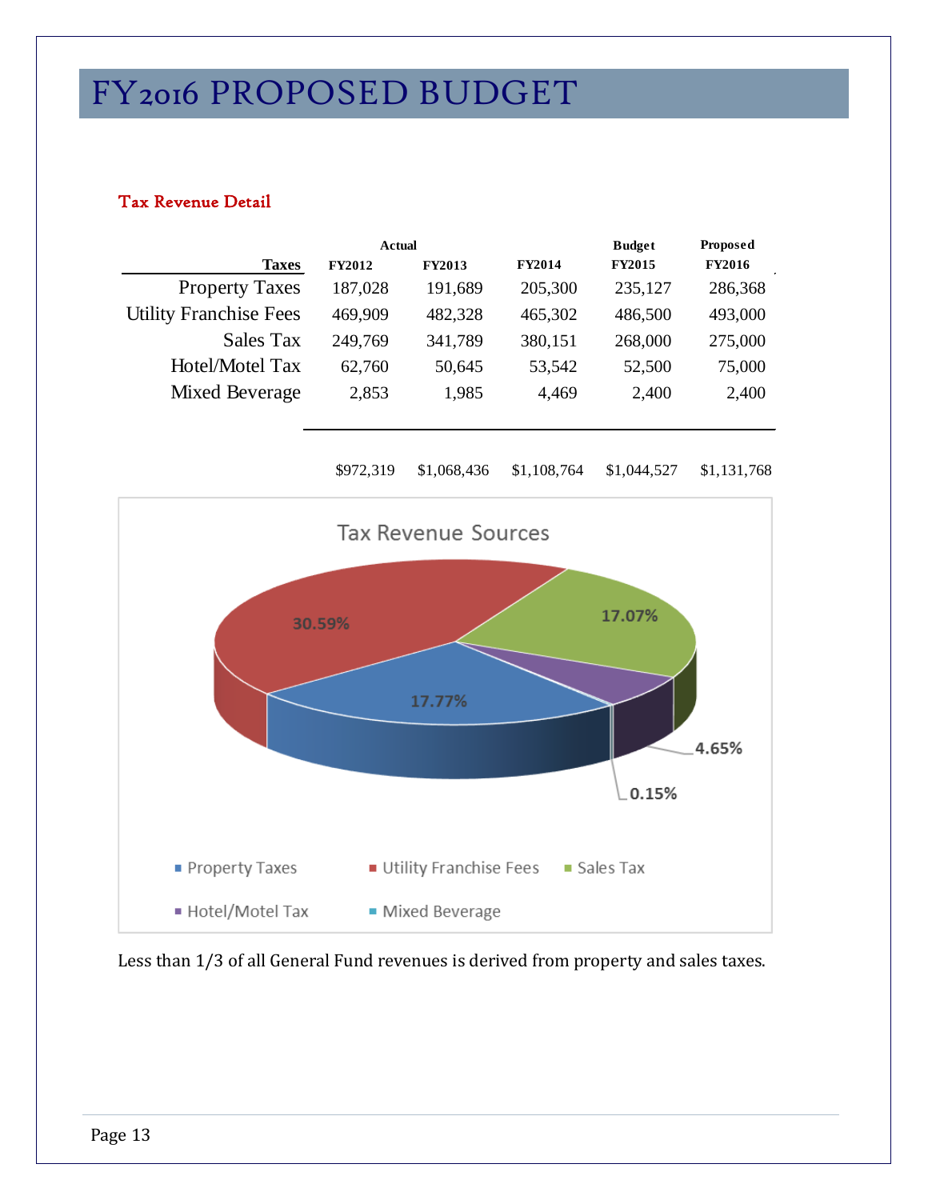# FY2016 PROPOSED BUDGET

## Tax Revenue Detail

| Taxes | Actual FY2012 | FY2013 | FY2014 | Budget FY2015 | Proposed FY2016 |
|---|---|---|---|---|---|
| Property Taxes | 187,028 | 191,689 | 205,300 | 235,127 | 286,368 |
| Utility Franchise Fees | 469,909 | 482,328 | 465,302 | 486,500 | 493,000 |
| Sales Tax | 249,769 | 341,789 | 380,151 | 268,000 | 275,000 |
| Hotel/Motel Tax | 62,760 | 50,645 | 53,542 | 52,500 | 75,000 |
| Mixed Beverage | 2,853 | 1,985 | 4,469 | 2,400 | 2,400 |
| | $972,319 | $1,068,436 | $1,108,764 | $1,044,527 | $1,131,768 |

Tax Revenue Sources

- Property Taxes: 17.77%
- Utility Franchise Fees: 30.59%
- Sales Tax: 17.07%
- Hotel/Motel Tax: 4.65%
- Mixed Beverage: 0.15%

Less than 1/3 of all General Fund revenues is derived from property and sales taxes.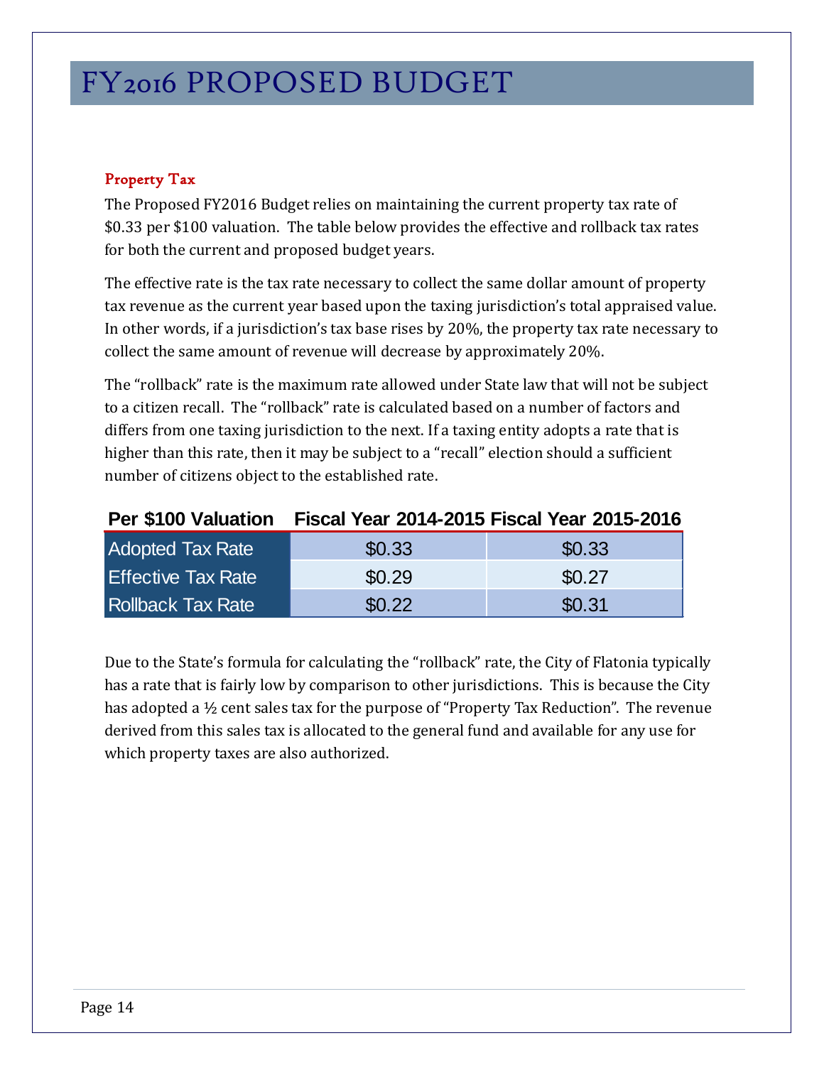# FY2016 PROPOSED BUDGET

### Property Tax

The Proposed FY2016 Budget relies on maintaining the current property tax rate of $0.33 per $100 valuation. The table below provides the effective and rollback tax rates for both the current and proposed budget years.

The effective rate is the tax rate necessary to collect the same dollar amount of property tax revenue as the current year based upon the taxing jurisdiction's total appraised value. In other words, if a jurisdiction's tax base rises by 20%, the property tax rate necessary to collect the same amount of revenue will decrease by approximately 20%.

The "rollback" rate is the maximum rate allowed under State law that will not be subject to a citizen recall. The "rollback" rate is calculated based on a number of factors and differs from one taxing jurisdiction to the next. If a taxing entity adopts a rate that is higher than this rate, then it may be subject to a "recall" election should a sufficient number of citizens object to the established rate.

| Per $100 Valuation | Fiscal Year 2014-2015 | Fiscal Year 2015-2016 |
|---|---|---|
| Adopted Tax Rate | $0.33 | $0.33 |
| Effective Tax Rate | $0.29 | $0.27 |
| Rollback Tax Rate | $0.22 | $0.31 |

Due to the State's formula for calculating the "rollback" rate, the City of Flatonia typically has a rate that is fairly low by comparison to other jurisdictions. This is because the City has adopted a ½ cent sales tax for the purpose of "Property Tax Reduction". The revenue derived from this sales tax is allocated to the general fund and available for any use for which property taxes are also authorized.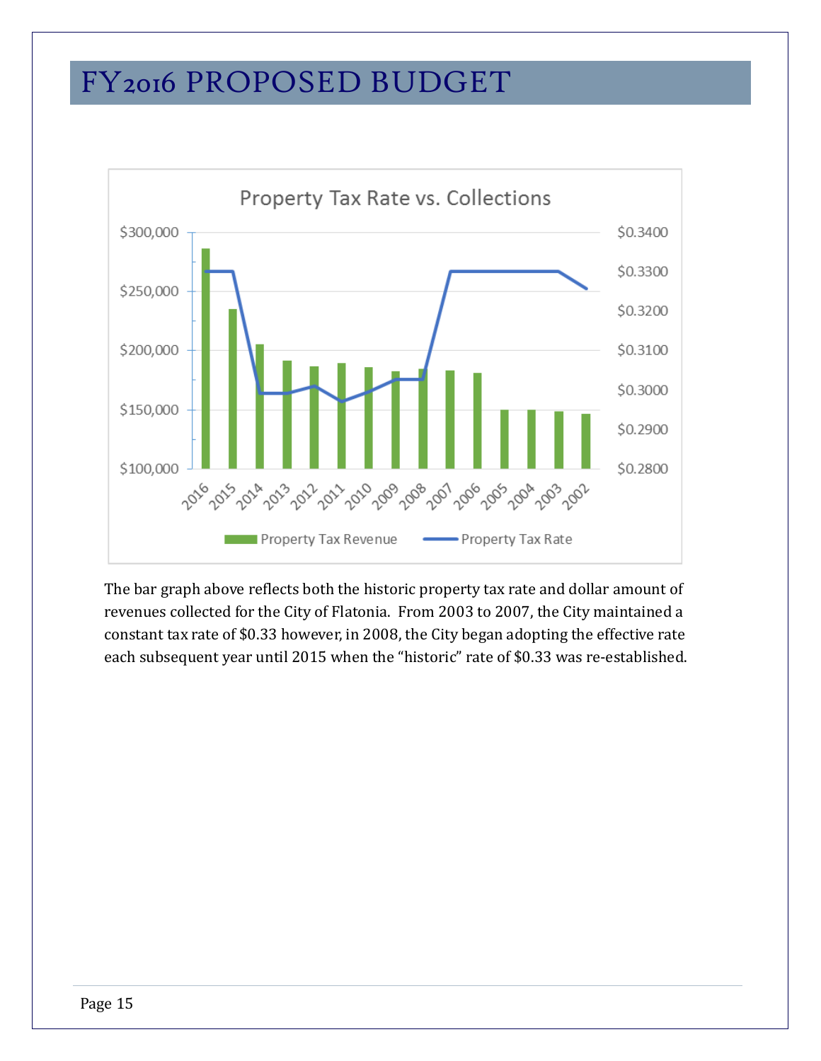# FY2016 PROPOSED BUDGET

The bar graph above reflects both the historic property tax rate and dollar amount of revenues collected for the City of Flatonia. From 2003 to 2007, the City maintained a constant tax rate of $0.33 however, in 2008, the City began adopting the effective rate each subsequent year until 2015 when the "historic" rate of $0.33 was re-established.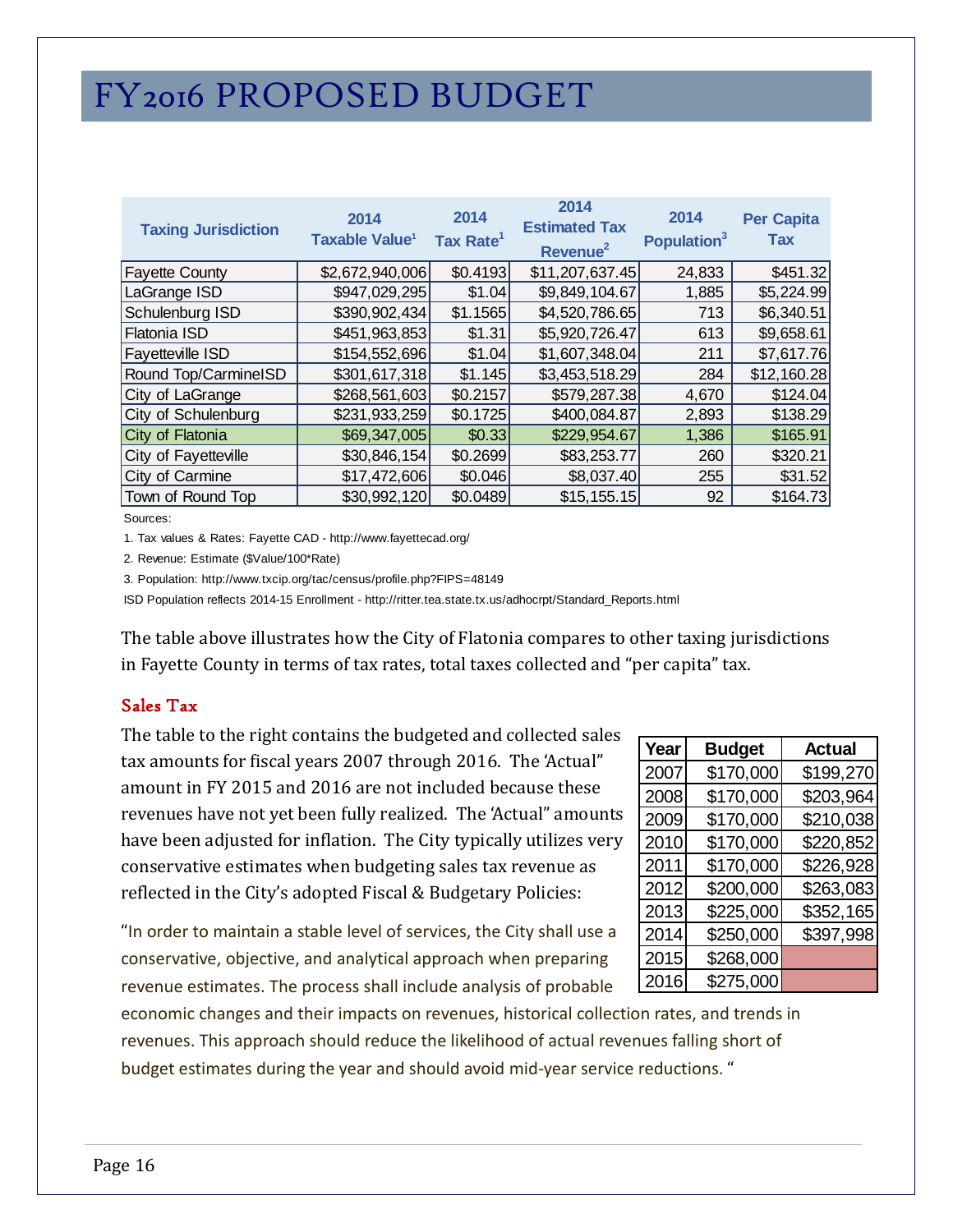# FY2016 PROPOSED BUDGET

| Taxing Jurisdiction | 2014 Taxable Value[1] | 2014 Tax Rate[1] | 2014 Estimated Tax Revenue[2] | 2014 Population[3] | Per Capita Tax |
|---|---|---|---|---|---|
| Fayette County | $2,672,940,006 | $0.4193 | $11,207,637.45 | 24,833 | $451.32 |
| LaGrange ISD | $947,029,295 | $1.04 | $9,849,104.67 | 1,885 | $5,224.99 |
| Schulenburg ISD | $390,902,434 | $1.1565 | $4,520,786.65 | 713 | $6,340.51 |
| Flatonia ISD | $451,963,853 | $1.31 | $5,920,726.47 | 613 | $9,658.61 |
| Fayetteville ISD | $154,552,696 | $1.04 | $1,607,348.04 | 211 | $7,617.76 |
| Round Top/CarmineISD | $301,617,318 | $1.145 | $3,453,518.29 | 284 | $12,160.28 |
| City of LaGrange | $268,561,603 | $0.2157 | $579,287.38 | 4,670 | $124.04 |
| City of Schulenburg | $231,933,259 | $0.1725 | $400,084.87 | 2,893 | $138.29 |
| City of Flatonia | $69,347,005 | $0.33 | $229,954.67 | 1,386 | $165.91 |
| City of Fayetteville | $30,846,154 | $0.2699 | $83,253.77 | 260 | $320.21 |
| City of Carmine | $17,472,606 | $0.046 | $8,037.40 | 255 | $31.52 |
| Town of Round Top | $30,992,120 | $0.0489 | $15,155.15 | 92 | $164.73 |

Sources:

1. Tax values & Rates: Fayette CAD - http://www.fayettecad.org/

2. Revenue: Estimate ($Value/100*Rate)

3. Population: http://www.txcip.org/tac/census/profile.php?FIPS=48149

ISD Population reflects 2014-15 Enrollment - http://ritter.tea.state.tx.us/adhocrpt/Standard_Reports.html

The table above illustrates how the City of Flatonia compares to other taxing jurisdictions in Fayette County in terms of tax rates, total taxes collected and "per capita" tax.

## Sales Tax

The table to the right contains the budgeted and collected sales tax amounts for fiscal years 2007 through 2016. The 'Actual" amount in FY 2015 and 2016 are not included because these revenues have not yet been fully realized. The 'Actual" amounts have been adjusted for inflation. The City typically utilizes very conservative estimates when budgeting sales tax revenue as reflected in the City's adopted Fiscal & Budgetary Policies:

| Year | Budget | Actual |
|---|---|---|
| 2007 | $170,000 | $199,270 |
| 2008 | $170,000 | $203,964 |
| 2009 | $170,000 | $210,038 |
| 2010 | $170,000 | $220,852 |
| 2011 | $170,000 | $226,928 |
| 2012 | $200,000 | $263,083 |
| 2013 | $225,000 | $352,165 |
| 2014 | $250,000 | $397,998 |
| 2015 | $268,000 | |
| 2016 | $275,000 | |

"In order to maintain a stable level of services, the City shall use a conservative, objective, and analytical approach when preparing revenue estimates. The process shall include analysis of probable economic changes and their impacts on revenues, historical collection rates, and trends in revenues. This approach should reduce the likelihood of actual revenues falling short of budget estimates during the year and should avoid mid-year service reductions. "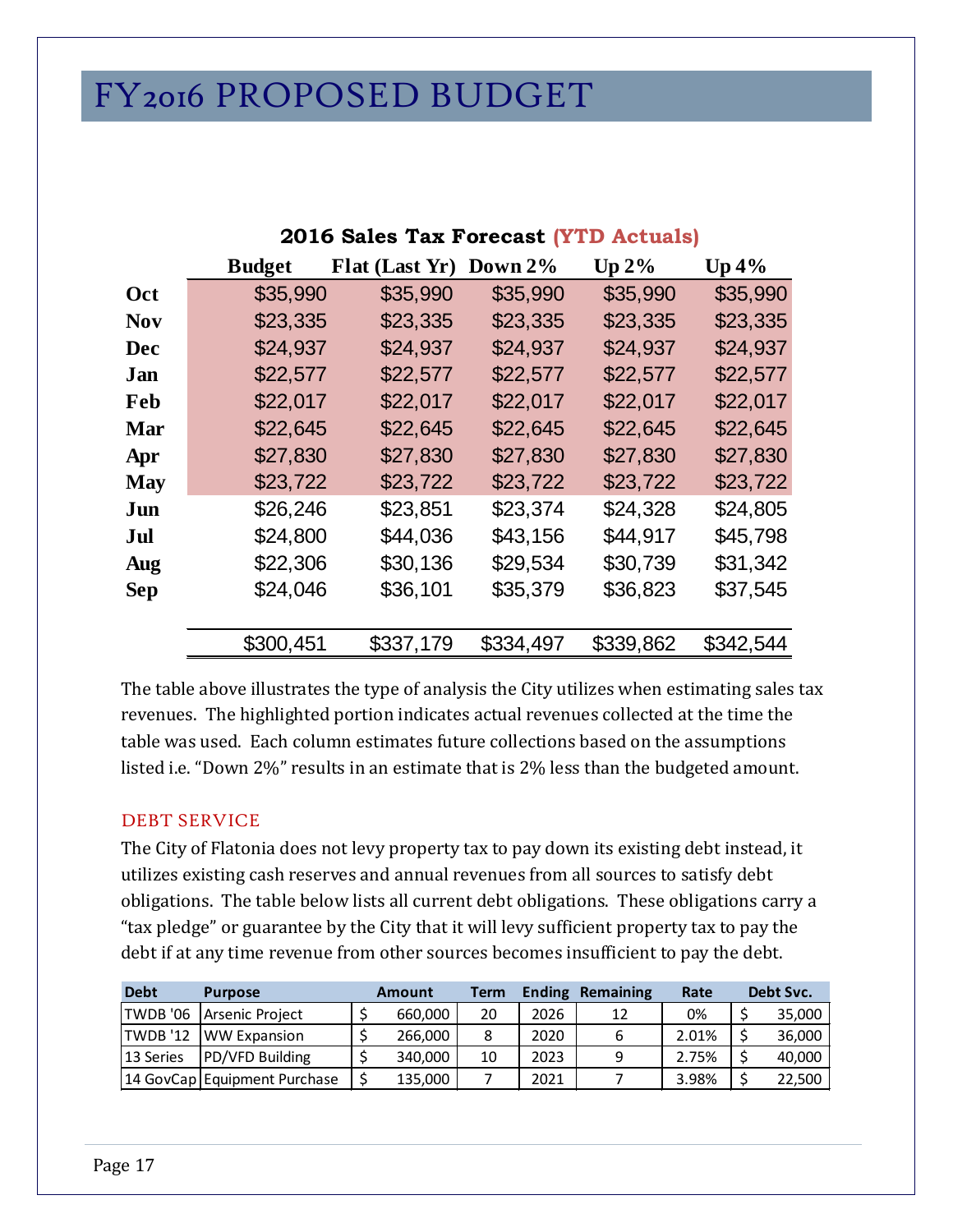# FY2016 PROPOSED BUDGET

**2016 Sales Tax Forecast (YTD Actuals)**

| | Budget | Flat (Last Yr) | Down 2% | Up 2% | Up 4% |
|---|---|---|---|---|---|
| **Oct** | $35,990 | $35,990 | $35,990 | $35,990 | $35,990 |
| **Nov** | $23,335 | $23,335 | $23,335 | $23,335 | $23,335 |
| **Dec** | $24,937 | $24,937 | $24,937 | $24,937 | $24,937 |
| **Jan** | $22,577 | $22,577 | $22,577 | $22,577 | $22,577 |
| **Feb** | $22,017 | $22,017 | $22,017 | $22,017 | $22,017 |
| **Mar** | $22,645 | $22,645 | $22,645 | $22,645 | $22,645 |
| **Apr** | $27,830 | $27,830 | $27,830 | $27,830 | $27,830 |
| **May** | $23,722 | $23,722 | $23,722 | $23,722 | $23,722 |
| **Jun** | $26,246 | $23,851 | $23,374 | $24,328 | $24,805 |
| **Jul** | $24,800 | $44,036 | $43,156 | $44,917 | $45,798 |
| **Aug** | $22,306 | $30,136 | $29,534 | $30,739 | $31,342 |
| **Sep** | $24,046 | $36,101 | $35,379 | $36,823 | $37,545 |
| | $300,451 | $337,179 | $334,497 | $339,862 | $342,544 |

The table above illustrates the type of analysis the City utilizes when estimating sales tax revenues. The highlighted portion indicates actual revenues collected at the time the table was used. Each column estimates future collections based on the assumptions listed i.e. "Down 2%" results in an estimate that is 2% less than the budgeted amount.

## DEBT SERVICE

The City of Flatonia does not levy property tax to pay down its existing debt instead, it utilizes existing cash reserves and annual revenues from all sources to satisfy debt obligations. The table below lists all current debt obligations. These obligations carry a "tax pledge" or guarantee by the City that it will levy sufficient property tax to pay the debt if at any time revenue from other sources becomes insufficient to pay the debt.

| Debt | Purpose | Amount | Term | Ending | Remaining | Rate | Debt Svc. |
|---|---|---|---|---|---|---|---|
| TWDB '06 | Arsenic Project | $ 660,000 | 20 | 2026 | 12 | 0% | $ 35,000 |
| TWDB '12 | WW Expansion | $ 266,000 | 8 | 2020 | 6 | 2.01% | $ 36,000 |
| 13 Series | PD/VFD Building | $ 340,000 | 10 | 2023 | 9 | 2.75% | $ 40,000 |
| 14 GovCap | Equipment Purchase | $ 135,000 | 7 | 2021 | 7 | 3.98% | $ 22,500 |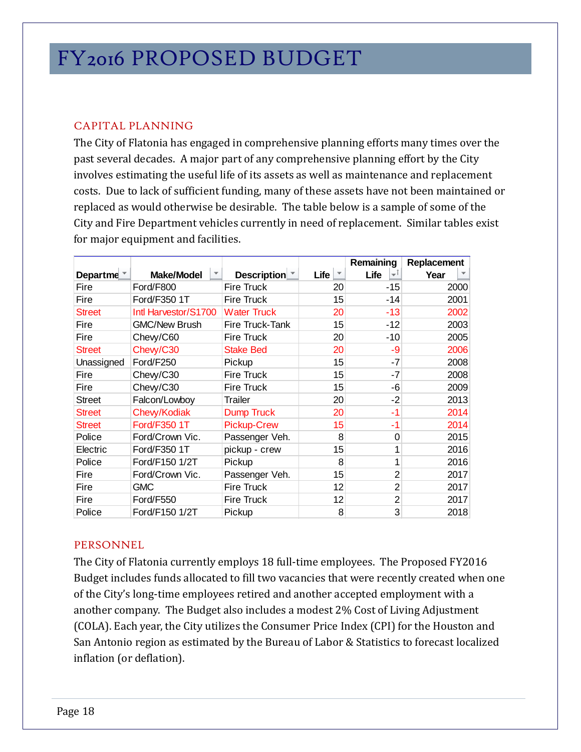# FY2016 PROPOSED BUDGET

## CAPITAL PLANNING

The City of Flatonia has engaged in comprehensive planning efforts many times over the past several decades. A major part of any comprehensive planning effort by the City involves estimating the useful life of its assets as well as maintenance and replacement costs. Due to lack of sufficient funding, many of these assets have not been maintained or replaced as would otherwise be desirable. The table below is a sample of some of the City and Fire Department vehicles currently in need of replacement. Similar tables exist for major equipment and facilities.

| Departme | Make/Model | Description | Life | Remaining Life | Replacement Year |
|---|---|---|---|---|---|
| Fire | Ford/F800 | Fire Truck | 20 | -15 | 2000 |
| Fire | Ford/F350 1T | Fire Truck | 15 | -14 | 2001 |
| Street | Intl Harvestor/S1700 | Water Truck | 20 | -13 | 2002 |
| Fire | GMC/New Brush | Fire Truck-Tank | 15 | -12 | 2003 |
| Fire | Chevy/C60 | Fire Truck | 20 | -10 | 2005 |
| Street | Chevy/C30 | Stake Bed | 20 | -9 | 2006 |
| Unassigned | Ford/F250 | Pickup | 15 | -7 | 2008 |
| Fire | Chevy/C30 | Fire Truck | 15 | -7 | 2008 |
| Fire | Chevy/C30 | Fire Truck | 15 | -6 | 2009 |
| Street | Falcon/Lowboy | Trailer | 20 | -2 | 2013 |
| Street | Chevy/Kodiak | Dump Truck | 20 | -1 | 2014 |
| Street | Ford/F350 1T | Pickup-Crew | 15 | -1 | 2014 |
| Police | Ford/Crown Vic. | Passenger Veh. | 8 | 0 | 2015 |
| Electric | Ford/F350 1T | pickup - crew | 15 | 1 | 2016 |
| Police | Ford/F150 1/2T | Pickup | 8 | 1 | 2016 |
| Fire | Ford/Crown Vic. | Passenger Veh. | 15 | 2 | 2017 |
| Fire | GMC | Fire Truck | 12 | 2 | 2017 |
| Fire | Ford/F550 | Fire Truck | 12 | 2 | 2017 |
| Police | Ford/F150 1/2T | Pickup | 8 | 3 | 2018 |

## PERSONNEL

The City of Flatonia currently employs 18 full-time employees. The Proposed FY2016 Budget includes funds allocated to fill two vacancies that were recently created when one of the City's long-time employees retired and another accepted employment with a another company. The Budget also includes a modest 2% Cost of Living Adjustment (COLA). Each year, the City utilizes the Consumer Price Index (CPI) for the Houston and San Antonio region as estimated by the Bureau of Labor & Statistics to forecast localized inflation (or deflation).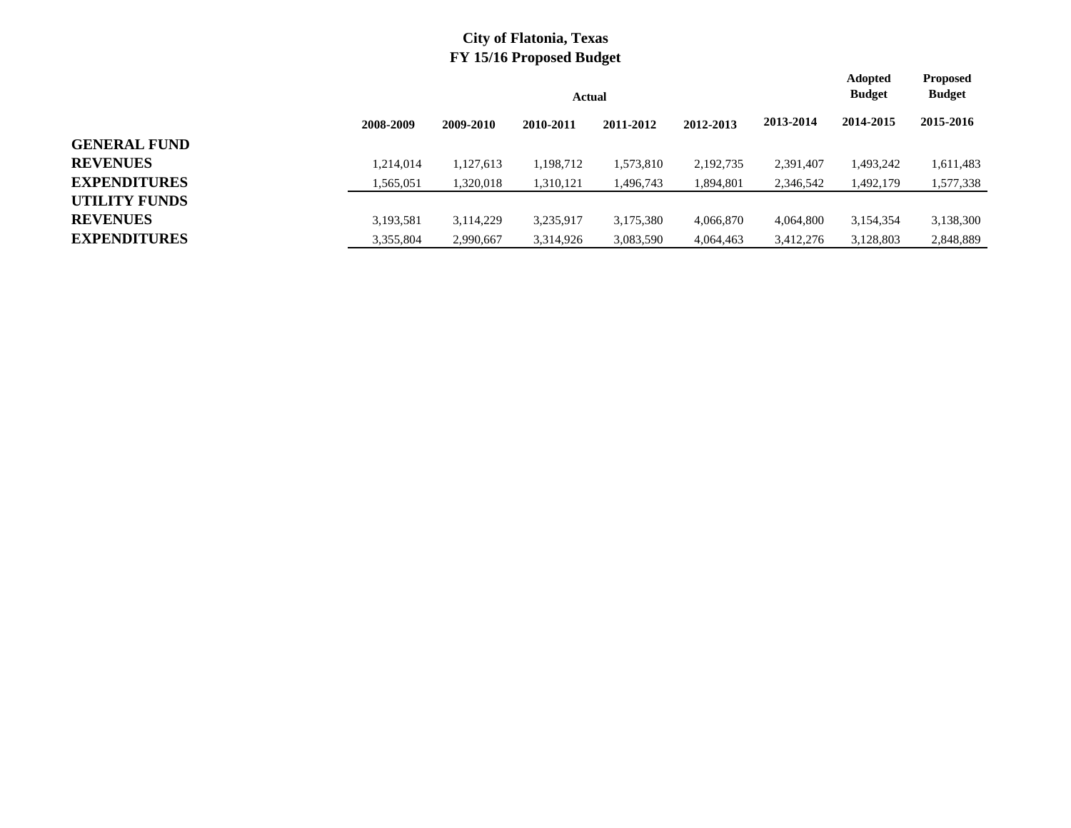# City of Flatonia, Texas
## FY 15/16 Proposed Budget

| | Actual | | | | | | Adopted Budget | Proposed Budget |
|---|---|---|---|---|---|---|---|---|
| | 2008-2009 | 2009-2010 | 2010-2011 | 2011-2012 | 2012-2013 | 2013-2014 | 2014-2015 | 2015-2016 |
| **GENERAL FUND** | | | | | | | | |
| **REVENUES** | 1,214,014 | 1,127,613 | 1,198,712 | 1,573,810 | 2,192,735 | 2,391,407 | 1,493,242 | 1,611,483 |
| **EXPENDITURES** | 1,565,051 | 1,320,018 | 1,310,121 | 1,496,743 | 1,894,801 | 2,346,542 | 1,492,179 | 1,577,338 |
| **UTILITY FUNDS** | | | | | | | | |
| **REVENUES** | 3,193,581 | 3,114,229 | 3,235,917 | 3,175,380 | 4,066,870 | 4,064,800 | 3,154,354 | 3,138,300 |
| **EXPENDITURES** | 3,355,804 | 2,990,667 | 3,314,926 | 3,083,590 | 4,064,463 | 3,412,276 | 3,128,803 | 2,848,889 |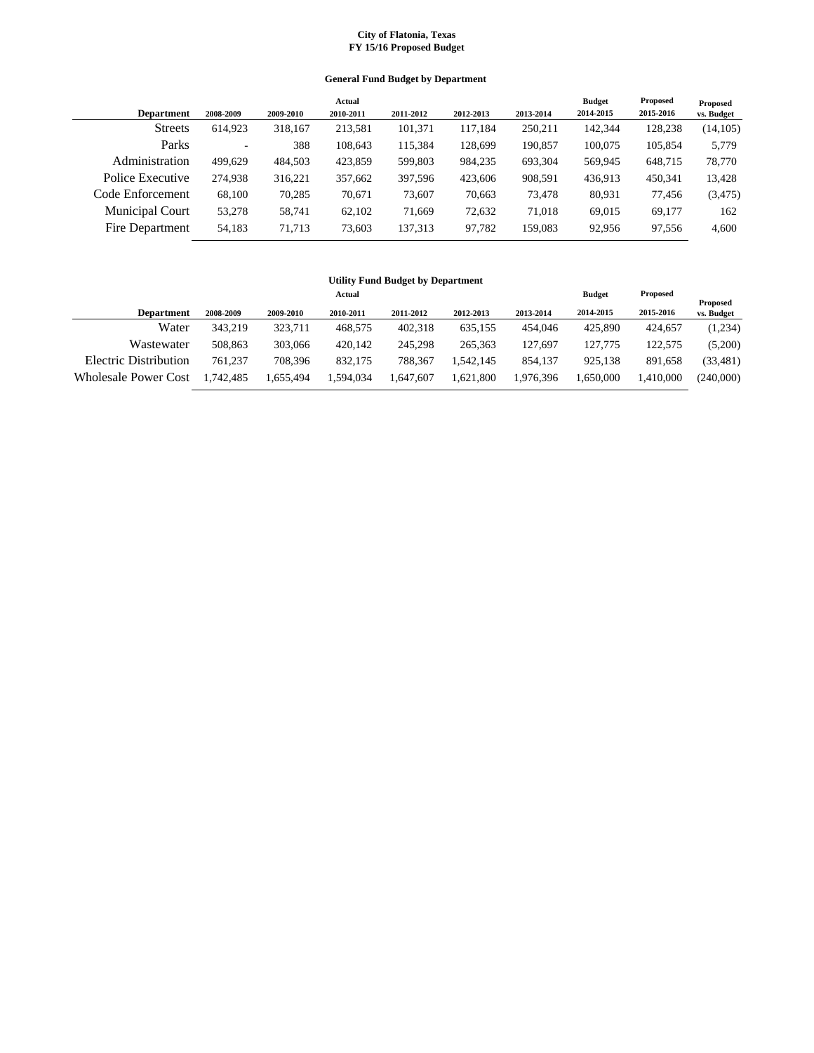**City of Flatonia, Texas**
**FY 15/16 Proposed Budget**

### General Fund Budget by Department

| Department | Actual 2008-2009 | 2009-2010 | 2010-2011 | 2011-2012 | 2012-2013 | 2013-2014 | Budget 2014-2015 | Proposed 2015-2016 | Proposed vs. Budget |
|---|---|---|---|---|---|---|---|---|---|
| Streets | 614,923 | 318,167 | 213,581 | 101,371 | 117,184 | 250,211 | 142,344 | 128,238 | (14,105) |
| Parks | - | 388 | 108,643 | 115,384 | 128,699 | 190,857 | 100,075 | 105,854 | 5,779 |
| Administration | 499,629 | 484,503 | 423,859 | 599,803 | 984,235 | 693,304 | 569,945 | 648,715 | 78,770 |
| Police Executive | 274,938 | 316,221 | 357,662 | 397,596 | 423,606 | 908,591 | 436,913 | 450,341 | 13,428 |
| Code Enforcement | 68,100 | 70,285 | 70,671 | 73,607 | 70,663 | 73,478 | 80,931 | 77,456 | (3,475) |
| Municipal Court | 53,278 | 58,741 | 62,102 | 71,669 | 72,632 | 71,018 | 69,015 | 69,177 | 162 |
| Fire Department | 54,183 | 71,713 | 73,603 | 137,313 | 97,782 | 159,083 | 92,956 | 97,556 | 4,600 |

### Utility Fund Budget by Department

| Department | Actual 2008-2009 | 2009-2010 | 2010-2011 | 2011-2012 | 2012-2013 | 2013-2014 | Budget 2014-2015 | Proposed 2015-2016 | Proposed vs. Budget |
|---|---|---|---|---|---|---|---|---|---|
| Water | 343,219 | 323,711 | 468,575 | 402,318 | 635,155 | 454,046 | 425,890 | 424,657 | (1,234) |
| Wastewater | 508,863 | 303,066 | 420,142 | 245,298 | 265,363 | 127,697 | 127,775 | 122,575 | (5,200) |
| Electric Distribution | 761,237 | 708,396 | 832,175 | 788,367 | 1,542,145 | 854,137 | 925,138 | 891,658 | (33,481) |
| Wholesale Power Cost | 1,742,485 | 1,655,494 | 1,594,034 | 1,647,607 | 1,621,800 | 1,976,396 | 1,650,000 | 1,410,000 | (240,000) |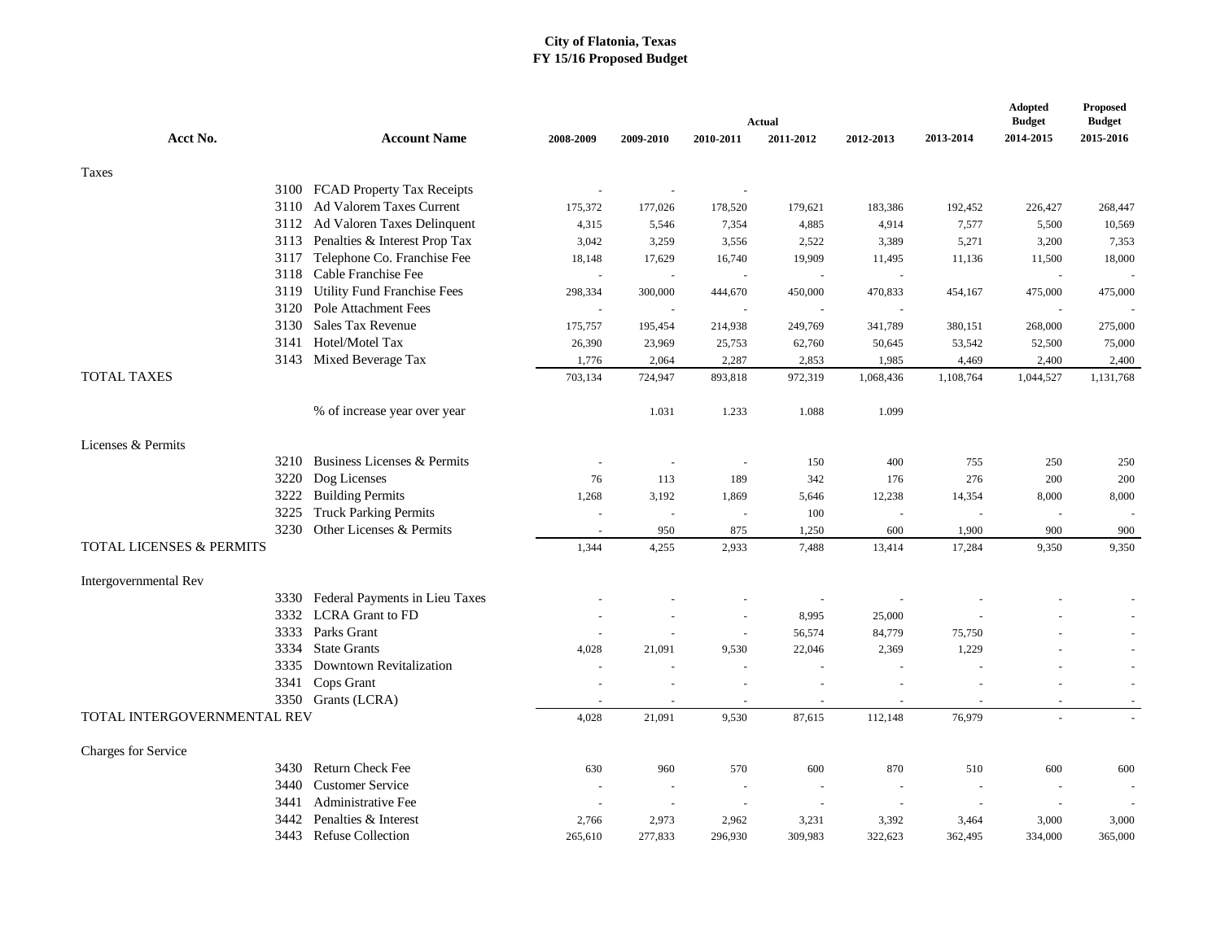**City of Flatonia, Texas**
**FY 15/16 Proposed Budget**

| Acct No. | Account Name | Actual 2008-2009 | Actual 2009-2010 | Actual 2010-2011 | Actual 2011-2012 | Actual 2012-2013 | Actual 2013-2014 | Adopted Budget 2014-2015 | Proposed Budget 2015-2016 |
|---|---|---|---|---|---|---|---|---|---|
| Taxes | | | | | | | | | |
| 3100 | FCAD Property Tax Receipts | - | - | - | | | | | |
| 3110 | Ad Valorem Taxes Current | 175,372 | 177,026 | 178,520 | 179,621 | 183,386 | 192,452 | 226,427 | 268,447 |
| 3112 | Ad Valoren Taxes Delinquent | 4,315 | 5,546 | 7,354 | 4,885 | 4,914 | 7,577 | 5,500 | 10,569 |
| 3113 | Penalties & Interest Prop Tax | 3,042 | 3,259 | 3,556 | 2,522 | 3,389 | 5,271 | 3,200 | 7,353 |
| 3117 | Telephone Co. Franchise Fee | 18,148 | 17,629 | 16,740 | 19,909 | 11,495 | 11,136 | 11,500 | 18,000 |
| 3118 | Cable Franchise Fee | - | - | - | - | - | | - | - |
| 3119 | Utility Fund Franchise Fees | 298,334 | 300,000 | 444,670 | 450,000 | 470,833 | 454,167 | 475,000 | 475,000 |
| 3120 | Pole Attachment Fees | - | - | - | - | - | | - | - |
| 3130 | Sales Tax Revenue | 175,757 | 195,454 | 214,938 | 249,769 | 341,789 | 380,151 | 268,000 | 275,000 |
| 3141 | Hotel/Motel Tax | 26,390 | 23,969 | 25,753 | 62,760 | 50,645 | 53,542 | 52,500 | 75,000 |
| 3143 | Mixed Beverage Tax | 1,776 | 2,064 | 2,287 | 2,853 | 1,985 | 4,469 | 2,400 | 2,400 |
| TOTAL TAXES | | 703,134 | 724,947 | 893,818 | 972,319 | 1,068,436 | 1,108,764 | 1,044,527 | 1,131,768 |
| | % of increase year over year | | 1.031 | 1.233 | 1.088 | 1.099 | | | |
| Licenses & Permits | | | | | | | | | |
| 3210 | Business Licenses & Permits | - | - | - | 150 | 400 | 755 | 250 | 250 |
| 3220 | Dog Licenses | 76 | 113 | 189 | 342 | 176 | 276 | 200 | 200 |
| 3222 | Building Permits | 1,268 | 3,192 | 1,869 | 5,646 | 12,238 | 14,354 | 8,000 | 8,000 |
| 3225 | Truck Parking Permits | - | - | - | 100 | - | - | - | - |
| 3230 | Other Licenses & Permits | - | 950 | 875 | 1,250 | 600 | 1,900 | 900 | 900 |
| TOTAL LICENSES & PERMITS | | 1,344 | 4,255 | 2,933 | 7,488 | 13,414 | 17,284 | 9,350 | 9,350 |
| Intergovernmental Rev | | | | | | | | | |
| 3330 | Federal Payments in Lieu Taxes | - | - | - | - | - | - | - | - |
| 3332 | LCRA Grant to FD | - | - | - | 8,995 | 25,000 | - | - | - |
| 3333 | Parks Grant | - | - | - | 56,574 | 84,779 | 75,750 | - | - |
| 3334 | State Grants | 4,028 | 21,091 | 9,530 | 22,046 | 2,369 | 1,229 | - | - |
| 3335 | Downtown Revitalization | - | - | - | - | - | - | - | - |
| 3341 | Cops Grant | - | - | - | - | - | - | - | - |
| 3350 | Grants (LCRA) | - | - | - | - | - | - | - | - |
| TOTAL INTERGOVERNMENTAL REV | | 4,028 | 21,091 | 9,530 | 87,615 | 112,148 | 76,979 | - | - |
| Charges for Service | | | | | | | | | |
| 3430 | Return Check Fee | 630 | 960 | 570 | 600 | 870 | 510 | 600 | 600 |
| 3440 | Customer Service | - | - | - | - | - | - | - | - |
| 3441 | Administrative Fee | - | - | - | - | - | - | - | - |
| 3442 | Penalties & Interest | 2,766 | 2,973 | 2,962 | 3,231 | 3,392 | 3,464 | 3,000 | 3,000 |
| 3443 | Refuse Collection | 265,610 | 277,833 | 296,930 | 309,983 | 322,623 | 362,495 | 334,000 | 365,000 |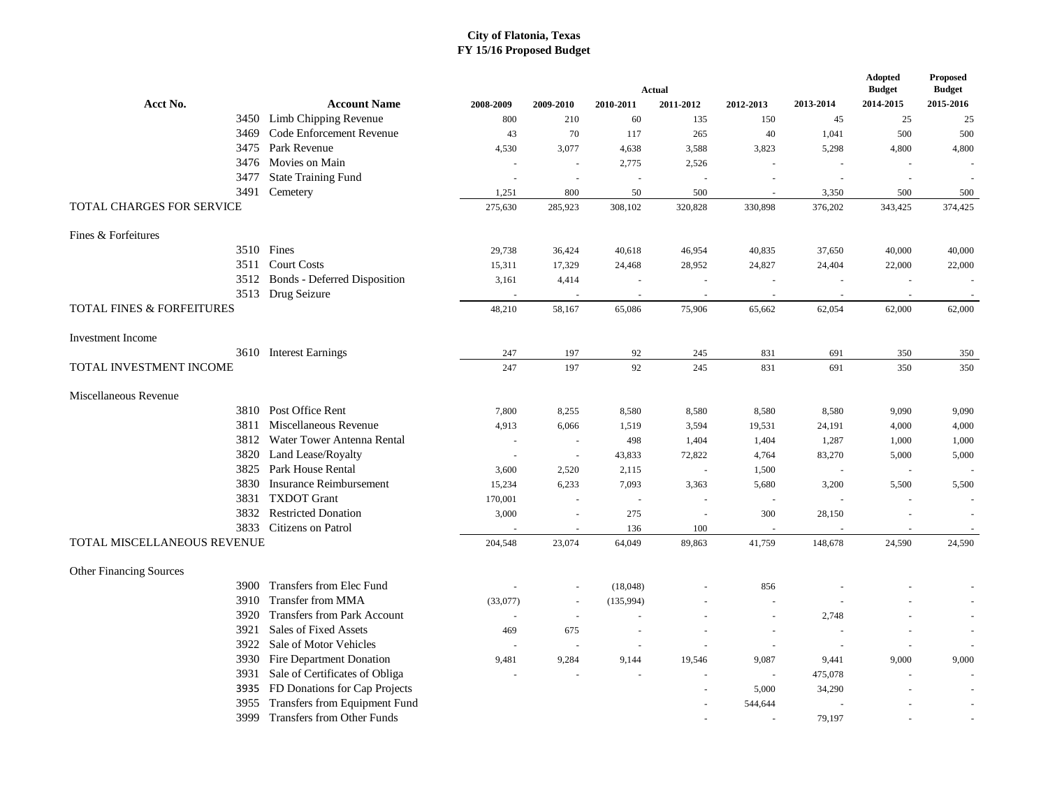# City of Flatonia, Texas
## FY 15/16 Proposed Budget

| Acct No. | Account Name | Actual 2008-2009 | 2009-2010 | 2010-2011 | 2011-2012 | 2012-2013 | 2013-2014 | Adopted Budget 2014-2015 | Proposed Budget 2015-2016 |
|---|---|---|---|---|---|---|---|---|---|
| 3450 | Limb Chipping Revenue | 800 | 210 | 60 | 135 | 150 | 45 | 25 | 25 |
| 3469 | Code Enforcement Revenue | 43 | 70 | 117 | 265 | 40 | 1,041 | 500 | 500 |
| 3475 | Park Revenue | 4,530 | 3,077 | 4,638 | 3,588 | 3,823 | 5,298 | 4,800 | 4,800 |
| 3476 | Movies on Main | - | - | 2,775 | 2,526 | - | - | - | - |
| 3477 | State Training Fund | - | - | - | - | - | - | - | - |
| 3491 | Cemetery | 1,251 | 800 | 50 | 500 | - | 3,350 | 500 | 500 |
| TOTAL CHARGES FOR SERVICE | | 275,630 | 285,923 | 308,102 | 320,828 | 330,898 | 376,202 | 343,425 | 374,425 |
| Fines & Forfeitures | | | | | | | | | |
| 3510 | Fines | 29,738 | 36,424 | 40,618 | 46,954 | 40,835 | 37,650 | 40,000 | 40,000 |
| 3511 | Court Costs | 15,311 | 17,329 | 24,468 | 28,952 | 24,827 | 24,404 | 22,000 | 22,000 |
| 3512 | Bonds - Deferred Disposition | 3,161 | 4,414 | - | - | - | - | - | - |
| 3513 | Drug Seizure | - | - | - | - | - | - | - | - |
| TOTAL FINES & FORFEITURES | | 48,210 | 58,167 | 65,086 | 75,906 | 65,662 | 62,054 | 62,000 | 62,000 |
| Investment Income | | | | | | | | | |
| 3610 | Interest Earnings | 247 | 197 | 92 | 245 | 831 | 691 | 350 | 350 |
| TOTAL INVESTMENT INCOME | | 247 | 197 | 92 | 245 | 831 | 691 | 350 | 350 |
| Miscellaneous Revenue | | | | | | | | | |
| 3810 | Post Office Rent | 7,800 | 8,255 | 8,580 | 8,580 | 8,580 | 8,580 | 9,090 | 9,090 |
| 3811 | Miscellaneous Revenue | 4,913 | 6,066 | 1,519 | 3,594 | 19,531 | 24,191 | 4,000 | 4,000 |
| 3812 | Water Tower Antenna Rental | - | - | 498 | 1,404 | 1,404 | 1,287 | 1,000 | 1,000 |
| 3820 | Land Lease/Royalty | - | - | 43,833 | 72,822 | 4,764 | 83,270 | 5,000 | 5,000 |
| 3825 | Park House Rental | 3,600 | 2,520 | 2,115 | - | 1,500 | - | - | - |
| 3830 | Insurance Reimbursement | 15,234 | 6,233 | 7,093 | 3,363 | 5,680 | 3,200 | 5,500 | 5,500 |
| 3831 | TXDOT Grant | 170,001 | - | - | - | - | - | - | - |
| 3832 | Restricted Donation | 3,000 | - | 275 | - | 300 | 28,150 | - | - |
| 3833 | Citizens on Patrol | - | - | 136 | 100 | - | - | - | - |
| TOTAL MISCELLANEOUS REVENUE | | 204,548 | 23,074 | 64,049 | 89,863 | 41,759 | 148,678 | 24,590 | 24,590 |
| Other Financing Sources | | | | | | | | | |
| 3900 | Transfers from Elec Fund | - | - | (18,048) | - | 856 | - | - | - |
| 3910 | Transfer from MMA | (33,077) | - | (135,994) | - | - | - | - | - |
| 3920 | Transfers from Park Account | - | - | - | - | - | 2,748 | - | - |
| 3921 | Sales of Fixed Assets | 469 | 675 | - | - | - | - | - | - |
| 3922 | Sale of Motor Vehicles | - | - | - | - | - | - | - | - |
| 3930 | Fire Department Donation | 9,481 | 9,284 | 9,144 | 19,546 | 9,087 | 9,441 | 9,000 | 9,000 |
| 3931 | Sale of Certificates of Obliga | - | - | - | - | - | 475,078 | - | - |
| 3935 | FD Donations for Cap Projects | | | | - | 5,000 | 34,290 | - | - |
| 3955 | Transfers from Equipment Fund | | | | - | 544,644 | - | - | - |
| 3999 | Transfers from Other Funds | | | | - | - | 79,197 | - | - |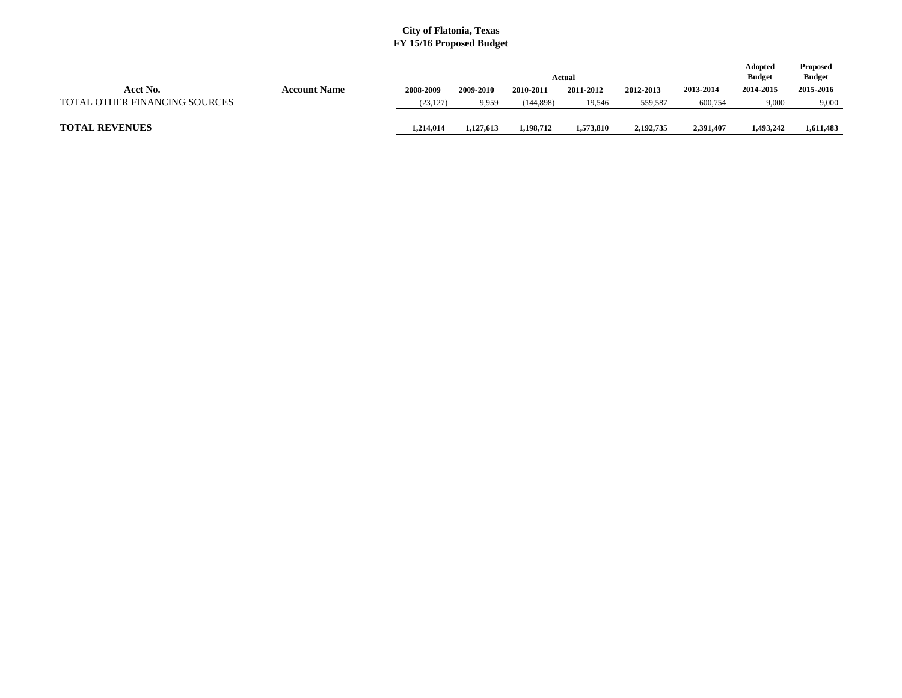**City of Flatonia, Texas**
**FY 15/16 Proposed Budget**

| Acct No. | Account Name | Actual 2008-2009 | Actual 2009-2010 | Actual 2010-2011 | Actual 2011-2012 | Actual 2012-2013 | Actual 2013-2014 | Adopted Budget 2014-2015 | Proposed Budget 2015-2016 |
|---|---|---|---|---|---|---|---|---|---|
| TOTAL OTHER FINANCING SOURCES | | (23,127) | 9,959 | (144,898) | 19,546 | 559,587 | 600,754 | 9,000 | 9,000 |
| **TOTAL REVENUES** | | **1,214,014** | **1,127,613** | **1,198,712** | **1,573,810** | **2,192,735** | **2,391,407** | **1,493,242** | **1,611,483** |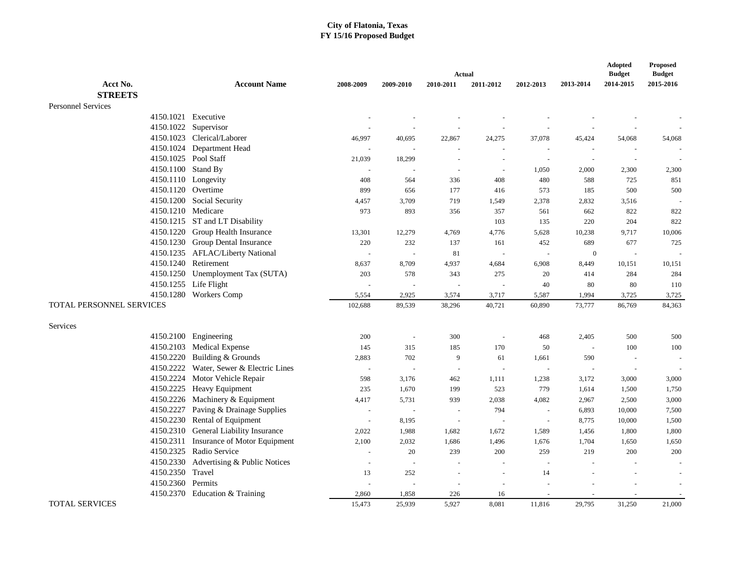**City of Flatonia, Texas**
**FY 15/16 Proposed Budget**

| Acct No. | Account Name | Actual 2008-2009 | Actual 2009-2010 | Actual 2010-2011 | Actual 2011-2012 | Actual 2012-2013 | Actual 2013-2014 | Adopted Budget 2014-2015 | Proposed Budget 2015-2016 |
|---|---|---|---|---|---|---|---|---|---|
| **STREETS** | | | | | | | | | |
| Personnel Services | | | | | | | | | |
| 4150.1021 | Executive | - | - | - | - | - | - | - | - |
| 4150.1022 | Supervisor | - | - | - | - | - | - | - | - |
| 4150.1023 | Clerical/Laborer | 46,997 | 40,695 | 22,867 | 24,275 | 37,078 | 45,424 | 54,068 | 54,068 |
| 4150.1024 | Department Head | - | - | - | - | - | - | - | - |
| 4150.1025 | Pool Staff | 21,039 | 18,299 | - | - | - | - | - | - |
| 4150.1100 | Stand By | - | - | - | - | 1,050 | 2,000 | 2,300 | 2,300 |
| 4150.1110 | Longevity | 408 | 564 | 336 | 408 | 480 | 588 | 725 | 851 |
| 4150.1120 | Overtime | 899 | 656 | 177 | 416 | 573 | 185 | 500 | 500 |
| 4150.1200 | Social Security | 4,457 | 3,709 | 719 | 1,549 | 2,378 | 2,832 | 3,516 | - |
| 4150.1210 | Medicare | 973 | 893 | 356 | 357 | 561 | 662 | 822 | 822 |
| 4150.1215 | ST and LT Disability | | | | 103 | 135 | 220 | 204 | 822 |
| 4150.1220 | Group Health Insurance | 13,301 | 12,279 | 4,769 | 4,776 | 5,628 | 10,238 | 9,717 | 10,006 |
| 4150.1230 | Group Dental Insurance | 220 | 232 | 137 | 161 | 452 | 689 | 677 | 725 |
| 4150.1235 | AFLAC/Liberty National | - | - | 81 | - | - | 0 | - | - |
| 4150.1240 | Retirement | 8,637 | 8,709 | 4,937 | 4,684 | 6,908 | 8,449 | 10,151 | 10,151 |
| 4150.1250 | Unemployment Tax (SUTA) | 203 | 578 | 343 | 275 | 20 | 414 | 284 | 284 |
| 4150.1255 | Life Flight | - | - | - | - | 40 | 80 | 80 | 110 |
| 4150.1280 | Workers Comp | 5,554 | 2,925 | 3,574 | 3,717 | 5,587 | 1,994 | 3,725 | 3,725 |
| TOTAL PERSONNEL SERVICES | | 102,688 | 89,539 | 38,296 | 40,721 | 60,890 | 73,777 | 86,769 | 84,363 |
| Services | | | | | | | | | |
| 4150.2100 | Engineering | 200 | - | 300 | - | 468 | 2,405 | 500 | 500 |
| 4150.2103 | Medical Expense | 145 | 315 | 185 | 170 | 50 | - | 100 | 100 |
| 4150.2220 | Building & Grounds | 2,883 | 702 | 9 | 61 | 1,661 | 590 | - | - |
| 4150.2222 | Water, Sewer & Electric Lines | - | - | - | - | - | - | - | - |
| 4150.2224 | Motor Vehicle Repair | 598 | 3,176 | 462 | 1,111 | 1,238 | 3,172 | 3,000 | 3,000 |
| 4150.2225 | Heavy Equipment | 235 | 1,670 | 199 | 523 | 779 | 1,614 | 1,500 | 1,750 |
| 4150.2226 | Machinery & Equipment | 4,417 | 5,731 | 939 | 2,038 | 4,082 | 2,967 | 2,500 | 3,000 |
| 4150.2227 | Paving & Drainage Supplies | - | - | - | 794 | - | 6,893 | 10,000 | 7,500 |
| 4150.2230 | Rental of Equipment | - | 8,195 | - | - | - | 8,775 | 10,000 | 1,500 |
| 4150.2310 | General Liability Insurance | 2,022 | 1,988 | 1,682 | 1,672 | 1,589 | 1,456 | 1,800 | 1,800 |
| 4150.2311 | Insurance of Motor Equipment | 2,100 | 2,032 | 1,686 | 1,496 | 1,676 | 1,704 | 1,650 | 1,650 |
| 4150.2325 | Radio Service | - | 20 | 239 | 200 | 259 | 219 | 200 | 200 |
| 4150.2330 | Advertising & Public Notices | - | - | - | - | - | - | - | - |
| 4150.2350 | Travel | 13 | 252 | - | - | 14 | - | - | - |
| 4150.2360 | Permits | - | - | - | - | - | - | - | - |
| 4150.2370 | Education & Training | 2,860 | 1,858 | 226 | 16 | - | - | - | - |
| TOTAL SERVICES | | 15,473 | 25,939 | 5,927 | 8,081 | 11,816 | 29,795 | 31,250 | 21,000 |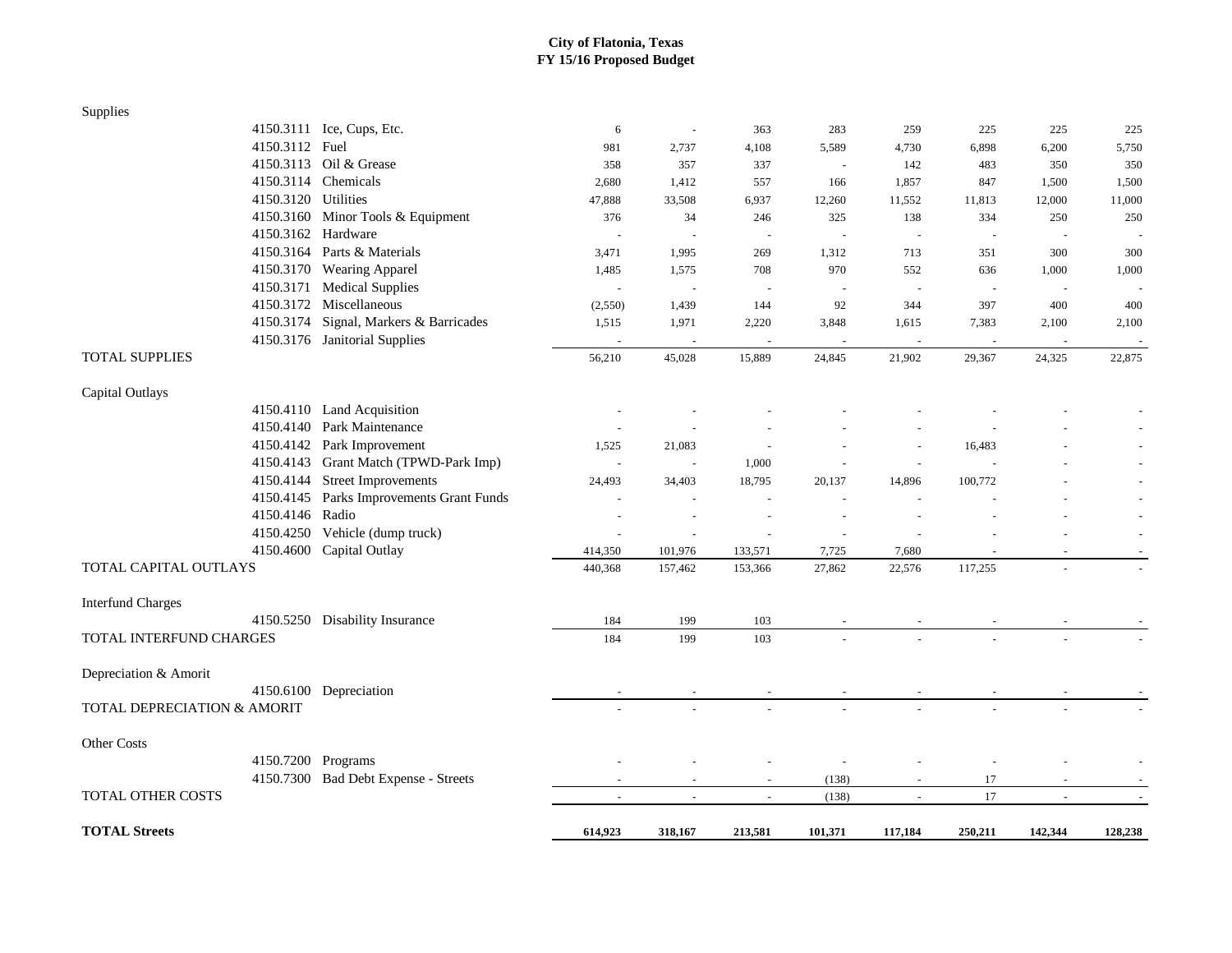**City of Flatonia, Texas**
**FY 15/16 Proposed Budget**

| Account | Description | | | | | | | | |
|---|---|---|---|---|---|---|---|---|---|
| **Supplies** | | | | | | | | | |
| 4150.3111 | Ice, Cups, Etc. | 6 | - | 363 | 283 | 259 | 225 | 225 | 225 |
| 4150.3112 | Fuel | 981 | 2,737 | 4,108 | 5,589 | 4,730 | 6,898 | 6,200 | 5,750 |
| 4150.3113 | Oil & Grease | 358 | 357 | 337 | - | 142 | 483 | 350 | 350 |
| 4150.3114 | Chemicals | 2,680 | 1,412 | 557 | 166 | 1,857 | 847 | 1,500 | 1,500 |
| 4150.3120 | Utilities | 47,888 | 33,508 | 6,937 | 12,260 | 11,552 | 11,813 | 12,000 | 11,000 |
| 4150.3160 | Minor Tools & Equipment | 376 | 34 | 246 | 325 | 138 | 334 | 250 | 250 |
| 4150.3162 | Hardware | - | - | - | - | - | - | - | - |
| 4150.3164 | Parts & Materials | 3,471 | 1,995 | 269 | 1,312 | 713 | 351 | 300 | 300 |
| 4150.3170 | Wearing Apparel | 1,485 | 1,575 | 708 | 970 | 552 | 636 | 1,000 | 1,000 |
| 4150.3171 | Medical Supplies | - | - | - | - | - | - | - | - |
| 4150.3172 | Miscellaneous | (2,550) | 1,439 | 144 | 92 | 344 | 397 | 400 | 400 |
| 4150.3174 | Signal, Markers & Barricades | 1,515 | 1,971 | 2,220 | 3,848 | 1,615 | 7,383 | 2,100 | 2,100 |
| 4150.3176 | Janitorial Supplies | - | - | - | - | - | - | - | - |
| TOTAL SUPPLIES | | 56,210 | 45,028 | 15,889 | 24,845 | 21,902 | 29,367 | 24,325 | 22,875 |
| **Capital Outlays** | | | | | | | | | |
| 4150.4110 | Land Acquisition | - | - | - | - | - | - | - | - |
| 4150.4140 | Park Maintenance | - | - | - | - | - | - | - | - |
| 4150.4142 | Park Improvement | 1,525 | 21,083 | - | - | - | 16,483 | - | - |
| 4150.4143 | Grant Match (TPWD-Park Imp) | - | - | 1,000 | - | - | - | - | - |
| 4150.4144 | Street Improvements | 24,493 | 34,403 | 18,795 | 20,137 | 14,896 | 100,772 | - | - |
| 4150.4145 | Parks Improvements Grant Funds | - | - | - | - | - | - | - | - |
| 4150.4146 | Radio | - | - | - | - | - | - | - | - |
| 4150.4250 | Vehicle (dump truck) | - | - | - | - | - | - | - | - |
| 4150.4600 | Capital Outlay | 414,350 | 101,976 | 133,571 | 7,725 | 7,680 | - | - | - |
| TOTAL CAPITAL OUTLAYS | | 440,368 | 157,462 | 153,366 | 27,862 | 22,576 | 117,255 | - | - |
| **Interfund Charges** | | | | | | | | | |
| 4150.5250 | Disability Insurance | 184 | 199 | 103 | - | - | - | - | - |
| TOTAL INTERFUND CHARGES | | 184 | 199 | 103 | - | - | - | - | - |
| **Depreciation & Amorit** | | | | | | | | | |
| 4150.6100 | Depreciation | - | - | - | - | - | - | - | - |
| TOTAL DEPRECIATION & AMORIT | | - | - | - | - | - | - | - | - |
| **Other Costs** | | | | | | | | | |
| 4150.7200 | Programs | - | - | - | - | - | - | - | - |
| 4150.7300 | Bad Debt Expense - Streets | - | - | - | (138) | - | 17 | - | - |
| TOTAL OTHER COSTS | | - | - | - | (138) | - | 17 | - | - |
| **TOTAL Streets** | | **614,923** | **318,167** | **213,581** | **101,371** | **117,184** | **250,211** | **142,344** | **128,238** |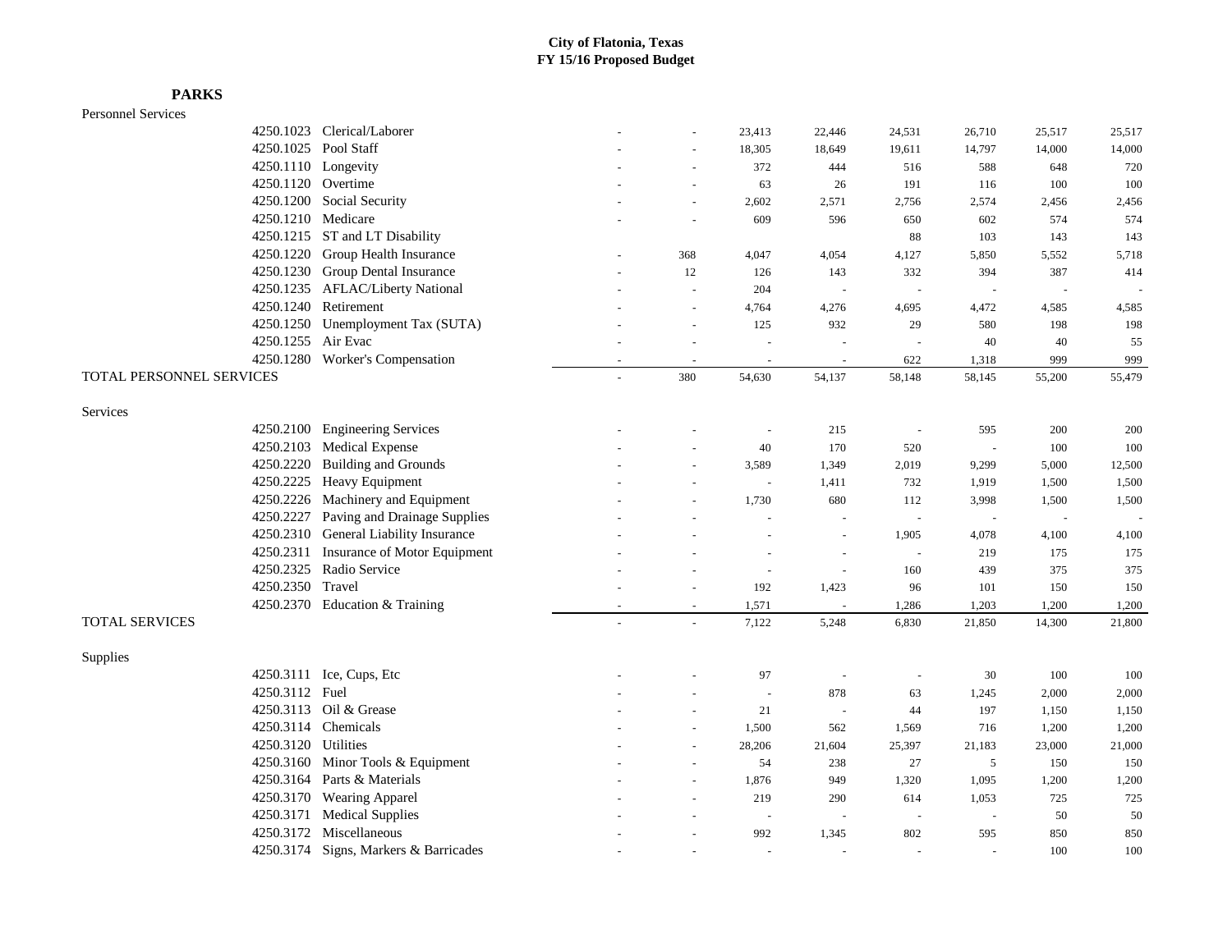**City of Flatonia, Texas**
**FY 15/16 Proposed Budget**

## PARKS

| | | | | | | | | | |
|---|---|---|---|---|---|---|---|---|---|
| **Personnel Services** | | | | | | | | | |
| 4250.1023 | Clerical/Laborer | - | - | 23,413 | 22,446 | 24,531 | 26,710 | 25,517 | 25,517 |
| 4250.1025 | Pool Staff | - | - | 18,305 | 18,649 | 19,611 | 14,797 | 14,000 | 14,000 |
| 4250.1110 | Longevity | - | - | 372 | 444 | 516 | 588 | 648 | 720 |
| 4250.1120 | Overtime | - | - | 63 | 26 | 191 | 116 | 100 | 100 |
| 4250.1200 | Social Security | - | - | 2,602 | 2,571 | 2,756 | 2,574 | 2,456 | 2,456 |
| 4250.1210 | Medicare | - | - | 609 | 596 | 650 | 602 | 574 | 574 |
| 4250.1215 | ST and LT Disability | | | | | 88 | 103 | 143 | 143 |
| 4250.1220 | Group Health Insurance | - | 368 | 4,047 | 4,054 | 4,127 | 5,850 | 5,552 | 5,718 |
| 4250.1230 | Group Dental Insurance | - | 12 | 126 | 143 | 332 | 394 | 387 | 414 |
| 4250.1235 | AFLAC/Liberty National | - | - | 204 | - | - | - | - | - |
| 4250.1240 | Retirement | - | - | 4,764 | 4,276 | 4,695 | 4,472 | 4,585 | 4,585 |
| 4250.1250 | Unemployment Tax (SUTA) | - | - | 125 | 932 | 29 | 580 | 198 | 198 |
| 4250.1255 | Air Evac | - | - | - | - | - | 40 | 40 | 55 |
| 4250.1280 | Worker's Compensation | - | - | - | - | 622 | 1,318 | 999 | 999 |
| **TOTAL PERSONNEL SERVICES** | | - | 380 | 54,630 | 54,137 | 58,148 | 58,145 | 55,200 | 55,479 |
| **Services** | | | | | | | | | |
| 4250.2100 | Engineering Services | - | - | - | 215 | - | 595 | 200 | 200 |
| 4250.2103 | Medical Expense | - | - | 40 | 170 | 520 | - | 100 | 100 |
| 4250.2220 | Building and Grounds | - | - | 3,589 | 1,349 | 2,019 | 9,299 | 5,000 | 12,500 |
| 4250.2225 | Heavy Equipment | - | - | - | 1,411 | 732 | 1,919 | 1,500 | 1,500 |
| 4250.2226 | Machinery and Equipment | - | - | 1,730 | 680 | 112 | 3,998 | 1,500 | 1,500 |
| 4250.2227 | Paving and Drainage Supplies | - | - | - | - | - | - | - | - |
| 4250.2310 | General Liability Insurance | - | - | - | - | 1,905 | 4,078 | 4,100 | 4,100 |
| 4250.2311 | Insurance of Motor Equipment | - | - | - | - | - | 219 | 175 | 175 |
| 4250.2325 | Radio Service | - | - | - | - | 160 | 439 | 375 | 375 |
| 4250.2350 | Travel | - | - | 192 | 1,423 | 96 | 101 | 150 | 150 |
| 4250.2370 | Education & Training | - | - | 1,571 | - | 1,286 | 1,203 | 1,200 | 1,200 |
| **TOTAL SERVICES** | | - | - | 7,122 | 5,248 | 6,830 | 21,850 | 14,300 | 21,800 |
| **Supplies** | | | | | | | | | |
| 4250.3111 | Ice, Cups, Etc | - | - | 97 | - | - | 30 | 100 | 100 |
| 4250.3112 | Fuel | - | - | - | 878 | 63 | 1,245 | 2,000 | 2,000 |
| 4250.3113 | Oil & Grease | - | - | 21 | - | 44 | 197 | 1,150 | 1,150 |
| 4250.3114 | Chemicals | - | - | 1,500 | 562 | 1,569 | 716 | 1,200 | 1,200 |
| 4250.3120 | Utilities | - | - | 28,206 | 21,604 | 25,397 | 21,183 | 23,000 | 21,000 |
| 4250.3160 | Minor Tools & Equipment | - | - | 54 | 238 | 27 | 5 | 150 | 150 |
| 4250.3164 | Parts & Materials | - | - | 1,876 | 949 | 1,320 | 1,095 | 1,200 | 1,200 |
| 4250.3170 | Wearing Apparel | - | - | 219 | 290 | 614 | 1,053 | 725 | 725 |
| 4250.3171 | Medical Supplies | - | - | - | - | - | - | 50 | 50 |
| 4250.3172 | Miscellaneous | - | - | 992 | 1,345 | 802 | 595 | 850 | 850 |
| 4250.3174 | Signs, Markers & Barricades | - | - | - | - | - | - | 100 | 100 |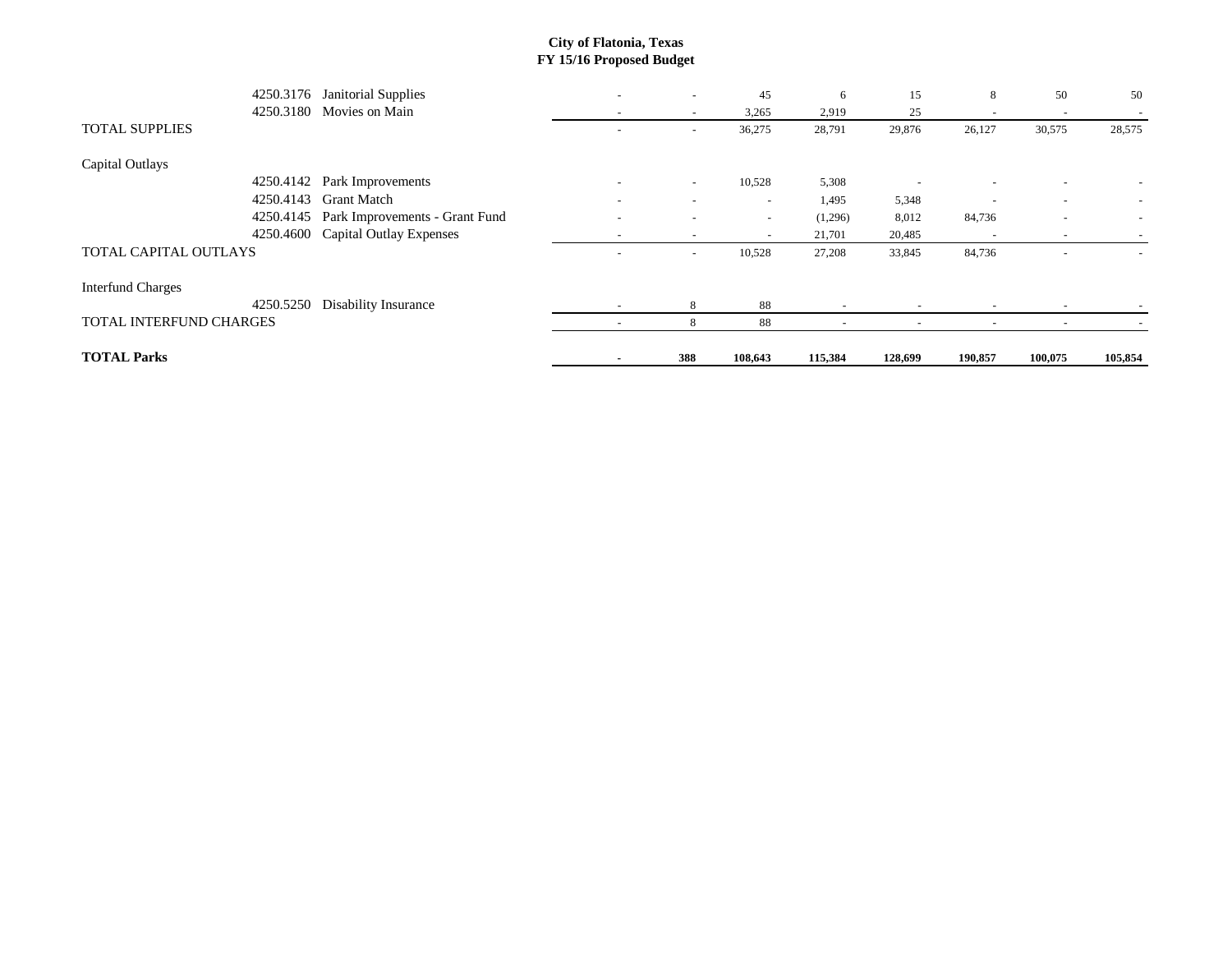**City of Flatonia, Texas**
**FY 15/16 Proposed Budget**

| Account | Description | | | | | | | | |
|---|---|---|---|---|---|---|---|---|---|
| 4250.3176 | Janitorial Supplies | - | - | 45 | 6 | 15 | 8 | 50 | 50 |
| 4250.3180 | Movies on Main | - | - | 3,265 | 2,919 | 25 | - | - | - |
| TOTAL SUPPLIES | | - | - | 36,275 | 28,791 | 29,876 | 26,127 | 30,575 | 28,575 |
| Capital Outlays | | | | | | | | | |
| 4250.4142 | Park Improvements | - | - | 10,528 | 5,308 | - | - | - | - |
| 4250.4143 | Grant Match | - | - | - | 1,495 | 5,348 | - | - | - |
| 4250.4145 | Park Improvements - Grant Fund | - | - | - | (1,296) | 8,012 | 84,736 | - | - |
| 4250.4600 | Capital Outlay Expenses | - | - | - | 21,701 | 20,485 | - | - | - |
| TOTAL CAPITAL OUTLAYS | | - | - | 10,528 | 27,208 | 33,845 | 84,736 | - | - |
| Interfund Charges | | | | | | | | | |
| 4250.5250 | Disability Insurance | - | 8 | 88 | - | - | - | - | - |
| TOTAL INTERFUND CHARGES | | - | 8 | 88 | - | - | - | - | - |
| **TOTAL Parks** | | **-** | **388** | **108,643** | **115,384** | **128,699** | **190,857** | **100,075** | **105,854** |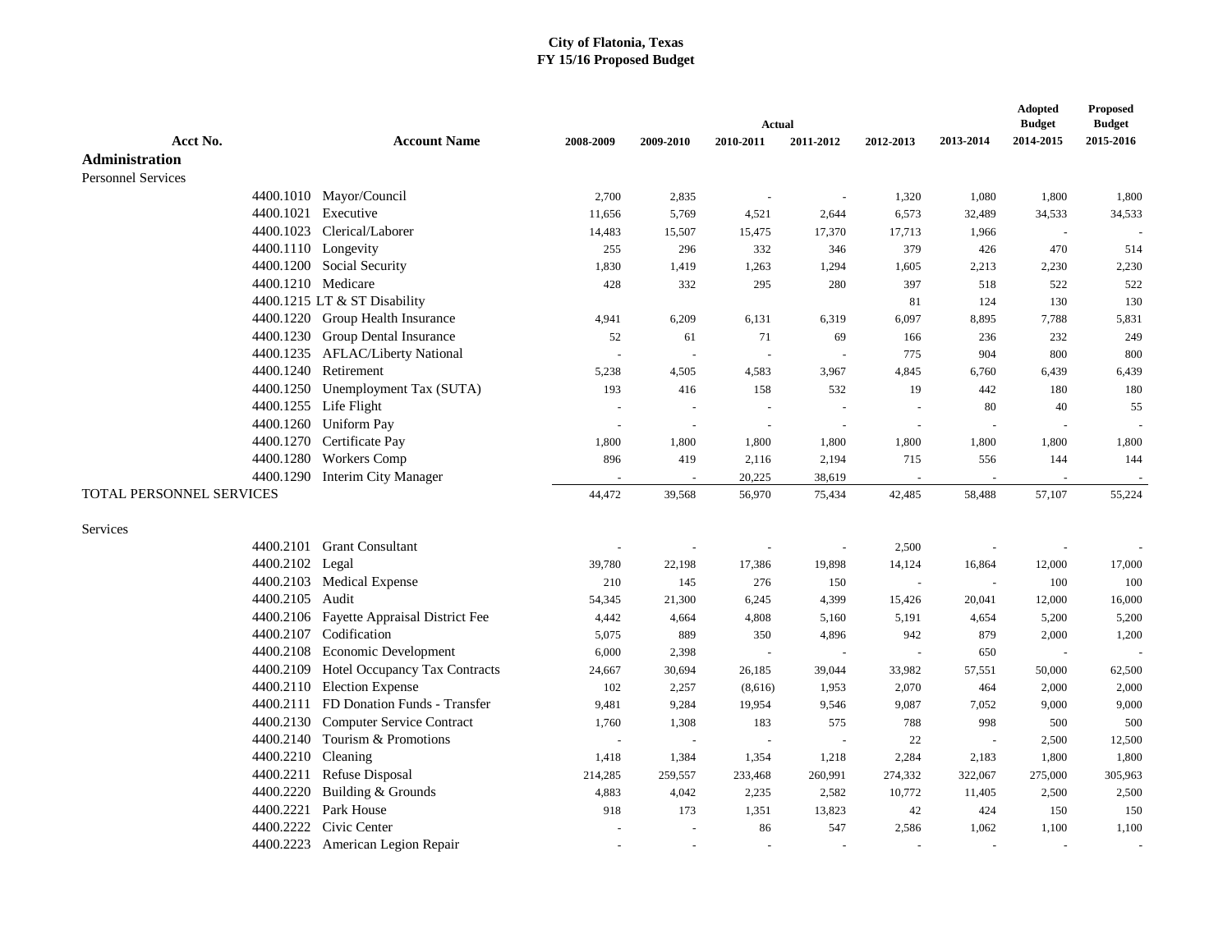**City of Flatonia, Texas**
**FY 15/16 Proposed Budget**

| Acct No. | Account Name | Actual 2008-2009 | Actual 2009-2010 | Actual 2010-2011 | Actual 2011-2012 | Actual 2012-2013 | Actual 2013-2014 | Adopted Budget 2014-2015 | Proposed Budget 2015-2016 |
|---|---|---|---|---|---|---|---|---|---|
| **Administration** | | | | | | | | | |
| Personnel Services | | | | | | | | | |
| 4400.1010 | Mayor/Council | 2,700 | 2,835 | - | - | 1,320 | 1,080 | 1,800 | 1,800 |
| 4400.1021 | Executive | 11,656 | 5,769 | 4,521 | 2,644 | 6,573 | 32,489 | 34,533 | 34,533 |
| 4400.1023 | Clerical/Laborer | 14,483 | 15,507 | 15,475 | 17,370 | 17,713 | 1,966 | - | - |
| 4400.1110 | Longevity | 255 | 296 | 332 | 346 | 379 | 426 | 470 | 514 |
| 4400.1200 | Social Security | 1,830 | 1,419 | 1,263 | 1,294 | 1,605 | 2,213 | 2,230 | 2,230 |
| 4400.1210 | Medicare | 428 | 332 | 295 | 280 | 397 | 518 | 522 | 522 |
| 4400.1215 | LT & ST Disability | | | | | 81 | 124 | 130 | 130 |
| 4400.1220 | Group Health Insurance | 4,941 | 6,209 | 6,131 | 6,319 | 6,097 | 8,895 | 7,788 | 5,831 |
| 4400.1230 | Group Dental Insurance | 52 | 61 | 71 | 69 | 166 | 236 | 232 | 249 |
| 4400.1235 | AFLAC/Liberty National | - | - | - | - | 775 | 904 | 800 | 800 |
| 4400.1240 | Retirement | 5,238 | 4,505 | 4,583 | 3,967 | 4,845 | 6,760 | 6,439 | 6,439 |
| 4400.1250 | Unemployment Tax (SUTA) | 193 | 416 | 158 | 532 | 19 | 442 | 180 | 180 |
| 4400.1255 | Life Flight | - | - | - | - | - | 80 | 40 | 55 |
| 4400.1260 | Uniform Pay | - | - | - | - | - | - | - | - |
| 4400.1270 | Certificate Pay | 1,800 | 1,800 | 1,800 | 1,800 | 1,800 | 1,800 | 1,800 | 1,800 |
| 4400.1280 | Workers Comp | 896 | 419 | 2,116 | 2,194 | 715 | 556 | 144 | 144 |
| 4400.1290 | Interim City Manager | - | - | 20,225 | 38,619 | - | - | - | - |
| TOTAL PERSONNEL SERVICES | | 44,472 | 39,568 | 56,970 | 75,434 | 42,485 | 58,488 | 57,107 | 55,224 |
| Services | | | | | | | | | |
| 4400.2101 | Grant Consultant | - | - | - | - | 2,500 | - | - | - |
| 4400.2102 | Legal | 39,780 | 22,198 | 17,386 | 19,898 | 14,124 | 16,864 | 12,000 | 17,000 |
| 4400.2103 | Medical Expense | 210 | 145 | 276 | 150 | - | - | 100 | 100 |
| 4400.2105 | Audit | 54,345 | 21,300 | 6,245 | 4,399 | 15,426 | 20,041 | 12,000 | 16,000 |
| 4400.2106 | Fayette Appraisal District Fee | 4,442 | 4,664 | 4,808 | 5,160 | 5,191 | 4,654 | 5,200 | 5,200 |
| 4400.2107 | Codification | 5,075 | 889 | 350 | 4,896 | 942 | 879 | 2,000 | 1,200 |
| 4400.2108 | Economic Development | 6,000 | 2,398 | - | - | - | 650 | - | - |
| 4400.2109 | Hotel Occupancy Tax Contracts | 24,667 | 30,694 | 26,185 | 39,044 | 33,982 | 57,551 | 50,000 | 62,500 |
| 4400.2110 | Election Expense | 102 | 2,257 | (8,616) | 1,953 | 2,070 | 464 | 2,000 | 2,000 |
| 4400.2111 | FD Donation Funds - Transfer | 9,481 | 9,284 | 19,954 | 9,546 | 9,087 | 7,052 | 9,000 | 9,000 |
| 4400.2130 | Computer Service Contract | 1,760 | 1,308 | 183 | 575 | 788 | 998 | 500 | 500 |
| 4400.2140 | Tourism & Promotions | - | - | - | - | 22 | - | 2,500 | 12,500 |
| 4400.2210 | Cleaning | 1,418 | 1,384 | 1,354 | 1,218 | 2,284 | 2,183 | 1,800 | 1,800 |
| 4400.2211 | Refuse Disposal | 214,285 | 259,557 | 233,468 | 260,991 | 274,332 | 322,067 | 275,000 | 305,963 |
| 4400.2220 | Building & Grounds | 4,883 | 4,042 | 2,235 | 2,582 | 10,772 | 11,405 | 2,500 | 2,500 |
| 4400.2221 | Park House | 918 | 173 | 1,351 | 13,823 | 42 | 424 | 150 | 150 |
| 4400.2222 | Civic Center | - | - | 86 | 547 | 2,586 | 1,062 | 1,100 | 1,100 |
| 4400.2223 | American Legion Repair | - | - | - | - | - | - | - | - |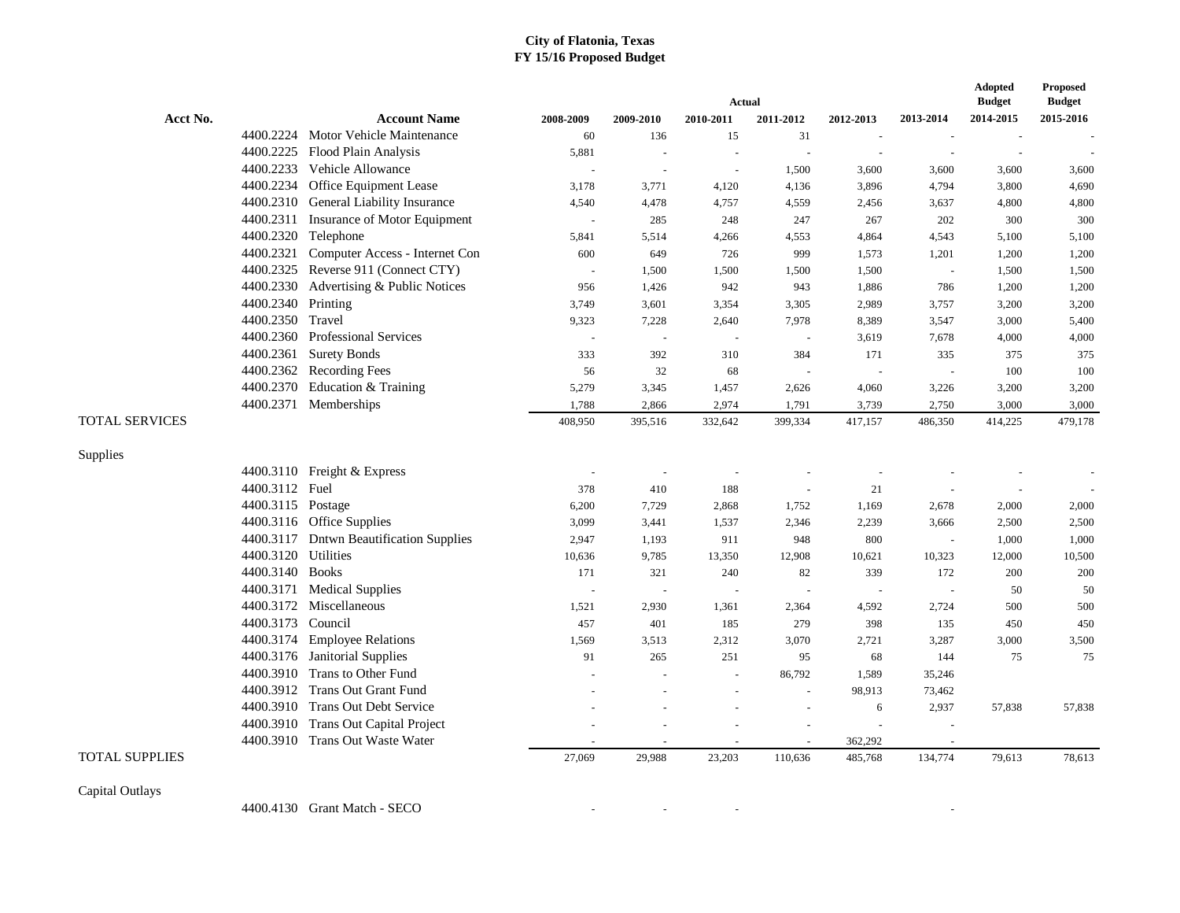# City of Flatonia, Texas
## FY 15/16 Proposed Budget

| Acct No. | | Account Name | Actual 2008-2009 | Actual 2009-2010 | Actual 2010-2011 | Actual 2011-2012 | Actual 2012-2013 | Actual 2013-2014 | Adopted Budget 2014-2015 | Proposed Budget 2015-2016 |
|---|---|---|---|---|---|---|---|---|---|---|
| | 4400.2224 | Motor Vehicle Maintenance | 60 | 136 | 15 | 31 | - | - | - | - |
| | 4400.2225 | Flood Plain Analysis | 5,881 | - | - | - | - | - | - | - |
| | 4400.2233 | Vehicle Allowance | - | - | - | 1,500 | 3,600 | 3,600 | 3,600 | 3,600 |
| | 4400.2234 | Office Equipment Lease | 3,178 | 3,771 | 4,120 | 4,136 | 3,896 | 4,794 | 3,800 | 4,690 |
| | 4400.2310 | General Liability Insurance | 4,540 | 4,478 | 4,757 | 4,559 | 2,456 | 3,637 | 4,800 | 4,800 |
| | 4400.2311 | Insurance of Motor Equipment | - | 285 | 248 | 247 | 267 | 202 | 300 | 300 |
| | 4400.2320 | Telephone | 5,841 | 5,514 | 4,266 | 4,553 | 4,864 | 4,543 | 5,100 | 5,100 |
| | 4400.2321 | Computer Access - Internet Con | 600 | 649 | 726 | 999 | 1,573 | 1,201 | 1,200 | 1,200 |
| | 4400.2325 | Reverse 911 (Connect CTY) | - | 1,500 | 1,500 | 1,500 | 1,500 | - | 1,500 | 1,500 |
| | 4400.2330 | Advertising & Public Notices | 956 | 1,426 | 942 | 943 | 1,886 | 786 | 1,200 | 1,200 |
| | 4400.2340 | Printing | 3,749 | 3,601 | 3,354 | 3,305 | 2,989 | 3,757 | 3,200 | 3,200 |
| | 4400.2350 | Travel | 9,323 | 7,228 | 2,640 | 7,978 | 8,389 | 3,547 | 3,000 | 5,400 |
| | 4400.2360 | Professional Services | - | - | - | - | 3,619 | 7,678 | 4,000 | 4,000 |
| | 4400.2361 | Surety Bonds | 333 | 392 | 310 | 384 | 171 | 335 | 375 | 375 |
| | 4400.2362 | Recording Fees | 56 | 32 | 68 | - | - | - | 100 | 100 |
| | 4400.2370 | Education & Training | 5,279 | 3,345 | 1,457 | 2,626 | 4,060 | 3,226 | 3,200 | 3,200 |
| | 4400.2371 | Memberships | 1,788 | 2,866 | 2,974 | 1,791 | 3,739 | 2,750 | 3,000 | 3,000 |
| TOTAL SERVICES | | | 408,950 | 395,516 | 332,642 | 399,334 | 417,157 | 486,350 | 414,225 | 479,178 |
| Supplies | | | | | | | | | | |
| | 4400.3110 | Freight & Express | - | - | - | - | - | - | - | - |
| | 4400.3112 | Fuel | 378 | 410 | 188 | - | 21 | - | - | - |
| | 4400.3115 | Postage | 6,200 | 7,729 | 2,868 | 1,752 | 1,169 | 2,678 | 2,000 | 2,000 |
| | 4400.3116 | Office Supplies | 3,099 | 3,441 | 1,537 | 2,346 | 2,239 | 3,666 | 2,500 | 2,500 |
| | 4400.3117 | Dntwn Beautification Supplies | 2,947 | 1,193 | 911 | 948 | 800 | - | 1,000 | 1,000 |
| | 4400.3120 | Utilities | 10,636 | 9,785 | 13,350 | 12,908 | 10,621 | 10,323 | 12,000 | 10,500 |
| | 4400.3140 | Books | 171 | 321 | 240 | 82 | 339 | 172 | 200 | 200 |
| | 4400.3171 | Medical Supplies | - | - | - | - | - | - | 50 | 50 |
| | 4400.3172 | Miscellaneous | 1,521 | 2,930 | 1,361 | 2,364 | 4,592 | 2,724 | 500 | 500 |
| | 4400.3173 | Council | 457 | 401 | 185 | 279 | 398 | 135 | 450 | 450 |
| | 4400.3174 | Employee Relations | 1,569 | 3,513 | 2,312 | 3,070 | 2,721 | 3,287 | 3,000 | 3,500 |
| | 4400.3176 | Janitorial Supplies | 91 | 265 | 251 | 95 | 68 | 144 | 75 | 75 |
| | 4400.3910 | Trans to Other Fund | - | - | - | 86,792 | 1,589 | 35,246 | | |
| | 4400.3912 | Trans Out Grant Fund | - | - | - | - | 98,913 | 73,462 | | |
| | 4400.3910 | Trans Out Debt Service | - | - | - | - | 6 | 2,937 | 57,838 | 57,838 |
| | 4400.3910 | Trans Out Capital Project | - | - | - | - | - | - | | |
| | 4400.3910 | Trans Out Waste Water | - | - | - | - | 362,292 | - | | |
| TOTAL SUPPLIES | | | 27,069 | 29,988 | 23,203 | 110,636 | 485,768 | 134,774 | 79,613 | 78,613 |
| Capital Outlays | | | | | | | | | | |
| | 4400.4130 | Grant Match - SECO | - | - | - | | | - | | |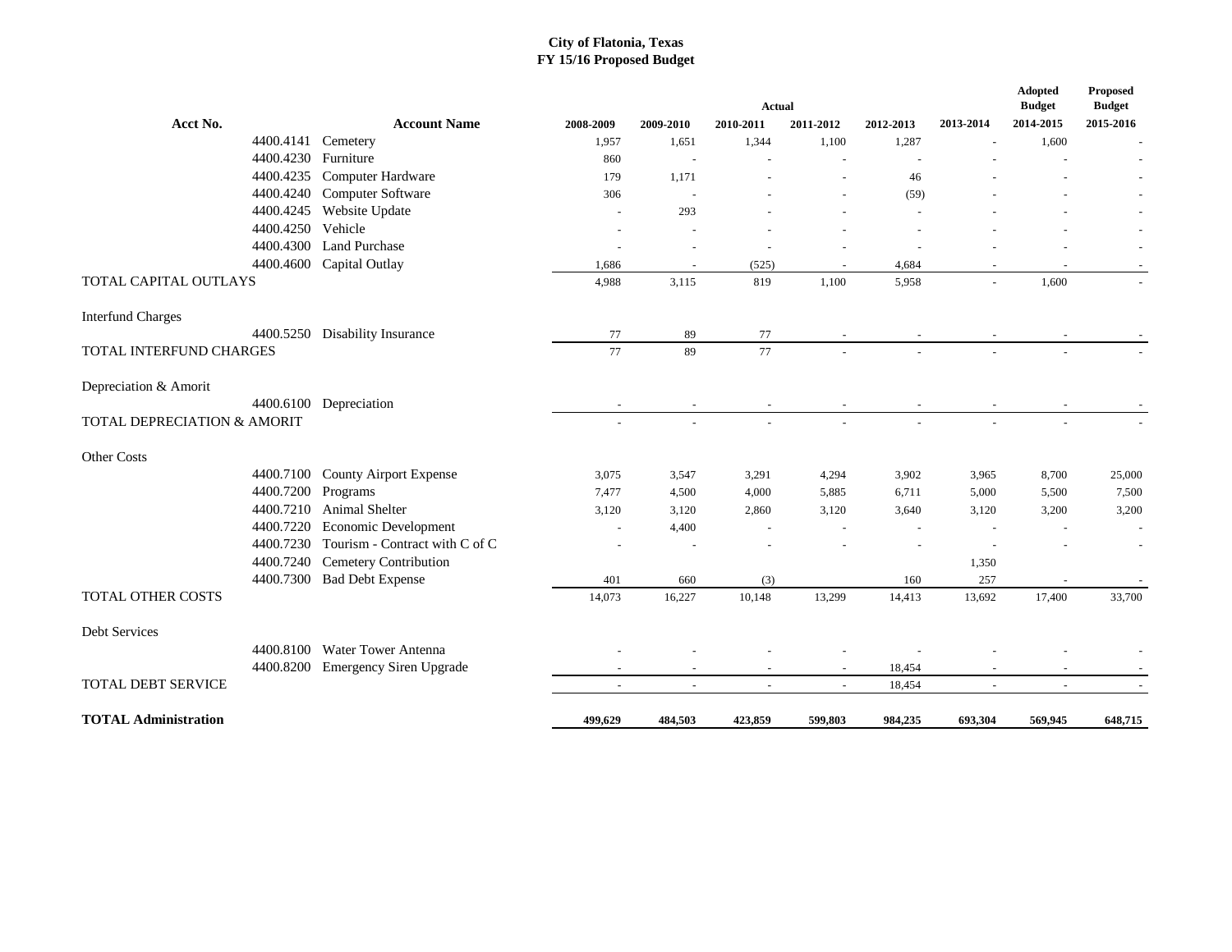# City of Flatonia, Texas
## FY 15/16 Proposed Budget

| Acct No. | Account Name | Actual 2008-2009 | Actual 2009-2010 | Actual 2010-2011 | Actual 2011-2012 | Actual 2012-2013 | Actual 2013-2014 | Adopted Budget 2014-2015 | Proposed Budget 2015-2016 |
|---|---|---|---|---|---|---|---|---|---|
| 4400.4141 | Cemetery | 1,957 | 1,651 | 1,344 | 1,100 | 1,287 | - | 1,600 | - |
| 4400.4230 | Furniture | 860 | - | - | - | - | - | - | - |
| 4400.4235 | Computer Hardware | 179 | 1,171 | - | - | 46 | - | - | - |
| 4400.4240 | Computer Software | 306 | - | - | - | (59) | - | - | - |
| 4400.4245 | Website Update | - | 293 | - | - | - | - | - | - |
| 4400.4250 | Vehicle | - | - | - | - | - | - | - | - |
| 4400.4300 | Land Purchase | - | - | - | - | - | - | - | - |
| 4400.4600 | Capital Outlay | 1,686 | - | (525) | - | 4,684 | - | - | - |
| TOTAL CAPITAL OUTLAYS | | 4,988 | 3,115 | 819 | 1,100 | 5,958 | - | 1,600 | - |
| Interfund Charges | | | | | | | | | |
| 4400.5250 | Disability Insurance | 77 | 89 | 77 | - | - | - | - | - |
| TOTAL INTERFUND CHARGES | | 77 | 89 | 77 | - | - | - | - | - |
| Depreciation & Amorit | | | | | | | | | |
| 4400.6100 | Depreciation | - | - | - | - | - | - | - | - |
| TOTAL DEPRECIATION & AMORIT | | - | - | - | - | - | - | - | - |
| Other Costs | | | | | | | | | |
| 4400.7100 | County Airport Expense | 3,075 | 3,547 | 3,291 | 4,294 | 3,902 | 3,965 | 8,700 | 25,000 |
| 4400.7200 | Programs | 7,477 | 4,500 | 4,000 | 5,885 | 6,711 | 5,000 | 5,500 | 7,500 |
| 4400.7210 | Animal Shelter | 3,120 | 3,120 | 2,860 | 3,120 | 3,640 | 3,120 | 3,200 | 3,200 |
| 4400.7220 | Economic Development | - | 4,400 | - | - | - | - | - | - |
| 4400.7230 | Tourism - Contract with C of C | - | - | - | - | - | - | - | - |
| 4400.7240 | Cemetery Contribution | | | | | | 1,350 | | |
| 4400.7300 | Bad Debt Expense | 401 | 660 | (3) | | 160 | 257 | - | - |
| TOTAL OTHER COSTS | | 14,073 | 16,227 | 10,148 | 13,299 | 14,413 | 13,692 | 17,400 | 33,700 |
| Debt Services | | | | | | | | | |
| 4400.8100 | Water Tower Antenna | - | - | - | - | - | - | - | - |
| 4400.8200 | Emergency Siren Upgrade | - | - | - | - | 18,454 | - | - | - |
| TOTAL DEBT SERVICE | | - | - | - | - | 18,454 | - | - | - |
| **TOTAL Administration** | | **499,629** | **484,503** | **423,859** | **599,803** | **984,235** | **693,304** | **569,945** | **648,715** |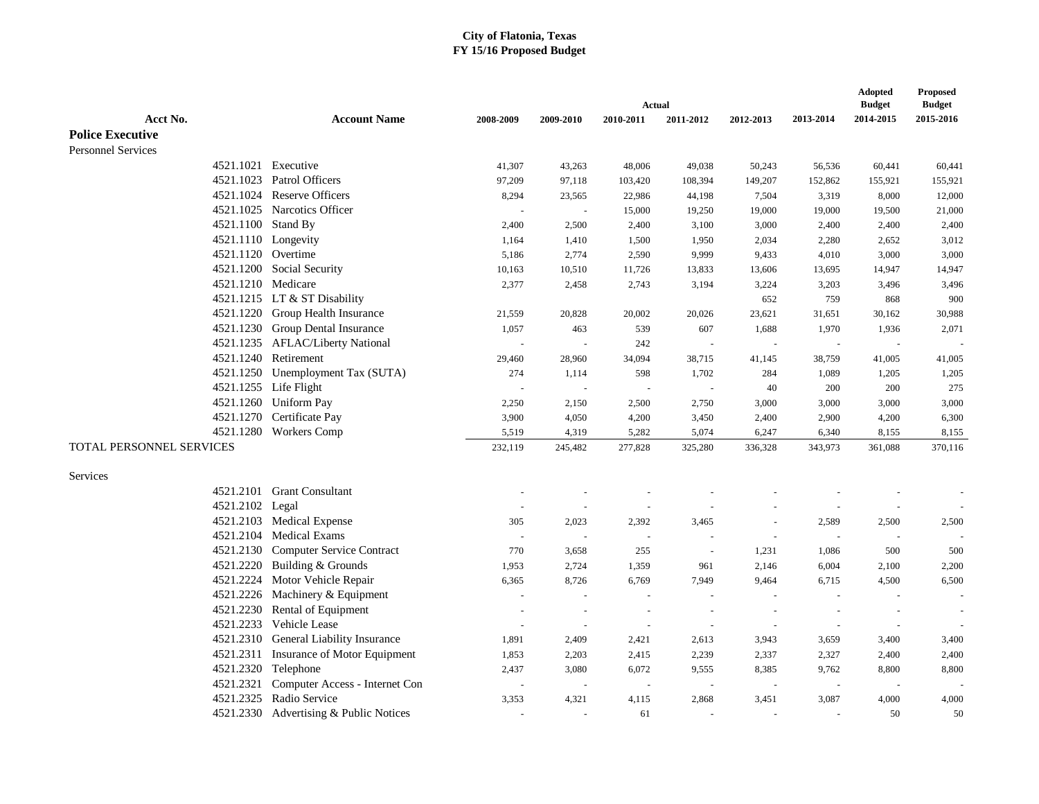**City of Flatonia, Texas**
**FY 15/16 Proposed Budget**

| Acct No. | Account Name | Actual 2008-2009 | Actual 2009-2010 | Actual 2010-2011 | Actual 2011-2012 | Actual 2012-2013 | Actual 2013-2014 | Adopted Budget 2014-2015 | Proposed Budget 2015-2016 |
|---|---|---|---|---|---|---|---|---|---|
| **Police Executive** | | | | | | | | | |
| Personnel Services | | | | | | | | | |
| 4521.1021 | Executive | 41,307 | 43,263 | 48,006 | 49,038 | 50,243 | 56,536 | 60,441 | 60,441 |
| 4521.1023 | Patrol Officers | 97,209 | 97,118 | 103,420 | 108,394 | 149,207 | 152,862 | 155,921 | 155,921 |
| 4521.1024 | Reserve Officers | 8,294 | 23,565 | 22,986 | 44,198 | 7,504 | 3,319 | 8,000 | 12,000 |
| 4521.1025 | Narcotics Officer | - | - | 15,000 | 19,250 | 19,000 | 19,000 | 19,500 | 21,000 |
| 4521.1100 | Stand By | 2,400 | 2,500 | 2,400 | 3,100 | 3,000 | 2,400 | 2,400 | 2,400 |
| 4521.1110 | Longevity | 1,164 | 1,410 | 1,500 | 1,950 | 2,034 | 2,280 | 2,652 | 3,012 |
| 4521.1120 | Overtime | 5,186 | 2,774 | 2,590 | 9,999 | 9,433 | 4,010 | 3,000 | 3,000 |
| 4521.1200 | Social Security | 10,163 | 10,510 | 11,726 | 13,833 | 13,606 | 13,695 | 14,947 | 14,947 |
| 4521.1210 | Medicare | 2,377 | 2,458 | 2,743 | 3,194 | 3,224 | 3,203 | 3,496 | 3,496 |
| 4521.1215 | LT & ST Disability | | | | | 652 | 759 | 868 | 900 |
| 4521.1220 | Group Health Insurance | 21,559 | 20,828 | 20,002 | 20,026 | 23,621 | 31,651 | 30,162 | 30,988 |
| 4521.1230 | Group Dental Insurance | 1,057 | 463 | 539 | 607 | 1,688 | 1,970 | 1,936 | 2,071 |
| 4521.1235 | AFLAC/Liberty National | - | - | 242 | - | - | - | - | - |
| 4521.1240 | Retirement | 29,460 | 28,960 | 34,094 | 38,715 | 41,145 | 38,759 | 41,005 | 41,005 |
| 4521.1250 | Unemployment Tax (SUTA) | 274 | 1,114 | 598 | 1,702 | 284 | 1,089 | 1,205 | 1,205 |
| 4521.1255 | Life Flight | - | - | - | - | 40 | 200 | 200 | 275 |
| 4521.1260 | Uniform Pay | 2,250 | 2,150 | 2,500 | 2,750 | 3,000 | 3,000 | 3,000 | 3,000 |
| 4521.1270 | Certificate Pay | 3,900 | 4,050 | 4,200 | 3,450 | 2,400 | 2,900 | 4,200 | 6,300 |
| 4521.1280 | Workers Comp | 5,519 | 4,319 | 5,282 | 5,074 | 6,247 | 6,340 | 8,155 | 8,155 |
| TOTAL PERSONNEL SERVICES | | 232,119 | 245,482 | 277,828 | 325,280 | 336,328 | 343,973 | 361,088 | 370,116 |
| Services | | | | | | | | | |
| 4521.2101 | Grant Consultant | - | - | - | - | - | - | - | - |
| 4521.2102 | Legal | - | - | - | - | - | - | - | - |
| 4521.2103 | Medical Expense | 305 | 2,023 | 2,392 | 3,465 | - | 2,589 | 2,500 | 2,500 |
| 4521.2104 | Medical Exams | - | - | - | - | - | - | - | - |
| 4521.2130 | Computer Service Contract | 770 | 3,658 | 255 | - | 1,231 | 1,086 | 500 | 500 |
| 4521.2220 | Building & Grounds | 1,953 | 2,724 | 1,359 | 961 | 2,146 | 6,004 | 2,100 | 2,200 |
| 4521.2224 | Motor Vehicle Repair | 6,365 | 8,726 | 6,769 | 7,949 | 9,464 | 6,715 | 4,500 | 6,500 |
| 4521.2226 | Machinery & Equipment | - | - | - | - | - | - | - | - |
| 4521.2230 | Rental of Equipment | - | - | - | - | - | - | - | - |
| 4521.2233 | Vehicle Lease | - | - | - | - | - | - | - | - |
| 4521.2310 | General Liability Insurance | 1,891 | 2,409 | 2,421 | 2,613 | 3,943 | 3,659 | 3,400 | 3,400 |
| 4521.2311 | Insurance of Motor Equipment | 1,853 | 2,203 | 2,415 | 2,239 | 2,337 | 2,327 | 2,400 | 2,400 |
| 4521.2320 | Telephone | 2,437 | 3,080 | 6,072 | 9,555 | 8,385 | 9,762 | 8,800 | 8,800 |
| 4521.2321 | Computer Access - Internet Con | - | - | - | - | - | - | - | - |
| 4521.2325 | Radio Service | 3,353 | 4,321 | 4,115 | 2,868 | 3,451 | 3,087 | 4,000 | 4,000 |
| 4521.2330 | Advertising & Public Notices | - | - | 61 | - | - | - | 50 | 50 |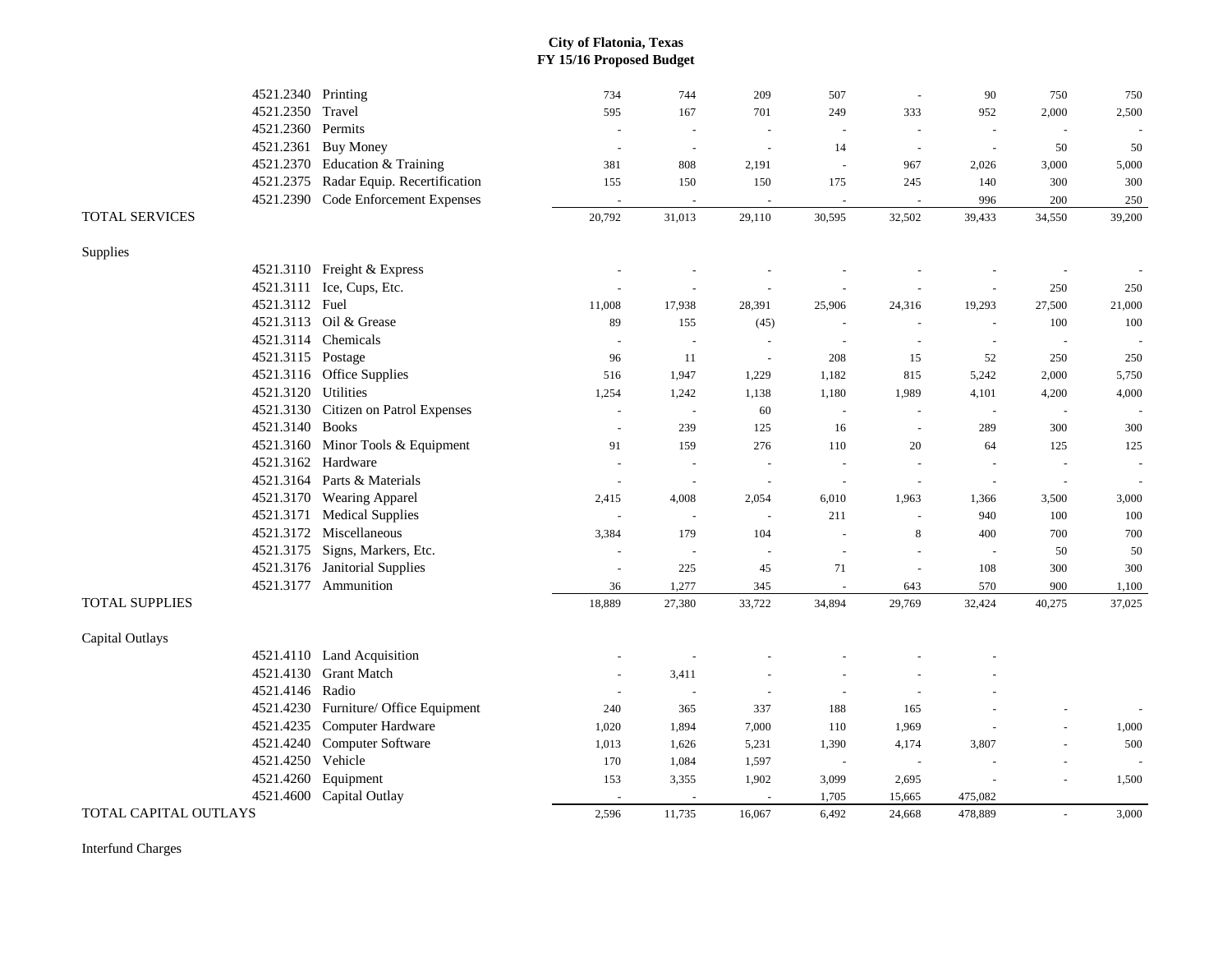# City of Flatonia, Texas
## FY 15/16 Proposed Budget

| | | | | | | | | | |
|---|---|---|---|---|---|---|---|---|---|
| 4521.2340 | Printing | 734 | 744 | 209 | 507 | - | 90 | 750 | 750 |
| 4521.2350 | Travel | 595 | 167 | 701 | 249 | 333 | 952 | 2,000 | 2,500 |
| 4521.2360 | Permits | - | - | - | - | - | - | - | - |
| 4521.2361 | Buy Money | - | - | - | 14 | - | - | 50 | 50 |
| 4521.2370 | Education & Training | 381 | 808 | 2,191 | - | 967 | 2,026 | 3,000 | 5,000 |
| 4521.2375 | Radar Equip. Recertification | 155 | 150 | 150 | 175 | 245 | 140 | 300 | 300 |
| 4521.2390 | Code Enforcement Expenses | - | - | - | - | - | 996 | 200 | 250 |
| TOTAL SERVICES | | 20,792 | 31,013 | 29,110 | 30,595 | 32,502 | 39,433 | 34,550 | 39,200 |
| Supplies | | | | | | | | | |
| 4521.3110 | Freight & Express | - | - | - | - | - | - | - | - |
| 4521.3111 | Ice, Cups, Etc. | - | - | - | - | - | - | 250 | 250 |
| 4521.3112 | Fuel | 11,008 | 17,938 | 28,391 | 25,906 | 24,316 | 19,293 | 27,500 | 21,000 |
| 4521.3113 | Oil & Grease | 89 | 155 | (45) | - | - | - | 100 | 100 |
| 4521.3114 | Chemicals | - | - | - | - | - | - | - | - |
| 4521.3115 | Postage | 96 | 11 | - | 208 | 15 | 52 | 250 | 250 |
| 4521.3116 | Office Supplies | 516 | 1,947 | 1,229 | 1,182 | 815 | 5,242 | 2,000 | 5,750 |
| 4521.3120 | Utilities | 1,254 | 1,242 | 1,138 | 1,180 | 1,989 | 4,101 | 4,200 | 4,000 |
| 4521.3130 | Citizen on Patrol Expenses | - | - | 60 | - | - | - | - | - |
| 4521.3140 | Books | - | 239 | 125 | 16 | - | 289 | 300 | 300 |
| 4521.3160 | Minor Tools & Equipment | 91 | 159 | 276 | 110 | 20 | 64 | 125 | 125 |
| 4521.3162 | Hardware | - | - | - | - | - | - | - | - |
| 4521.3164 | Parts & Materials | - | - | - | - | - | - | - | - |
| 4521.3170 | Wearing Apparel | 2,415 | 4,008 | 2,054 | 6,010 | 1,963 | 1,366 | 3,500 | 3,000 |
| 4521.3171 | Medical Supplies | - | - | - | 211 | - | 940 | 100 | 100 |
| 4521.3172 | Miscellaneous | 3,384 | 179 | 104 | - | 8 | 400 | 700 | 700 |
| 4521.3175 | Signs, Markers, Etc. | - | - | - | - | - | - | 50 | 50 |
| 4521.3176 | Janitorial Supplies | - | 225 | 45 | 71 | - | 108 | 300 | 300 |
| 4521.3177 | Ammunition | 36 | 1,277 | 345 | - | 643 | 570 | 900 | 1,100 |
| TOTAL SUPPLIES | | 18,889 | 27,380 | 33,722 | 34,894 | 29,769 | 32,424 | 40,275 | 37,025 |
| Capital Outlays | | | | | | | | | |
| 4521.4110 | Land Acquisition | - | - | - | - | - | - | | |
| 4521.4130 | Grant Match | - | 3,411 | - | - | - | - | | |
| 4521.4146 | Radio | - | - | - | - | - | - | | |
| 4521.4230 | Furniture/ Office Equipment | 240 | 365 | 337 | 188 | 165 | - | - | - |
| 4521.4235 | Computer Hardware | 1,020 | 1,894 | 7,000 | 110 | 1,969 | - | - | 1,000 |
| 4521.4240 | Computer Software | 1,013 | 1,626 | 5,231 | 1,390 | 4,174 | 3,807 | - | 500 |
| 4521.4250 | Vehicle | 170 | 1,084 | 1,597 | - | - | - | - | - |
| 4521.4260 | Equipment | 153 | 3,355 | 1,902 | 3,099 | 2,695 | - | - | 1,500 |
| 4521.4600 | Capital Outlay | - | - | - | 1,705 | 15,665 | 475,082 | | |
| TOTAL CAPITAL OUTLAYS | | 2,596 | 11,735 | 16,067 | 6,492 | 24,668 | 478,889 | - | 3,000 |

Interfund Charges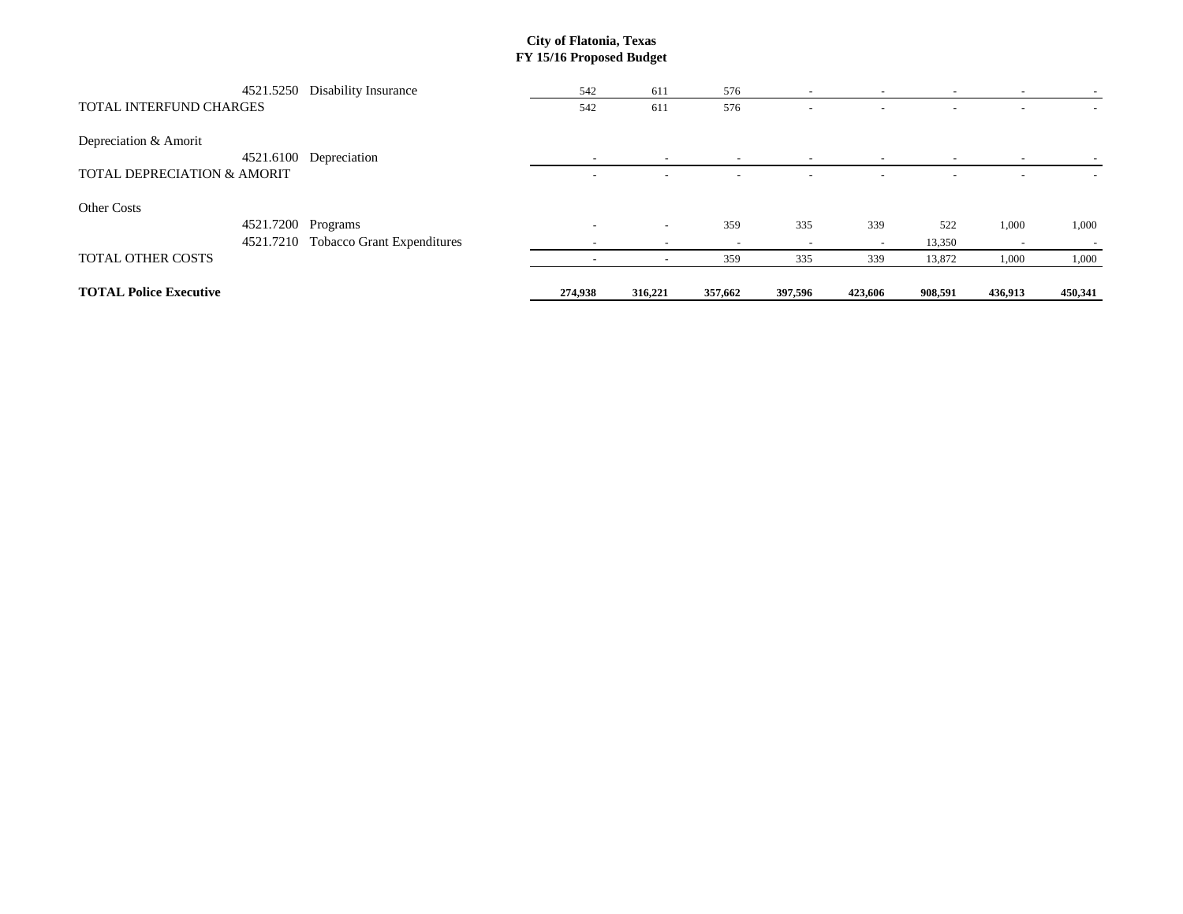**City of Flatonia, Texas**
**FY 15/16 Proposed Budget**

| | | | | | | | | | |
|---|---|---|---|---|---|---|---|---|---|
| 4521.5250 | Disability Insurance | 542 | 611 | 576 | - | - | - | - | - |
| TOTAL INTERFUND CHARGES | | 542 | 611 | 576 | - | - | - | - | - |
| | | | | | | | | | |
| Depreciation & Amorit | | | | | | | | | |
| 4521.6100 | Depreciation | - | - | - | - | - | - | - | - |
| TOTAL DEPRECIATION & AMORIT | | - | - | - | - | - | - | - | - |
| | | | | | | | | | |
| Other Costs | | | | | | | | | |
| 4521.7200 | Programs | - | - | 359 | 335 | 339 | 522 | 1,000 | 1,000 |
| 4521.7210 | Tobacco Grant Expenditures | - | - | - | - | - | 13,350 | - | - |
| TOTAL OTHER COSTS | | - | - | 359 | 335 | 339 | 13,872 | 1,000 | 1,000 |
| | | | | | | | | | |
| **TOTAL Police Executive** | | **274,938** | **316,221** | **357,662** | **397,596** | **423,606** | **908,591** | **436,913** | **450,341** |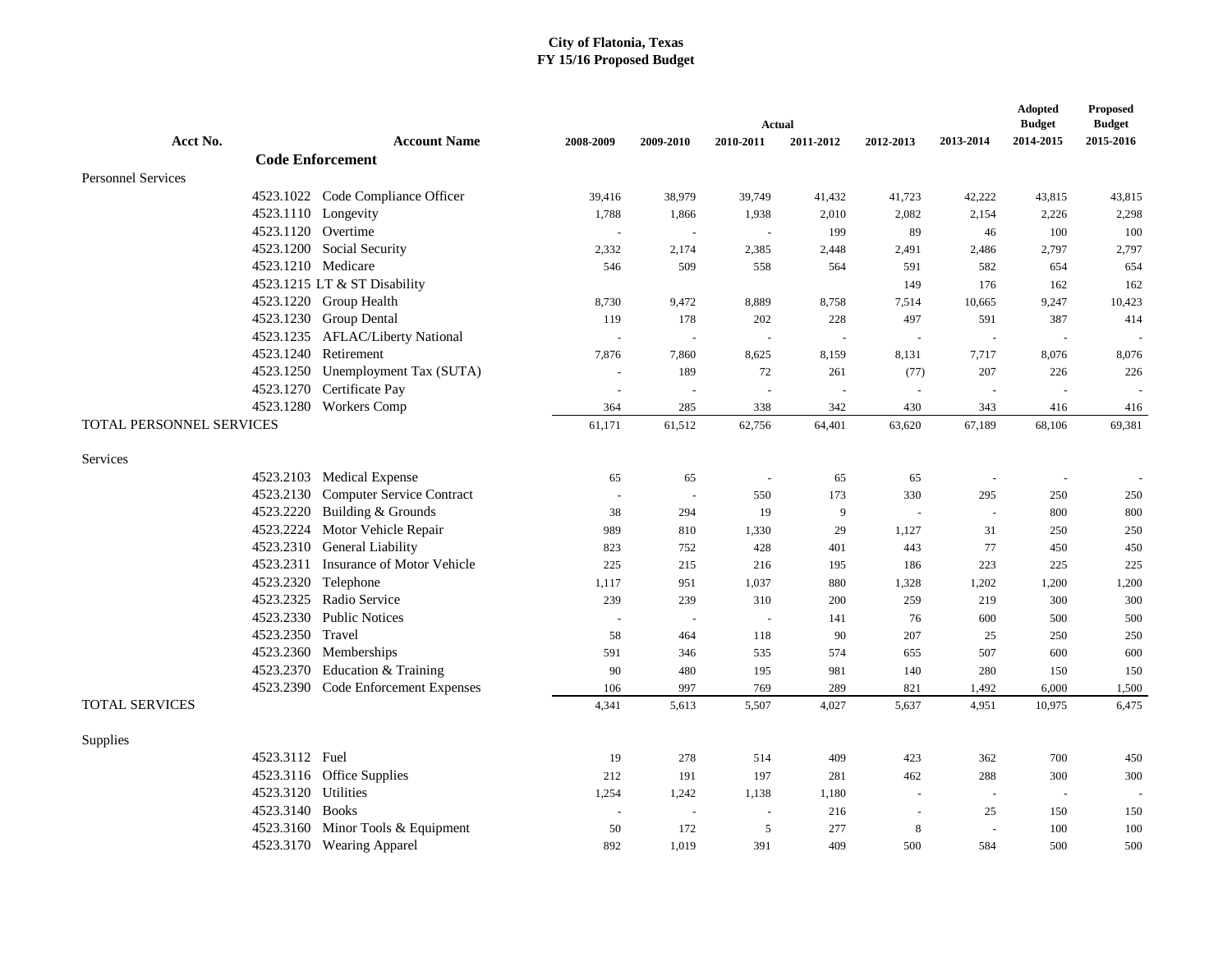**City of Flatonia, Texas**
**FY 15/16 Proposed Budget**

| Acct No. | Account Name | Actual 2008-2009 | Actual 2009-2010 | Actual 2010-2011 | Actual 2011-2012 | Actual 2012-2013 | Actual 2013-2014 | Adopted Budget 2014-2015 | Proposed Budget 2015-2016 |
|---|---|---|---|---|---|---|---|---|---|
| | **Code Enforcement** | | | | | | | | |
| Personnel Services | | | | | | | | | |
| 4523.1022 | Code Compliance Officer | 39,416 | 38,979 | 39,749 | 41,432 | 41,723 | 42,222 | 43,815 | 43,815 |
| 4523.1110 | Longevity | 1,788 | 1,866 | 1,938 | 2,010 | 2,082 | 2,154 | 2,226 | 2,298 |
| 4523.1120 | Overtime | - | - | - | 199 | 89 | 46 | 100 | 100 |
| 4523.1200 | Social Security | 2,332 | 2,174 | 2,385 | 2,448 | 2,491 | 2,486 | 2,797 | 2,797 |
| 4523.1210 | Medicare | 546 | 509 | 558 | 564 | 591 | 582 | 654 | 654 |
| 4523.1215 | LT & ST Disability | | | | | 149 | 176 | 162 | 162 |
| 4523.1220 | Group Health | 8,730 | 9,472 | 8,889 | 8,758 | 7,514 | 10,665 | 9,247 | 10,423 |
| 4523.1230 | Group Dental | 119 | 178 | 202 | 228 | 497 | 591 | 387 | 414 |
| 4523.1235 | AFLAC/Liberty National | - | - | - | - | - | - | - | - |
| 4523.1240 | Retirement | 7,876 | 7,860 | 8,625 | 8,159 | 8,131 | 7,717 | 8,076 | 8,076 |
| 4523.1250 | Unemployment Tax (SUTA) | - | 189 | 72 | 261 | (77) | 207 | 226 | 226 |
| 4523.1270 | Certificate Pay | - | - | - | - | - | - | - | - |
| 4523.1280 | Workers Comp | 364 | 285 | 338 | 342 | 430 | 343 | 416 | 416 |
| TOTAL PERSONNEL SERVICES | | 61,171 | 61,512 | 62,756 | 64,401 | 63,620 | 67,189 | 68,106 | 69,381 |
| Services | | | | | | | | | |
| 4523.2103 | Medical Expense | 65 | 65 | - | 65 | 65 | - | - | - |
| 4523.2130 | Computer Service Contract | - | - | 550 | 173 | 330 | 295 | 250 | 250 |
| 4523.2220 | Building & Grounds | 38 | 294 | 19 | 9 | - | - | 800 | 800 |
| 4523.2224 | Motor Vehicle Repair | 989 | 810 | 1,330 | 29 | 1,127 | 31 | 250 | 250 |
| 4523.2310 | General Liability | 823 | 752 | 428 | 401 | 443 | 77 | 450 | 450 |
| 4523.2311 | Insurance of Motor Vehicle | 225 | 215 | 216 | 195 | 186 | 223 | 225 | 225 |
| 4523.2320 | Telephone | 1,117 | 951 | 1,037 | 880 | 1,328 | 1,202 | 1,200 | 1,200 |
| 4523.2325 | Radio Service | 239 | 239 | 310 | 200 | 259 | 219 | 300 | 300 |
| 4523.2330 | Public Notices | - | - | - | 141 | 76 | 600 | 500 | 500 |
| 4523.2350 | Travel | 58 | 464 | 118 | 90 | 207 | 25 | 250 | 250 |
| 4523.2360 | Memberships | 591 | 346 | 535 | 574 | 655 | 507 | 600 | 600 |
| 4523.2370 | Education & Training | 90 | 480 | 195 | 981 | 140 | 280 | 150 | 150 |
| 4523.2390 | Code Enforcement Expenses | 106 | 997 | 769 | 289 | 821 | 1,492 | 6,000 | 1,500 |
| TOTAL SERVICES | | 4,341 | 5,613 | 5,507 | 4,027 | 5,637 | 4,951 | 10,975 | 6,475 |
| Supplies | | | | | | | | | |
| 4523.3112 | Fuel | 19 | 278 | 514 | 409 | 423 | 362 | 700 | 450 |
| 4523.3116 | Office Supplies | 212 | 191 | 197 | 281 | 462 | 288 | 300 | 300 |
| 4523.3120 | Utilities | 1,254 | 1,242 | 1,138 | 1,180 | - | - | - | - |
| 4523.3140 | Books | - | - | - | 216 | - | 25 | 150 | 150 |
| 4523.3160 | Minor Tools & Equipment | 50 | 172 | 5 | 277 | 8 | - | 100 | 100 |
| 4523.3170 | Wearing Apparel | 892 | 1,019 | 391 | 409 | 500 | 584 | 500 | 500 |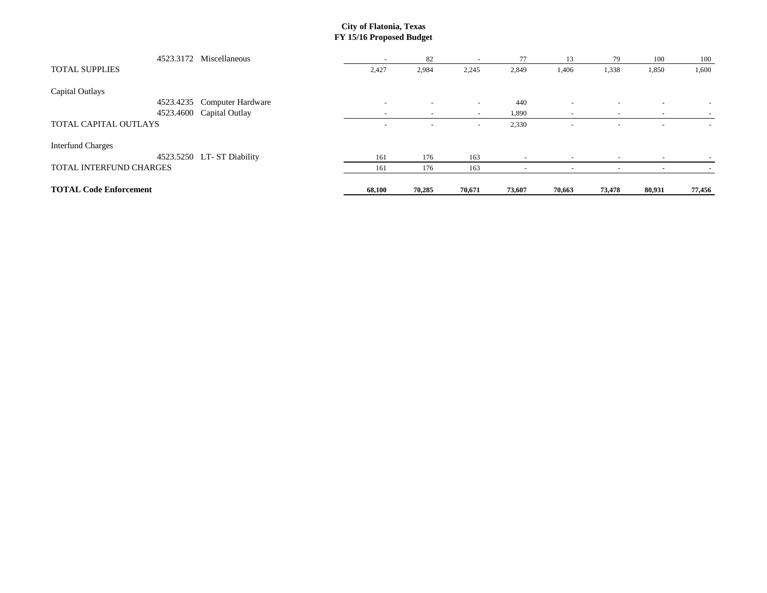# City of Flatonia, Texas
## FY 15/16 Proposed Budget

| | | | | | | | | | |
|---|---|---|---|---|---|---|---|---|---|
| 4523.3172 | Miscellaneous | - | 82 | - | 77 | 13 | 79 | 100 | 100 |
| TOTAL SUPPLIES | | 2,427 | 2,984 | 2,245 | 2,849 | 1,406 | 1,338 | 1,850 | 1,600 |
| Capital Outlays | | | | | | | | | |
| 4523.4235 | Computer Hardware | - | - | - | 440 | - | - | - | - |
| 4523.4600 | Capital Outlay | - | - | - | 1,890 | - | - | - | - |
| TOTAL CAPITAL OUTLAYS | | - | - | - | 2,330 | - | - | - | - |
| Interfund Charges | | | | | | | | | |
| 4523.5250 | LT- ST Diability | 161 | 176 | 163 | - | - | - | - | - |
| TOTAL INTERFUND CHARGES | | 161 | 176 | 163 | - | - | - | - | - |
| **TOTAL Code Enforcement** | | **68,100** | **70,285** | **70,671** | **73,607** | **70,663** | **73,478** | **80,931** | **77,456** |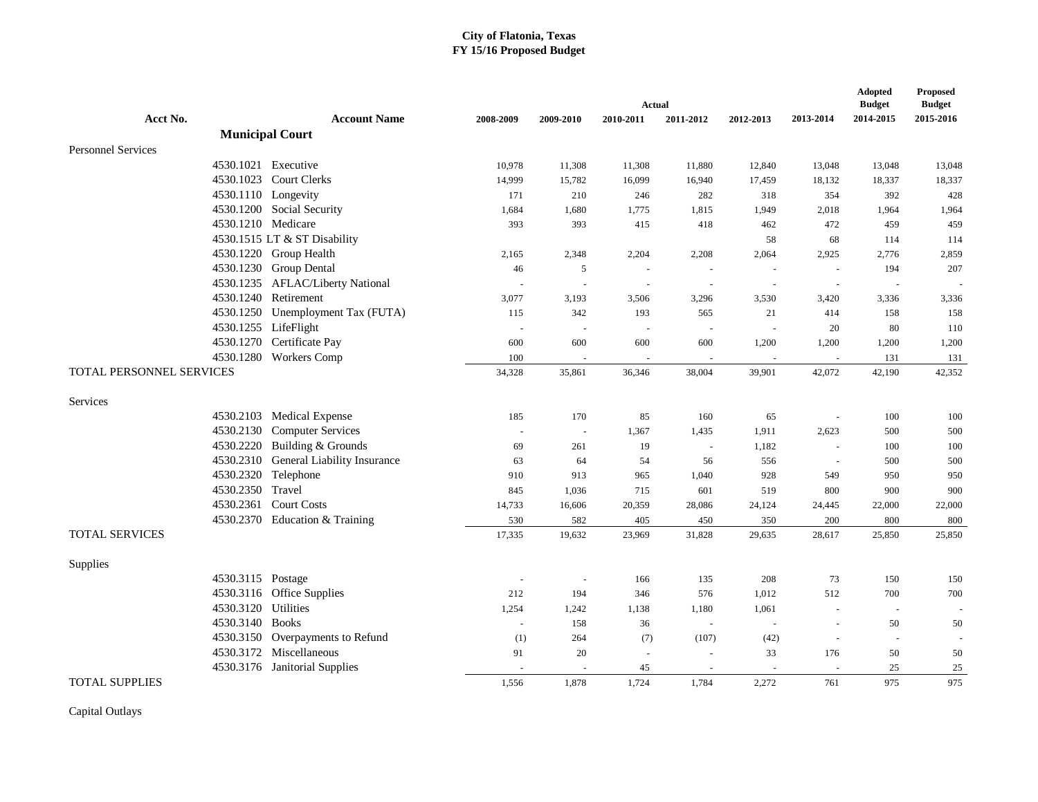# City of Flatonia, Texas
## FY 15/16 Proposed Budget

| Acct No. | Account Name | Actual 2008-2009 | Actual 2009-2010 | Actual 2010-2011 | Actual 2011-2012 | Actual 2012-2013 | Actual 2013-2014 | Adopted Budget 2014-2015 | Proposed Budget 2015-2016 |
|---|---|---|---|---|---|---|---|---|---|
| | **Municipal Court** | | | | | | | | |
| Personnel Services | | | | | | | | | |
| 4530.1021 | Executive | 10,978 | 11,308 | 11,308 | 11,880 | 12,840 | 13,048 | 13,048 | 13,048 |
| 4530.1023 | Court Clerks | 14,999 | 15,782 | 16,099 | 16,940 | 17,459 | 18,132 | 18,337 | 18,337 |
| 4530.1110 | Longevity | 171 | 210 | 246 | 282 | 318 | 354 | 392 | 428 |
| 4530.1200 | Social Security | 1,684 | 1,680 | 1,775 | 1,815 | 1,949 | 2,018 | 1,964 | 1,964 |
| 4530.1210 | Medicare | 393 | 393 | 415 | 418 | 462 | 472 | 459 | 459 |
| 4530.1515 | LT & ST Disability | | | | | 58 | 68 | 114 | 114 |
| 4530.1220 | Group Health | 2,165 | 2,348 | 2,204 | 2,208 | 2,064 | 2,925 | 2,776 | 2,859 |
| 4530.1230 | Group Dental | 46 | 5 | - | - | - | - | 194 | 207 |
| 4530.1235 | AFLAC/Liberty National | - | - | - | - | - | - | - | - |
| 4530.1240 | Retirement | 3,077 | 3,193 | 3,506 | 3,296 | 3,530 | 3,420 | 3,336 | 3,336 |
| 4530.1250 | Unemployment Tax (FUTA) | 115 | 342 | 193 | 565 | 21 | 414 | 158 | 158 |
| 4530.1255 | LifeFlight | - | - | - | - | - | 20 | 80 | 110 |
| 4530.1270 | Certificate Pay | 600 | 600 | 600 | 600 | 1,200 | 1,200 | 1,200 | 1,200 |
| 4530.1280 | Workers Comp | 100 | - | - | - | - | - | 131 | 131 |
| TOTAL PERSONNEL SERVICES | | 34,328 | 35,861 | 36,346 | 38,004 | 39,901 | 42,072 | 42,190 | 42,352 |
| Services | | | | | | | | | |
| 4530.2103 | Medical Expense | 185 | 170 | 85 | 160 | 65 | - | 100 | 100 |
| 4530.2130 | Computer Services | - | - | 1,367 | 1,435 | 1,911 | 2,623 | 500 | 500 |
| 4530.2220 | Building & Grounds | 69 | 261 | 19 | - | 1,182 | - | 100 | 100 |
| 4530.2310 | General Liability Insurance | 63 | 64 | 54 | 56 | 556 | - | 500 | 500 |
| 4530.2320 | Telephone | 910 | 913 | 965 | 1,040 | 928 | 549 | 950 | 950 |
| 4530.2350 | Travel | 845 | 1,036 | 715 | 601 | 519 | 800 | 900 | 900 |
| 4530.2361 | Court Costs | 14,733 | 16,606 | 20,359 | 28,086 | 24,124 | 24,445 | 22,000 | 22,000 |
| 4530.2370 | Education & Training | 530 | 582 | 405 | 450 | 350 | 200 | 800 | 800 |
| TOTAL SERVICES | | 17,335 | 19,632 | 23,969 | 31,828 | 29,635 | 28,617 | 25,850 | 25,850 |
| Supplies | | | | | | | | | |
| 4530.3115 | Postage | - | - | 166 | 135 | 208 | 73 | 150 | 150 |
| 4530.3116 | Office Supplies | 212 | 194 | 346 | 576 | 1,012 | 512 | 700 | 700 |
| 4530.3120 | Utilities | 1,254 | 1,242 | 1,138 | 1,180 | 1,061 | - | - | - |
| 4530.3140 | Books | - | 158 | 36 | - | - | - | 50 | 50 |
| 4530.3150 | Overpayments to Refund | (1) | 264 | (7) | (107) | (42) | - | - | - |
| 4530.3172 | Miscellaneous | 91 | 20 | - | - | 33 | 176 | 50 | 50 |
| 4530.3176 | Janitorial Supplies | - | - | 45 | - | - | - | 25 | 25 |
| TOTAL SUPPLIES | | 1,556 | 1,878 | 1,724 | 1,784 | 2,272 | 761 | 975 | 975 |
| Capital Outlays | | | | | | | | | |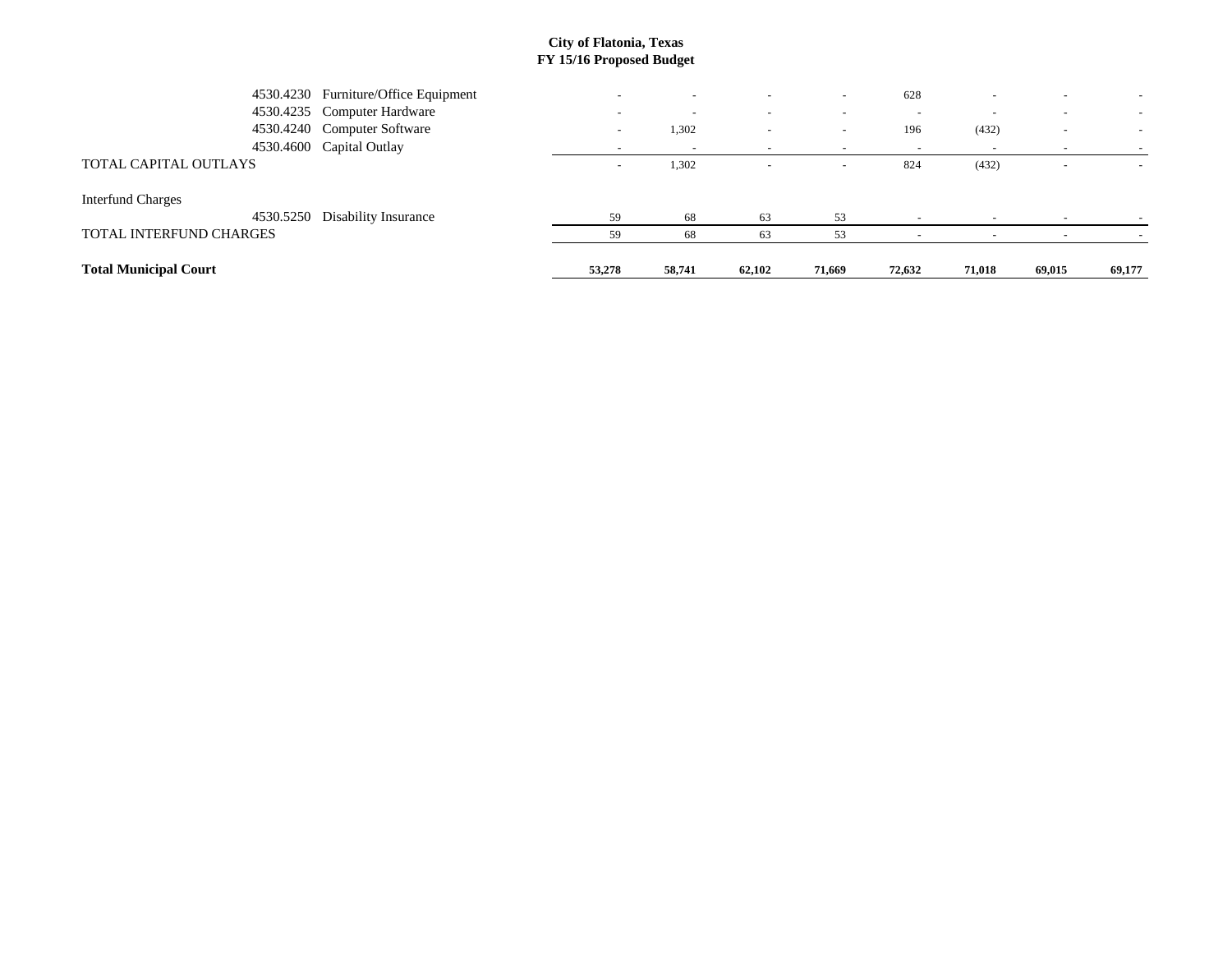**City of Flatonia, Texas**
**FY 15/16 Proposed Budget**

| | | | | | | | | | |
|---|---|---|---|---|---|---|---|---|---|
| 4530.4230 | Furniture/Office Equipment | - | - | - | - | 628 | - | - | - |
| 4530.4235 | Computer Hardware | - | - | - | - | - | - | - | - |
| 4530.4240 | Computer Software | - | 1,302 | - | - | 196 | (432) | - | - |
| 4530.4600 | Capital Outlay | - | - | - | - | - | - | - | - |
| TOTAL CAPITAL OUTLAYS | | - | 1,302 | - | - | 824 | (432) | - | - |
| Interfund Charges | | | | | | | | | |
| 4530.5250 | Disability Insurance | 59 | 68 | 63 | 53 | - | - | - | - |
| TOTAL INTERFUND CHARGES | | 59 | 68 | 63 | 53 | - | - | - | - |
| **Total Municipal Court** | | **53,278** | **58,741** | **62,102** | **71,669** | **72,632** | **71,018** | **69,015** | **69,177** |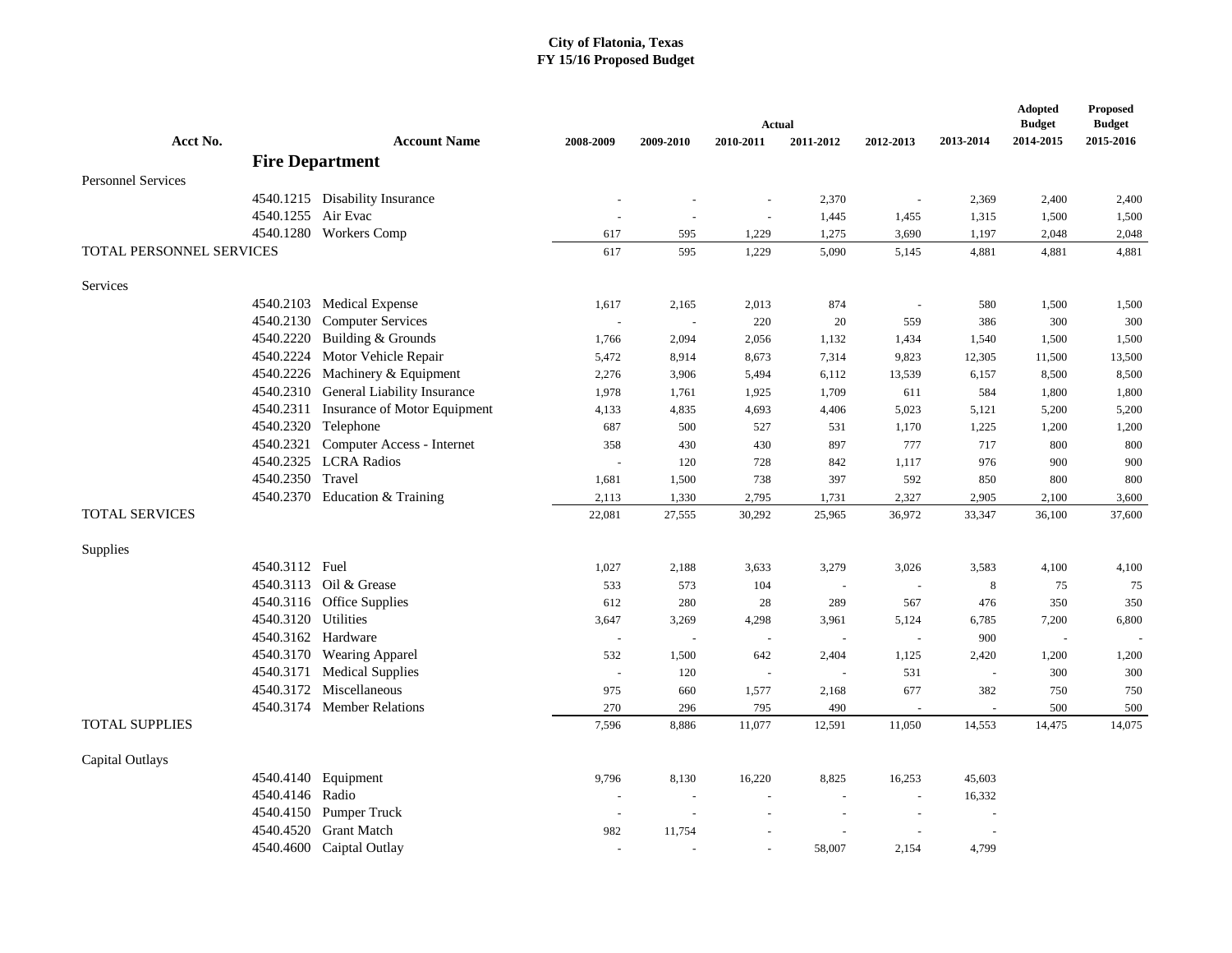# City of Flatonia, Texas
## FY 15/16 Proposed Budget

| Acct No. | Account Name | Actual 2008-2009 | Actual 2009-2010 | Actual 2010-2011 | Actual 2011-2012 | Actual 2012-2013 | Actual 2013-2014 | Adopted Budget 2014-2015 | Proposed Budget 2015-2016 |
|---|---|---|---|---|---|---|---|---|---|
| | **Fire Department** | | | | | | | | |
| Personnel Services | | | | | | | | | |
| 4540.1215 | Disability Insurance | - | - | - | 2,370 | - | 2,369 | 2,400 | 2,400 |
| 4540.1255 | Air Evac | - | - | - | 1,445 | 1,455 | 1,315 | 1,500 | 1,500 |
| 4540.1280 | Workers Comp | 617 | 595 | 1,229 | 1,275 | 3,690 | 1,197 | 2,048 | 2,048 |
| TOTAL PERSONNEL SERVICES | | 617 | 595 | 1,229 | 5,090 | 5,145 | 4,881 | 4,881 | 4,881 |
| Services | | | | | | | | | |
| 4540.2103 | Medical Expense | 1,617 | 2,165 | 2,013 | 874 | - | 580 | 1,500 | 1,500 |
| 4540.2130 | Computer Services | - | - | 220 | 20 | 559 | 386 | 300 | 300 |
| 4540.2220 | Building & Grounds | 1,766 | 2,094 | 2,056 | 1,132 | 1,434 | 1,540 | 1,500 | 1,500 |
| 4540.2224 | Motor Vehicle Repair | 5,472 | 8,914 | 8,673 | 7,314 | 9,823 | 12,305 | 11,500 | 13,500 |
| 4540.2226 | Machinery & Equipment | 2,276 | 3,906 | 5,494 | 6,112 | 13,539 | 6,157 | 8,500 | 8,500 |
| 4540.2310 | General Liability Insurance | 1,978 | 1,761 | 1,925 | 1,709 | 611 | 584 | 1,800 | 1,800 |
| 4540.2311 | Insurance of Motor Equipment | 4,133 | 4,835 | 4,693 | 4,406 | 5,023 | 5,121 | 5,200 | 5,200 |
| 4540.2320 | Telephone | 687 | 500 | 527 | 531 | 1,170 | 1,225 | 1,200 | 1,200 |
| 4540.2321 | Computer Access - Internet | 358 | 430 | 430 | 897 | 777 | 717 | 800 | 800 |
| 4540.2325 | LCRA Radios | - | 120 | 728 | 842 | 1,117 | 976 | 900 | 900 |
| 4540.2350 | Travel | 1,681 | 1,500 | 738 | 397 | 592 | 850 | 800 | 800 |
| 4540.2370 | Education & Training | 2,113 | 1,330 | 2,795 | 1,731 | 2,327 | 2,905 | 2,100 | 3,600 |
| TOTAL SERVICES | | 22,081 | 27,555 | 30,292 | 25,965 | 36,972 | 33,347 | 36,100 | 37,600 |
| Supplies | | | | | | | | | |
| 4540.3112 | Fuel | 1,027 | 2,188 | 3,633 | 3,279 | 3,026 | 3,583 | 4,100 | 4,100 |
| 4540.3113 | Oil & Grease | 533 | 573 | 104 | - | - | 8 | 75 | 75 |
| 4540.3116 | Office Supplies | 612 | 280 | 28 | 289 | 567 | 476 | 350 | 350 |
| 4540.3120 | Utilities | 3,647 | 3,269 | 4,298 | 3,961 | 5,124 | 6,785 | 7,200 | 6,800 |
| 4540.3162 | Hardware | - | - | - | - | - | 900 | - | - |
| 4540.3170 | Wearing Apparel | 532 | 1,500 | 642 | 2,404 | 1,125 | 2,420 | 1,200 | 1,200 |
| 4540.3171 | Medical Supplies | - | 120 | - | - | 531 | - | 300 | 300 |
| 4540.3172 | Miscellaneous | 975 | 660 | 1,577 | 2,168 | 677 | 382 | 750 | 750 |
| 4540.3174 | Member Relations | 270 | 296 | 795 | 490 | - | - | 500 | 500 |
| TOTAL SUPPLIES | | 7,596 | 8,886 | 11,077 | 12,591 | 11,050 | 14,553 | 14,475 | 14,075 |
| Capital Outlays | | | | | | | | | |
| 4540.4140 | Equipment | 9,796 | 8,130 | 16,220 | 8,825 | 16,253 | 45,603 | | |
| 4540.4146 | Radio | - | - | - | - | - | 16,332 | | |
| 4540.4150 | Pumper Truck | - | - | - | - | - | - | | |
| 4540.4520 | Grant Match | 982 | 11,754 | - | - | - | - | | |
| 4540.4600 | Caiptal Outlay | - | - | - | 58,007 | 2,154 | 4,799 | | |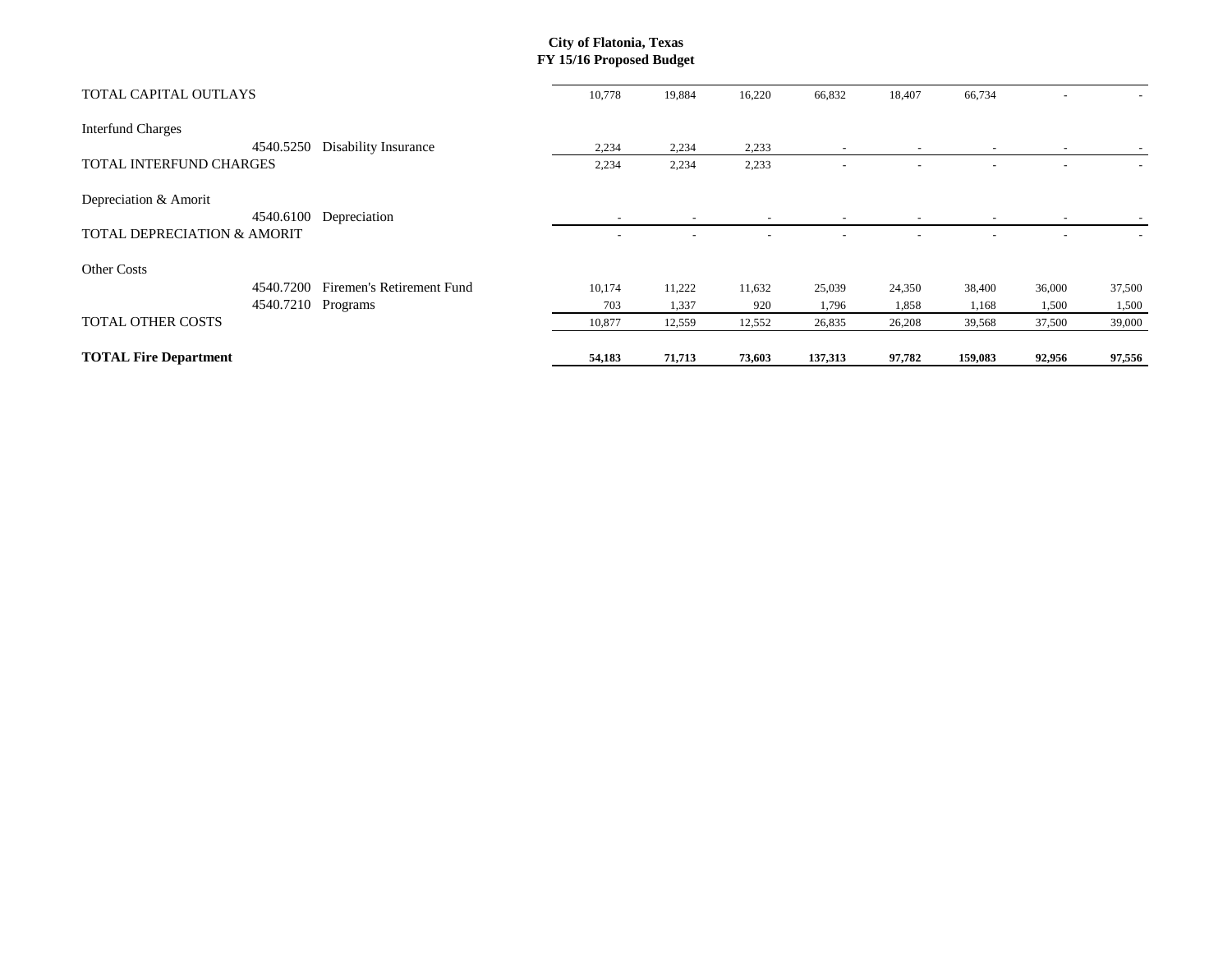**City of Flatonia, Texas**
**FY 15/16 Proposed Budget**

| | | | | | | | | | |
|---|---|---|---|---|---|---|---|---|---|
| TOTAL CAPITAL OUTLAYS | | 10,778 | 19,884 | 16,220 | 66,832 | 18,407 | 66,734 | - | - |
| Interfund Charges | | | | | | | | | |
| 4540.5250 | Disability Insurance | 2,234 | 2,234 | 2,233 | - | - | - | - | - |
| TOTAL INTERFUND CHARGES | | 2,234 | 2,234 | 2,233 | - | - | - | - | - |
| Depreciation & Amorit | | | | | | | | | |
| 4540.6100 | Depreciation | - | - | - | - | - | - | - | - |
| TOTAL DEPRECIATION & AMORIT | | - | - | - | - | - | - | - | - |
| Other Costs | | | | | | | | | |
| 4540.7200 | Firemen's Retirement Fund | 10,174 | 11,222 | 11,632 | 25,039 | 24,350 | 38,400 | 36,000 | 37,500 |
| 4540.7210 | Programs | 703 | 1,337 | 920 | 1,796 | 1,858 | 1,168 | 1,500 | 1,500 |
| TOTAL OTHER COSTS | | 10,877 | 12,559 | 12,552 | 26,835 | 26,208 | 39,568 | 37,500 | 39,000 |
| **TOTAL Fire Department** | | **54,183** | **71,713** | **73,603** | **137,313** | **97,782** | **159,083** | **92,956** | **97,556** |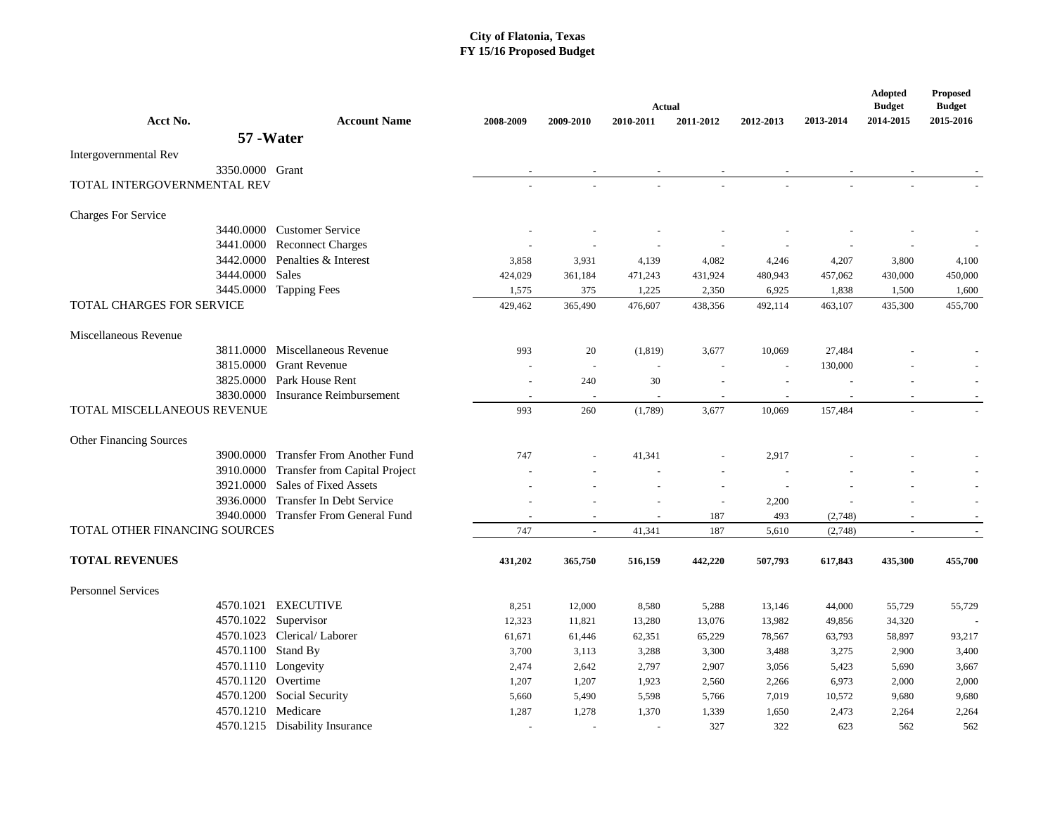**City of Flatonia, Texas**
**FY 15/16 Proposed Budget**

| Acct No. | Account Name | Actual 2008-2009 | Actual 2009-2010 | Actual 2010-2011 | Actual 2011-2012 | Actual 2012-2013 | Actual 2013-2014 | Adopted Budget 2014-2015 | Proposed Budget 2015-2016 |
|---|---|---|---|---|---|---|---|---|---|
| **57 -Water** | | | | | | | | | |
| Intergovernmental Rev | | | | | | | | | |
| 3350.0000 | Grant | - | - | - | - | - | - | - | - |
| TOTAL INTERGOVERNMENTAL REV | | - | - | - | - | - | - | - | - |
| Charges For Service | | | | | | | | | |
| 3440.0000 | Customer Service | - | - | - | - | - | - | - | - |
| 3441.0000 | Reconnect Charges | - | - | - | - | - | - | - | - |
| 3442.0000 | Penalties & Interest | 3,858 | 3,931 | 4,139 | 4,082 | 4,246 | 4,207 | 3,800 | 4,100 |
| 3444.0000 | Sales | 424,029 | 361,184 | 471,243 | 431,924 | 480,943 | 457,062 | 430,000 | 450,000 |
| 3445.0000 | Tapping Fees | 1,575 | 375 | 1,225 | 2,350 | 6,925 | 1,838 | 1,500 | 1,600 |
| TOTAL CHARGES FOR SERVICE | | 429,462 | 365,490 | 476,607 | 438,356 | 492,114 | 463,107 | 435,300 | 455,700 |
| Miscellaneous Revenue | | | | | | | | | |
| 3811.0000 | Miscellaneous Revenue | 993 | 20 | (1,819) | 3,677 | 10,069 | 27,484 | - | - |
| 3815.0000 | Grant Revenue | - | - | - | - | - | 130,000 | - | - |
| 3825.0000 | Park House Rent | - | 240 | 30 | - | - | - | - | - |
| 3830.0000 | Insurance Reimbursement | - | - | - | - | - | - | - | - |
| TOTAL MISCELLANEOUS REVENUE | | 993 | 260 | (1,789) | 3,677 | 10,069 | 157,484 | - | - |
| Other Financing Sources | | | | | | | | | |
| 3900.0000 | Transfer From Another Fund | 747 | - | 41,341 | - | 2,917 | - | - | - |
| 3910.0000 | Transfer from Capital Project | - | - | - | - | - | - | - | - |
| 3921.0000 | Sales of Fixed Assets | - | - | - | - | - | - | - | - |
| 3936.0000 | Transfer In Debt Service | - | - | - | - | 2,200 | - | - | - |
| 3940.0000 | Transfer From General Fund | - | - | - | 187 | 493 | (2,748) | - | - |
| TOTAL OTHER FINANCING SOURCES | | 747 | - | 41,341 | 187 | 5,610 | (2,748) | - | - |
| **TOTAL REVENUES** | | **431,202** | **365,750** | **516,159** | **442,220** | **507,793** | **617,843** | **435,300** | **455,700** |
| Personnel Services | | | | | | | | | |
| 4570.1021 | EXECUTIVE | 8,251 | 12,000 | 8,580 | 5,288 | 13,146 | 44,000 | 55,729 | 55,729 |
| 4570.1022 | Supervisor | 12,323 | 11,821 | 13,280 | 13,076 | 13,982 | 49,856 | 34,320 | - |
| 4570.1023 | Clerical/ Laborer | 61,671 | 61,446 | 62,351 | 65,229 | 78,567 | 63,793 | 58,897 | 93,217 |
| 4570.1100 | Stand By | 3,700 | 3,113 | 3,288 | 3,300 | 3,488 | 3,275 | 2,900 | 3,400 |
| 4570.1110 | Longevity | 2,474 | 2,642 | 2,797 | 2,907 | 3,056 | 5,423 | 5,690 | 3,667 |
| 4570.1120 | Overtime | 1,207 | 1,207 | 1,923 | 2,560 | 2,266 | 6,973 | 2,000 | 2,000 |
| 4570.1200 | Social Security | 5,660 | 5,490 | 5,598 | 5,766 | 7,019 | 10,572 | 9,680 | 9,680 |
| 4570.1210 | Medicare | 1,287 | 1,278 | 1,370 | 1,339 | 1,650 | 2,473 | 2,264 | 2,264 |
| 4570.1215 | Disability Insurance | - | - | - | 327 | 322 | 623 | 562 | 562 |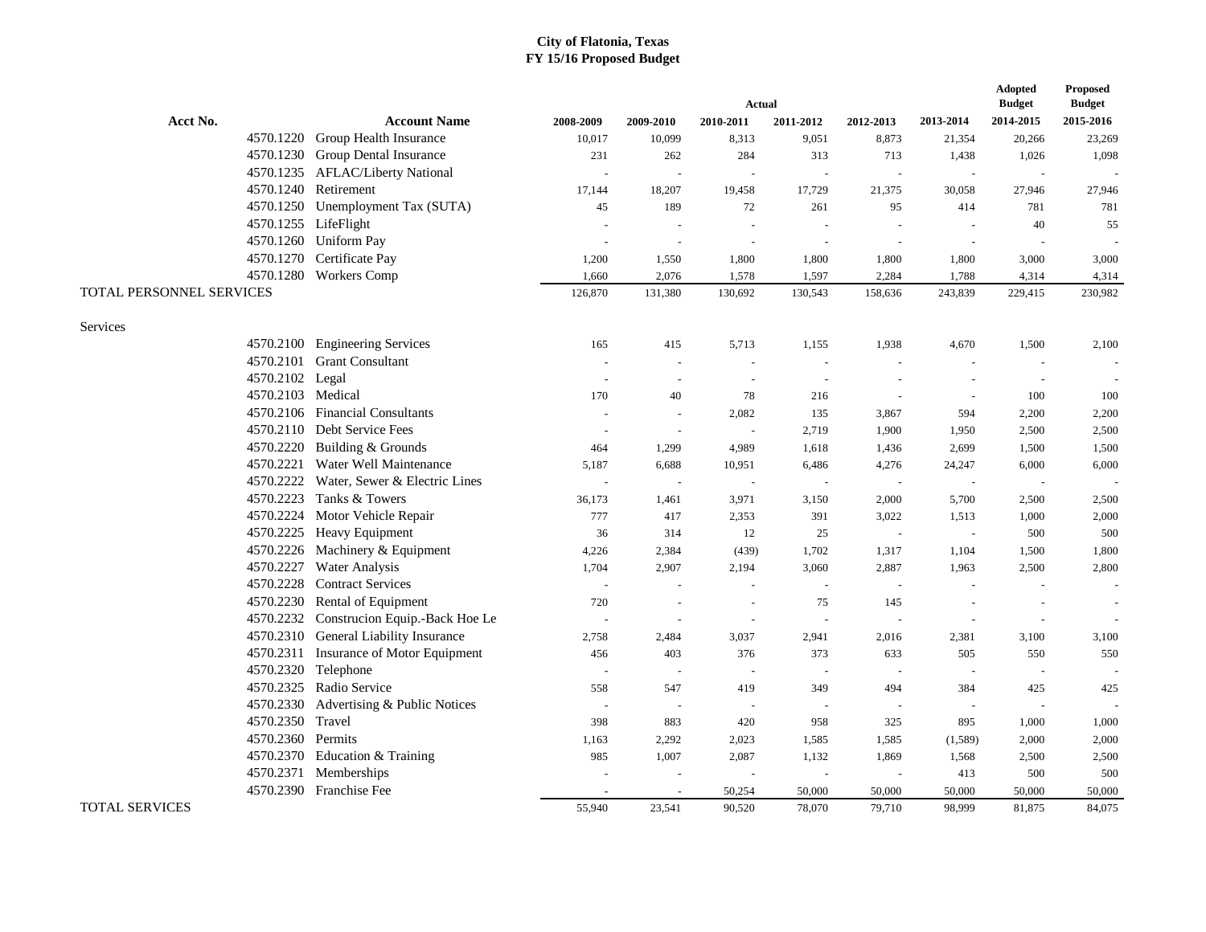# City of Flatonia, Texas
## FY 15/16 Proposed Budget

| Acct No. | Account Name | Actual 2008-2009 | 2009-2010 | 2010-2011 | 2011-2012 | 2012-2013 | 2013-2014 | Adopted Budget 2014-2015 | Proposed Budget 2015-2016 |
|---|---|---|---|---|---|---|---|---|---|
| 4570.1220 | Group Health Insurance | 10,017 | 10,099 | 8,313 | 9,051 | 8,873 | 21,354 | 20,266 | 23,269 |
| 4570.1230 | Group Dental Insurance | 231 | 262 | 284 | 313 | 713 | 1,438 | 1,026 | 1,098 |
| 4570.1235 | AFLAC/Liberty National | - | - | - | - | - | - | - | - |
| 4570.1240 | Retirement | 17,144 | 18,207 | 19,458 | 17,729 | 21,375 | 30,058 | 27,946 | 27,946 |
| 4570.1250 | Unemployment Tax (SUTA) | 45 | 189 | 72 | 261 | 95 | 414 | 781 | 781 |
| 4570.1255 | LifeFlight | - | - | - | - | - | - | 40 | 55 |
| 4570.1260 | Uniform Pay | - | - | - | - | - | - | - | - |
| 4570.1270 | Certificate Pay | 1,200 | 1,550 | 1,800 | 1,800 | 1,800 | 1,800 | 3,000 | 3,000 |
| 4570.1280 | Workers Comp | 1,660 | 2,076 | 1,578 | 1,597 | 2,284 | 1,788 | 4,314 | 4,314 |
| TOTAL PERSONNEL SERVICES | | 126,870 | 131,380 | 130,692 | 130,543 | 158,636 | 243,839 | 229,415 | 230,982 |
| Services | | | | | | | | | |
| 4570.2100 | Engineering Services | 165 | 415 | 5,713 | 1,155 | 1,938 | 4,670 | 1,500 | 2,100 |
| 4570.2101 | Grant Consultant | - | - | - | - | - | - | - | - |
| 4570.2102 | Legal | - | - | - | - | - | - | - | - |
| 4570.2103 | Medical | 170 | 40 | 78 | 216 | - | - | 100 | 100 |
| 4570.2106 | Financial Consultants | - | - | 2,082 | 135 | 3,867 | 594 | 2,200 | 2,200 |
| 4570.2110 | Debt Service Fees | - | - | - | 2,719 | 1,900 | 1,950 | 2,500 | 2,500 |
| 4570.2220 | Building & Grounds | 464 | 1,299 | 4,989 | 1,618 | 1,436 | 2,699 | 1,500 | 1,500 |
| 4570.2221 | Water Well Maintenance | 5,187 | 6,688 | 10,951 | 6,486 | 4,276 | 24,247 | 6,000 | 6,000 |
| 4570.2222 | Water, Sewer & Electric Lines | - | - | - | - | - | - | - | - |
| 4570.2223 | Tanks & Towers | 36,173 | 1,461 | 3,971 | 3,150 | 2,000 | 5,700 | 2,500 | 2,500 |
| 4570.2224 | Motor Vehicle Repair | 777 | 417 | 2,353 | 391 | 3,022 | 1,513 | 1,000 | 2,000 |
| 4570.2225 | Heavy Equipment | 36 | 314 | 12 | 25 | - | - | 500 | 500 |
| 4570.2226 | Machinery & Equipment | 4,226 | 2,384 | (439) | 1,702 | 1,317 | 1,104 | 1,500 | 1,800 |
| 4570.2227 | Water Analysis | 1,704 | 2,907 | 2,194 | 3,060 | 2,887 | 1,963 | 2,500 | 2,800 |
| 4570.2228 | Contract Services | - | - | - | - | - | - | - | - |
| 4570.2230 | Rental of Equipment | 720 | - | - | 75 | 145 | - | - | - |
| 4570.2232 | Construcion Equip.-Back Hoe Le | - | - | - | - | - | - | - | - |
| 4570.2310 | General Liability Insurance | 2,758 | 2,484 | 3,037 | 2,941 | 2,016 | 2,381 | 3,100 | 3,100 |
| 4570.2311 | Insurance of Motor Equipment | 456 | 403 | 376 | 373 | 633 | 505 | 550 | 550 |
| 4570.2320 | Telephone | - | - | - | - | - | - | - | - |
| 4570.2325 | Radio Service | 558 | 547 | 419 | 349 | 494 | 384 | 425 | 425 |
| 4570.2330 | Advertising & Public Notices | - | - | - | - | - | - | - | - |
| 4570.2350 | Travel | 398 | 883 | 420 | 958 | 325 | 895 | 1,000 | 1,000 |
| 4570.2360 | Permits | 1,163 | 2,292 | 2,023 | 1,585 | 1,585 | (1,589) | 2,000 | 2,000 |
| 4570.2370 | Education & Training | 985 | 1,007 | 2,087 | 1,132 | 1,869 | 1,568 | 2,500 | 2,500 |
| 4570.2371 | Memberships | - | - | - | - | - | 413 | 500 | 500 |
| 4570.2390 | Franchise Fee | - | - | 50,254 | 50,000 | 50,000 | 50,000 | 50,000 | 50,000 |
| TOTAL SERVICES | | 55,940 | 23,541 | 90,520 | 78,070 | 79,710 | 98,999 | 81,875 | 84,075 |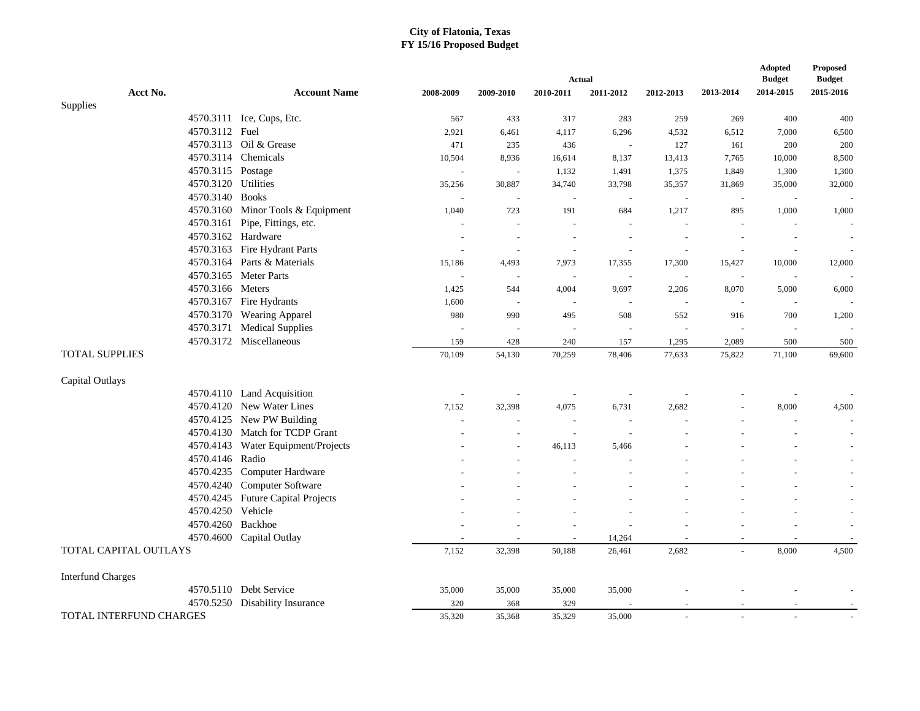**City of Flatonia, Texas**
**FY 15/16 Proposed Budget**

| Acct No. | Account Name | Actual 2008-2009 | Actual 2009-2010 | Actual 2010-2011 | Actual 2011-2012 | Actual 2012-2013 | Actual 2013-2014 | Adopted Budget 2014-2015 | Proposed Budget 2015-2016 |
|---|---|---|---|---|---|---|---|---|---|
| Supplies | | | | | | | | | |
| 4570.3111 | Ice, Cups, Etc. | 567 | 433 | 317 | 283 | 259 | 269 | 400 | 400 |
| 4570.3112 | Fuel | 2,921 | 6,461 | 4,117 | 6,296 | 4,532 | 6,512 | 7,000 | 6,500 |
| 4570.3113 | Oil & Grease | 471 | 235 | 436 | - | 127 | 161 | 200 | 200 |
| 4570.3114 | Chemicals | 10,504 | 8,936 | 16,614 | 8,137 | 13,413 | 7,765 | 10,000 | 8,500 |
| 4570.3115 | Postage | - | - | 1,132 | 1,491 | 1,375 | 1,849 | 1,300 | 1,300 |
| 4570.3120 | Utilities | 35,256 | 30,887 | 34,740 | 33,798 | 35,357 | 31,869 | 35,000 | 32,000 |
| 4570.3140 | Books | - | - | - | - | - | - | - | - |
| 4570.3160 | Minor Tools & Equipment | 1,040 | 723 | 191 | 684 | 1,217 | 895 | 1,000 | 1,000 |
| 4570.3161 | Pipe, Fittings, etc. | - | - | - | - | - | - | - | - |
| 4570.3162 | Hardware | - | - | - | - | - | - | - | - |
| 4570.3163 | Fire Hydrant Parts | - | - | - | - | - | - | - | - |
| 4570.3164 | Parts & Materials | 15,186 | 4,493 | 7,973 | 17,355 | 17,300 | 15,427 | 10,000 | 12,000 |
| 4570.3165 | Meter Parts | - | - | - | - | - | - | - | - |
| 4570.3166 | Meters | 1,425 | 544 | 4,004 | 9,697 | 2,206 | 8,070 | 5,000 | 6,000 |
| 4570.3167 | Fire Hydrants | 1,600 | - | - | - | - | - | - | - |
| 4570.3170 | Wearing Apparel | 980 | 990 | 495 | 508 | 552 | 916 | 700 | 1,200 |
| 4570.3171 | Medical Supplies | - | - | - | - | - | - | - | - |
| 4570.3172 | Miscellaneous | 159 | 428 | 240 | 157 | 1,295 | 2,089 | 500 | 500 |
| TOTAL SUPPLIES | | 70,109 | 54,130 | 70,259 | 78,406 | 77,633 | 75,822 | 71,100 | 69,600 |
| Capital Outlays | | | | | | | | | |
| 4570.4110 | Land Acquisition | - | - | - | - | - | - | - | - |
| 4570.4120 | New Water Lines | 7,152 | 32,398 | 4,075 | 6,731 | 2,682 | - | 8,000 | 4,500 |
| 4570.4125 | New PW Building | - | - | - | - | - | - | - | - |
| 4570.4130 | Match for TCDP Grant | - | - | - | - | - | - | - | - |
| 4570.4143 | Water Equipment/Projects | - | - | 46,113 | 5,466 | - | - | - | - |
| 4570.4146 | Radio | - | - | - | - | - | - | - | - |
| 4570.4235 | Computer Hardware | - | - | - | - | - | - | - | - |
| 4570.4240 | Computer Software | - | - | - | - | - | - | - | - |
| 4570.4245 | Future Capital Projects | - | - | - | - | - | - | - | - |
| 4570.4250 | Vehicle | - | - | - | - | - | - | - | - |
| 4570.4260 | Backhoe | - | - | - | - | - | - | - | - |
| 4570.4600 | Capital Outlay | - | - | - | 14,264 | - | - | - | - |
| TOTAL CAPITAL OUTLAYS | | 7,152 | 32,398 | 50,188 | 26,461 | 2,682 | - | 8,000 | 4,500 |
| Interfund Charges | | | | | | | | | |
| 4570.5110 | Debt Service | 35,000 | 35,000 | 35,000 | 35,000 | - | - | - | - |
| 4570.5250 | Disability Insurance | 320 | 368 | 329 | - | - | - | - | - |
| TOTAL INTERFUND CHARGES | | 35,320 | 35,368 | 35,329 | 35,000 | - | - | - | - |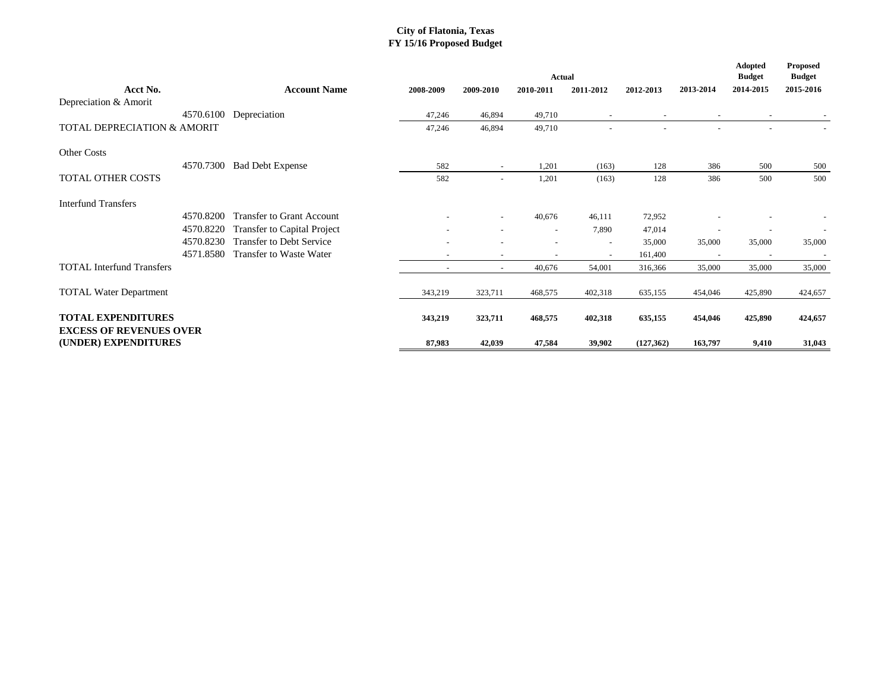**City of Flatonia, Texas**
**FY 15/16 Proposed Budget**

| Acct No. | Account Name | Actual 2008-2009 | Actual 2009-2010 | Actual 2010-2011 | Actual 2011-2012 | Actual 2012-2013 | Actual 2013-2014 | Adopted Budget 2014-2015 | Proposed Budget 2015-2016 |
|---|---|---|---|---|---|---|---|---|---|
| Depreciation & Amorit | | | | | | | | | |
| 4570.6100 | Depreciation | 47,246 | 46,894 | 49,710 | - | - | - | - | - |
| TOTAL DEPRECIATION & AMORIT | | 47,246 | 46,894 | 49,710 | - | - | - | - | - |
| Other Costs | | | | | | | | | |
| 4570.7300 | Bad Debt Expense | 582 | - | 1,201 | (163) | 128 | 386 | 500 | 500 |
| TOTAL OTHER COSTS | | 582 | - | 1,201 | (163) | 128 | 386 | 500 | 500 |
| Interfund Transfers | | | | | | | | | |
| 4570.8200 | Transfer to Grant Account | - | - | 40,676 | 46,111 | 72,952 | - | - | - |
| 4570.8220 | Transfer to Capital Project | - | - | - | 7,890 | 47,014 | - | - | - |
| 4570.8230 | Transfer to Debt Service | - | - | - | - | 35,000 | 35,000 | 35,000 | 35,000 |
| 4571.8580 | Transfer to Waste Water | - | - | - | - | 161,400 | - | - | - |
| TOTAL Interfund Transfers | | - | - | 40,676 | 54,001 | 316,366 | 35,000 | 35,000 | 35,000 |
| TOTAL Water Department | | 343,219 | 323,711 | 468,575 | 402,318 | 635,155 | 454,046 | 425,890 | 424,657 |
| **TOTAL EXPENDITURES** | | **343,219** | **323,711** | **468,575** | **402,318** | **635,155** | **454,046** | **425,890** | **424,657** |
| **EXCESS OF REVENUES OVER (UNDER) EXPENDITURES** | | **87,983** | **42,039** | **47,584** | **39,902** | **(127,362)** | **163,797** | **9,410** | **31,043** |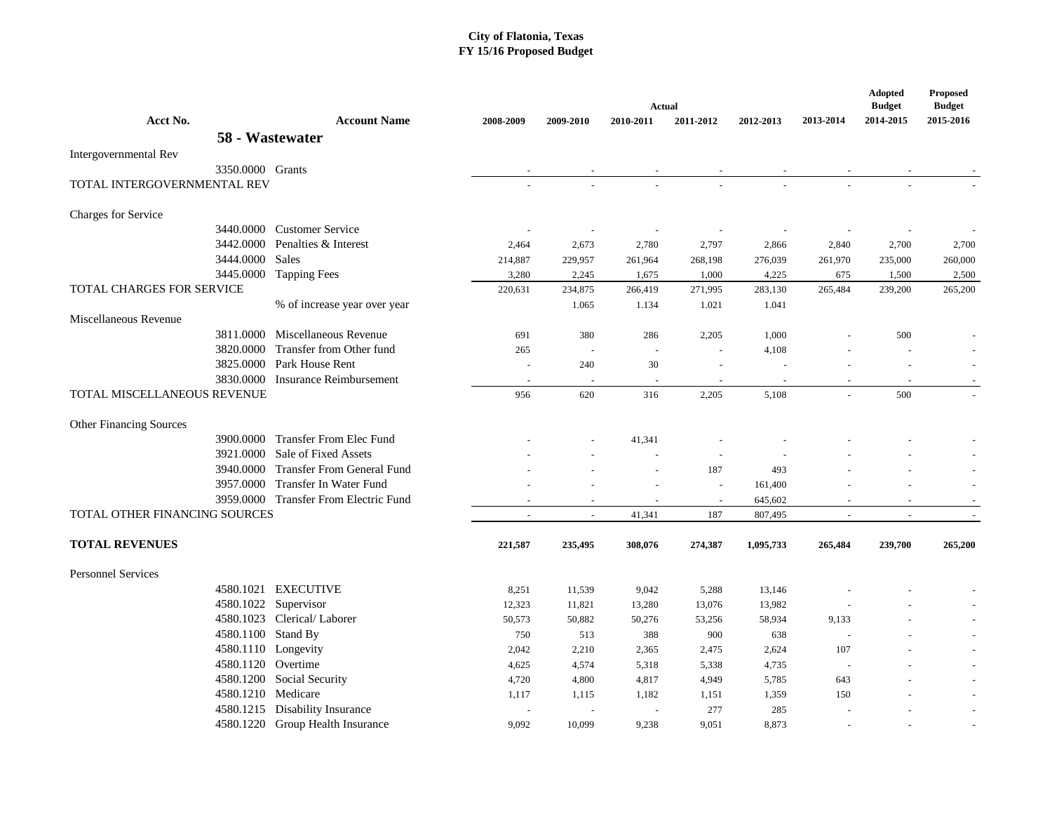# City of Flatonia, Texas
## FY 15/16 Proposed Budget

| Acct No. | Account Name | Actual 2008-2009 | Actual 2009-2010 | Actual 2010-2011 | Actual 2011-2012 | Actual 2012-2013 | Actual 2013-2014 | Adopted Budget 2014-2015 | Proposed Budget 2015-2016 |
|---|---|---|---|---|---|---|---|---|---|
| **58 - Wastewater** | | | | | | | | | |
| Intergovernmental Rev | | | | | | | | | |
| 3350.0000 | Grants | - | - | - | - | - | - | - | - |
| TOTAL INTERGOVERNMENTAL REV | | - | - | - | - | - | - | - | - |
| Charges for Service | | | | | | | | | |
| 3440.0000 | Customer Service | - | - | - | - | - | - | - | - |
| 3442.0000 | Penalties & Interest | 2,464 | 2,673 | 2,780 | 2,797 | 2,866 | 2,840 | 2,700 | 2,700 |
| 3444.0000 | Sales | 214,887 | 229,957 | 261,964 | 268,198 | 276,039 | 261,970 | 235,000 | 260,000 |
| 3445.0000 | Tapping Fees | 3,280 | 2,245 | 1,675 | 1,000 | 4,225 | 675 | 1,500 | 2,500 |
| TOTAL CHARGES FOR SERVICE | | 220,631 | 234,875 | 266,419 | 271,995 | 283,130 | 265,484 | 239,200 | 265,200 |
| | % of increase year over year | | 1.065 | 1.134 | 1.021 | 1.041 | | | |
| Miscellaneous Revenue | | | | | | | | | |
| 3811.0000 | Miscellaneous Revenue | 691 | 380 | 286 | 2,205 | 1,000 | - | 500 | - |
| 3820.0000 | Transfer from Other fund | 265 | - | - | - | 4,108 | - | - | - |
| 3825.0000 | Park House Rent | - | 240 | 30 | - | - | - | - | - |
| 3830.0000 | Insurance Reimbursement | - | - | - | - | - | - | - | - |
| TOTAL MISCELLANEOUS REVENUE | | 956 | 620 | 316 | 2,205 | 5,108 | - | 500 | - |
| Other Financing Sources | | | | | | | | | |
| 3900.0000 | Transfer From Elec Fund | - | - | 41,341 | - | - | - | - | - |
| 3921.0000 | Sale of Fixed Assets | - | - | - | - | - | - | - | - |
| 3940.0000 | Transfer From General Fund | - | - | - | 187 | 493 | - | - | - |
| 3957.0000 | Transfer In Water Fund | - | - | - | - | 161,400 | - | - | - |
| 3959.0000 | Transfer From Electric Fund | - | - | - | - | 645,602 | - | - | - |
| TOTAL OTHER FINANCING SOURCES | | - | - | 41,341 | 187 | 807,495 | - | - | - |
| **TOTAL REVENUES** | | **221,587** | **235,495** | **308,076** | **274,387** | **1,095,733** | **265,484** | **239,700** | **265,200** |
| Personnel Services | | | | | | | | | |
| 4580.1021 | EXECUTIVE | 8,251 | 11,539 | 9,042 | 5,288 | 13,146 | - | - | - |
| 4580.1022 | Supervisor | 12,323 | 11,821 | 13,280 | 13,076 | 13,982 | - | - | - |
| 4580.1023 | Clerical/ Laborer | 50,573 | 50,882 | 50,276 | 53,256 | 58,934 | 9,133 | - | - |
| 4580.1100 | Stand By | 750 | 513 | 388 | 900 | 638 | - | - | - |
| 4580.1110 | Longevity | 2,042 | 2,210 | 2,365 | 2,475 | 2,624 | 107 | - | - |
| 4580.1120 | Overtime | 4,625 | 4,574 | 5,318 | 5,338 | 4,735 | - | - | - |
| 4580.1200 | Social Security | 4,720 | 4,800 | 4,817 | 4,949 | 5,785 | 643 | - | - |
| 4580.1210 | Medicare | 1,117 | 1,115 | 1,182 | 1,151 | 1,359 | 150 | - | - |
| 4580.1215 | Disability Insurance | - | - | - | 277 | 285 | - | - | - |
| 4580.1220 | Group Health Insurance | 9,092 | 10,099 | 9,238 | 9,051 | 8,873 | - | - | - |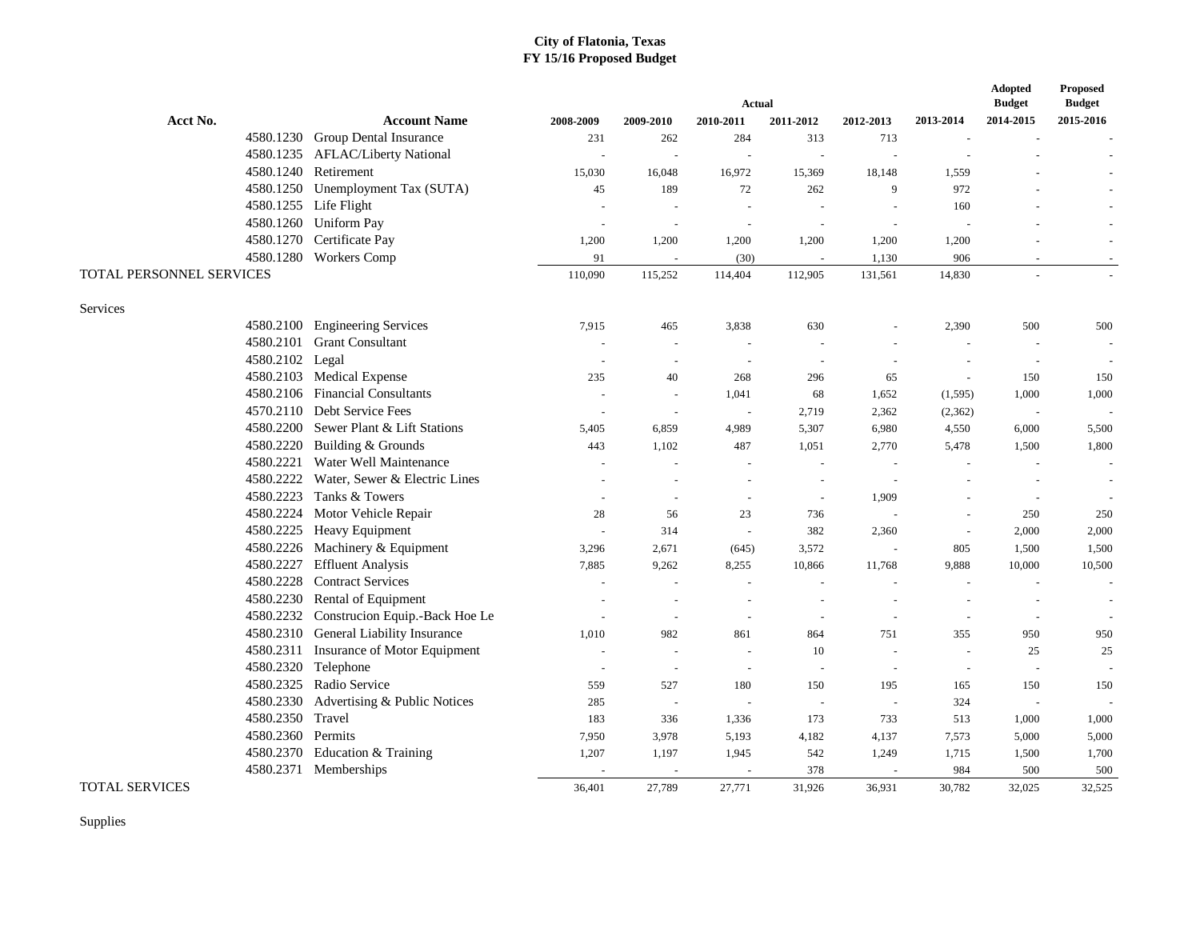**City of Flatonia, Texas**
**FY 15/16 Proposed Budget**

| Acct No. | Account Name | Actual 2008-2009 | Actual 2009-2010 | Actual 2010-2011 | Actual 2011-2012 | Actual 2012-2013 | Actual 2013-2014 | Adopted Budget 2014-2015 | Proposed Budget 2015-2016 |
|---|---|---|---|---|---|---|---|---|---|
| 4580.1230 | Group Dental Insurance | 231 | 262 | 284 | 313 | 713 | - | - | - |
| 4580.1235 | AFLAC/Liberty National | - | - | - | - | - | - | - | - |
| 4580.1240 | Retirement | 15,030 | 16,048 | 16,972 | 15,369 | 18,148 | 1,559 | - | - |
| 4580.1250 | Unemployment Tax (SUTA) | 45 | 189 | 72 | 262 | 9 | 972 | - | - |
| 4580.1255 | Life Flight | - | - | - | - | - | 160 | - | - |
| 4580.1260 | Uniform Pay | - | - | - | - | - | - | - | - |
| 4580.1270 | Certificate Pay | 1,200 | 1,200 | 1,200 | 1,200 | 1,200 | 1,200 | - | - |
| 4580.1280 | Workers Comp | 91 | - | (30) | - | 1,130 | 906 | - | - |
| TOTAL PERSONNEL SERVICES | | 110,090 | 115,252 | 114,404 | 112,905 | 131,561 | 14,830 | - | - |
| Services | | | | | | | | | |
| 4580.2100 | Engineering Services | 7,915 | 465 | 3,838 | 630 | - | 2,390 | 500 | 500 |
| 4580.2101 | Grant Consultant | - | - | - | - | - | - | - | - |
| 4580.2102 | Legal | - | - | - | - | - | - | - | - |
| 4580.2103 | Medical Expense | 235 | 40 | 268 | 296 | 65 | - | 150 | 150 |
| 4580.2106 | Financial Consultants | - | - | 1,041 | 68 | 1,652 | (1,595) | 1,000 | 1,000 |
| 4570.2110 | Debt Service Fees | - | - | - | 2,719 | 2,362 | (2,362) | - | - |
| 4580.2200 | Sewer Plant & Lift Stations | 5,405 | 6,859 | 4,989 | 5,307 | 6,980 | 4,550 | 6,000 | 5,500 |
| 4580.2220 | Building & Grounds | 443 | 1,102 | 487 | 1,051 | 2,770 | 5,478 | 1,500 | 1,800 |
| 4580.2221 | Water Well Maintenance | - | - | - | - | - | - | - | - |
| 4580.2222 | Water, Sewer & Electric Lines | - | - | - | - | - | - | - | - |
| 4580.2223 | Tanks & Towers | - | - | - | - | 1,909 | - | - | - |
| 4580.2224 | Motor Vehicle Repair | 28 | 56 | 23 | 736 | - | - | 250 | 250 |
| 4580.2225 | Heavy Equipment | - | 314 | - | 382 | 2,360 | - | 2,000 | 2,000 |
| 4580.2226 | Machinery & Equipment | 3,296 | 2,671 | (645) | 3,572 | - | 805 | 1,500 | 1,500 |
| 4580.2227 | Effluent Analysis | 7,885 | 9,262 | 8,255 | 10,866 | 11,768 | 9,888 | 10,000 | 10,500 |
| 4580.2228 | Contract Services | - | - | - | - | - | - | - | - |
| 4580.2230 | Rental of Equipment | - | - | - | - | - | - | - | - |
| 4580.2232 | Construcion Equip.-Back Hoe Le | - | - | - | - | - | - | - | - |
| 4580.2310 | General Liability Insurance | 1,010 | 982 | 861 | 864 | 751 | 355 | 950 | 950 |
| 4580.2311 | Insurance of Motor Equipment | - | - | - | 10 | - | - | 25 | 25 |
| 4580.2320 | Telephone | - | - | - | - | - | - | - | - |
| 4580.2325 | Radio Service | 559 | 527 | 180 | 150 | 195 | 165 | 150 | 150 |
| 4580.2330 | Advertising & Public Notices | 285 | - | - | - | - | 324 | - | - |
| 4580.2350 | Travel | 183 | 336 | 1,336 | 173 | 733 | 513 | 1,000 | 1,000 |
| 4580.2360 | Permits | 7,950 | 3,978 | 5,193 | 4,182 | 4,137 | 7,573 | 5,000 | 5,000 |
| 4580.2370 | Education & Training | 1,207 | 1,197 | 1,945 | 542 | 1,249 | 1,715 | 1,500 | 1,700 |
| 4580.2371 | Memberships | - | - | - | 378 | - | 984 | 500 | 500 |
| TOTAL SERVICES | | 36,401 | 27,789 | 27,771 | 31,926 | 36,931 | 30,782 | 32,025 | 32,525 |

Supplies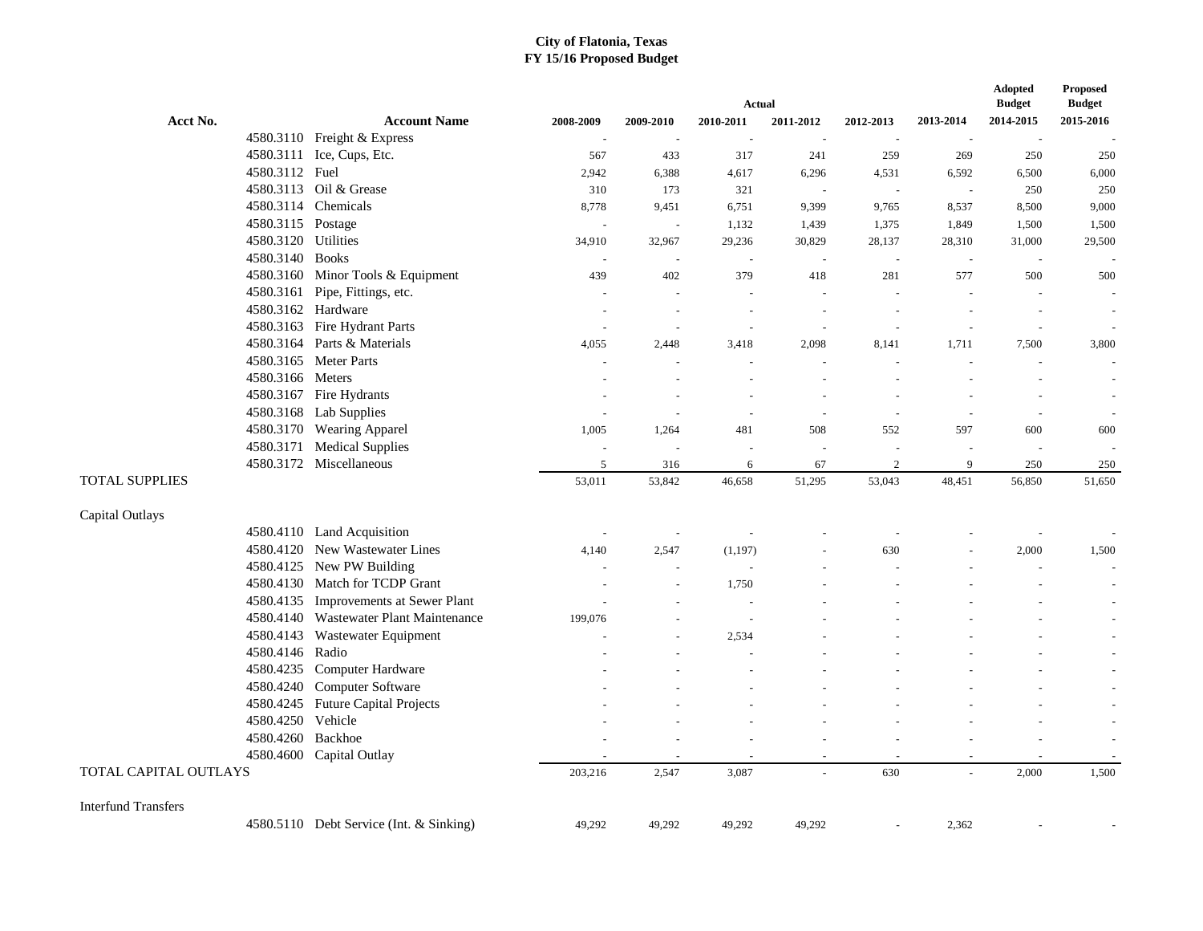# City of Flatonia, Texas
## FY 15/16 Proposed Budget

| Acct No. | Account Name | Actual 2008-2009 | Actual 2009-2010 | Actual 2010-2011 | Actual 2011-2012 | Actual 2012-2013 | Actual 2013-2014 | Adopted Budget 2014-2015 | Proposed Budget 2015-2016 |
|---|---|---|---|---|---|---|---|---|---|
| 4580.3110 | Freight & Express | - | - | - | - | - | - | - | - |
| 4580.3111 | Ice, Cups, Etc. | 567 | 433 | 317 | 241 | 259 | 269 | 250 | 250 |
| 4580.3112 | Fuel | 2,942 | 6,388 | 4,617 | 6,296 | 4,531 | 6,592 | 6,500 | 6,000 |
| 4580.3113 | Oil & Grease | 310 | 173 | 321 | - | - | - | 250 | 250 |
| 4580.3114 | Chemicals | 8,778 | 9,451 | 6,751 | 9,399 | 9,765 | 8,537 | 8,500 | 9,000 |
| 4580.3115 | Postage | - | - | 1,132 | 1,439 | 1,375 | 1,849 | 1,500 | 1,500 |
| 4580.3120 | Utilities | 34,910 | 32,967 | 29,236 | 30,829 | 28,137 | 28,310 | 31,000 | 29,500 |
| 4580.3140 | Books | - | - | - | - | - | - | - | - |
| 4580.3160 | Minor Tools & Equipment | 439 | 402 | 379 | 418 | 281 | 577 | 500 | 500 |
| 4580.3161 | Pipe, Fittings, etc. | - | - | - | - | - | - | - | - |
| 4580.3162 | Hardware | - | - | - | - | - | - | - | - |
| 4580.3163 | Fire Hydrant Parts | - | - | - | - | - | - | - | - |
| 4580.3164 | Parts & Materials | 4,055 | 2,448 | 3,418 | 2,098 | 8,141 | 1,711 | 7,500 | 3,800 |
| 4580.3165 | Meter Parts | - | - | - | - | - | - | - | - |
| 4580.3166 | Meters | - | - | - | - | - | - | - | - |
| 4580.3167 | Fire Hydrants | - | - | - | - | - | - | - | - |
| 4580.3168 | Lab Supplies | - | - | - | - | - | - | - | - |
| 4580.3170 | Wearing Apparel | 1,005 | 1,264 | 481 | 508 | 552 | 597 | 600 | 600 |
| 4580.3171 | Medical Supplies | - | - | - | - | - | - | - | - |
| 4580.3172 | Miscellaneous | 5 | 316 | 6 | 67 | 2 | 9 | 250 | 250 |
| TOTAL SUPPLIES | | 53,011 | 53,842 | 46,658 | 51,295 | 53,043 | 48,451 | 56,850 | 51,650 |
| Capital Outlays | | | | | | | | | |
| 4580.4110 | Land Acquisition | - | - | - | - | - | - | - | - |
| 4580.4120 | New Wastewater Lines | 4,140 | 2,547 | (1,197) | - | 630 | - | 2,000 | 1,500 |
| 4580.4125 | New PW Building | - | - | - | - | - | - | - | - |
| 4580.4130 | Match for TCDP Grant | - | - | 1,750 | - | - | - | - | - |
| 4580.4135 | Improvements at Sewer Plant | - | - | - | - | - | - | - | - |
| 4580.4140 | Wastewater Plant Maintenance | 199,076 | - | - | - | - | - | - | - |
| 4580.4143 | Wastewater Equipment | - | - | 2,534 | - | - | - | - | - |
| 4580.4146 | Radio | - | - | - | - | - | - | - | - |
| 4580.4235 | Computer Hardware | - | - | - | - | - | - | - | - |
| 4580.4240 | Computer Software | - | - | - | - | - | - | - | - |
| 4580.4245 | Future Capital Projects | - | - | - | - | - | - | - | - |
| 4580.4250 | Vehicle | - | - | - | - | - | - | - | - |
| 4580.4260 | Backhoe | - | - | - | - | - | - | - | - |
| 4580.4600 | Capital Outlay | - | - | - | - | - | - | - | - |
| TOTAL CAPITAL OUTLAYS | | 203,216 | 2,547 | 3,087 | - | 630 | - | 2,000 | 1,500 |
| Interfund Transfers | | | | | | | | | |
| 4580.5110 | Debt Service (Int. & Sinking) | 49,292 | 49,292 | 49,292 | 49,292 | - | 2,362 | - | - |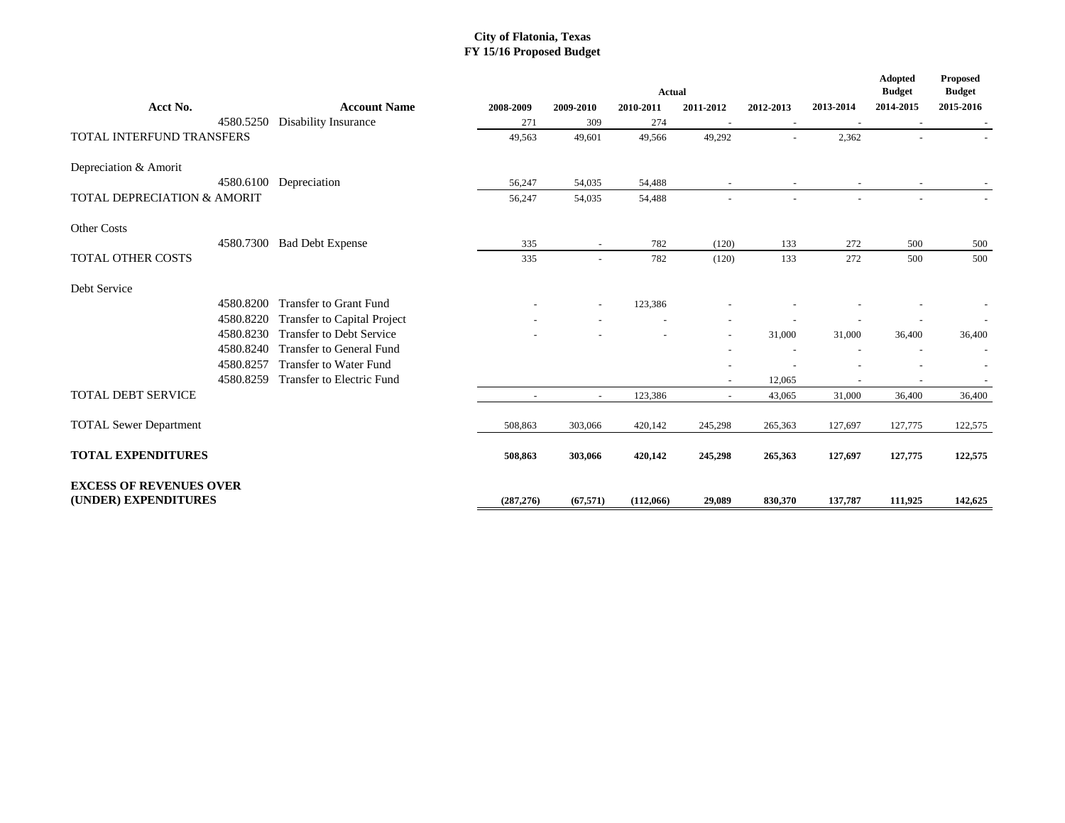# City of Flatonia, Texas
## FY 15/16 Proposed Budget

| Acct No. | Account Name | Actual 2008-2009 | Actual 2009-2010 | Actual 2010-2011 | Actual 2011-2012 | Actual 2012-2013 | Actual 2013-2014 | Adopted Budget 2014-2015 | Proposed Budget 2015-2016 |
|---|---|---|---|---|---|---|---|---|---|
| 4580.5250 | Disability Insurance | 271 | 309 | 274 | - | - | - | - | - |
| TOTAL INTERFUND TRANSFERS | | 49,563 | 49,601 | 49,566 | 49,292 | - | 2,362 | - | - |
| Depreciation & Amorit | | | | | | | | | |
| 4580.6100 | Depreciation | 56,247 | 54,035 | 54,488 | - | - | - | - | - |
| TOTAL DEPRECIATION & AMORIT | | 56,247 | 54,035 | 54,488 | - | - | - | - | - |
| Other Costs | | | | | | | | | |
| 4580.7300 | Bad Debt Expense | 335 | - | 782 | (120) | 133 | 272 | 500 | 500 |
| TOTAL OTHER COSTS | | 335 | - | 782 | (120) | 133 | 272 | 500 | 500 |
| Debt Service | | | | | | | | | |
| 4580.8200 | Transfer to Grant Fund | - | - | 123,386 | - | - | - | - | - |
| 4580.8220 | Transfer to Capital Project | - | - | - | - | - | - | - | - |
| 4580.8230 | Transfer to Debt Service | - | - | - | - | 31,000 | 31,000 | 36,400 | 36,400 |
| 4580.8240 | Transfer to General Fund | | | | - | - | - | - | - |
| 4580.8257 | Transfer to Water Fund | | | | - | - | - | - | - |
| 4580.8259 | Transfer to Electric Fund | | | | - | 12,065 | - | - | - |
| TOTAL DEBT SERVICE | | - | - | 123,386 | - | 43,065 | 31,000 | 36,400 | 36,400 |
| TOTAL Sewer Department | | 508,863 | 303,066 | 420,142 | 245,298 | 265,363 | 127,697 | 127,775 | 122,575 |
| **TOTAL EXPENDITURES** | | **508,863** | **303,066** | **420,142** | **245,298** | **265,363** | **127,697** | **127,775** | **122,575** |
| **EXCESS OF REVENUES OVER (UNDER) EXPENDITURES** | | **(287,276)** | **(67,571)** | **(112,066)** | **29,089** | **830,370** | **137,787** | **111,925** | **142,625** |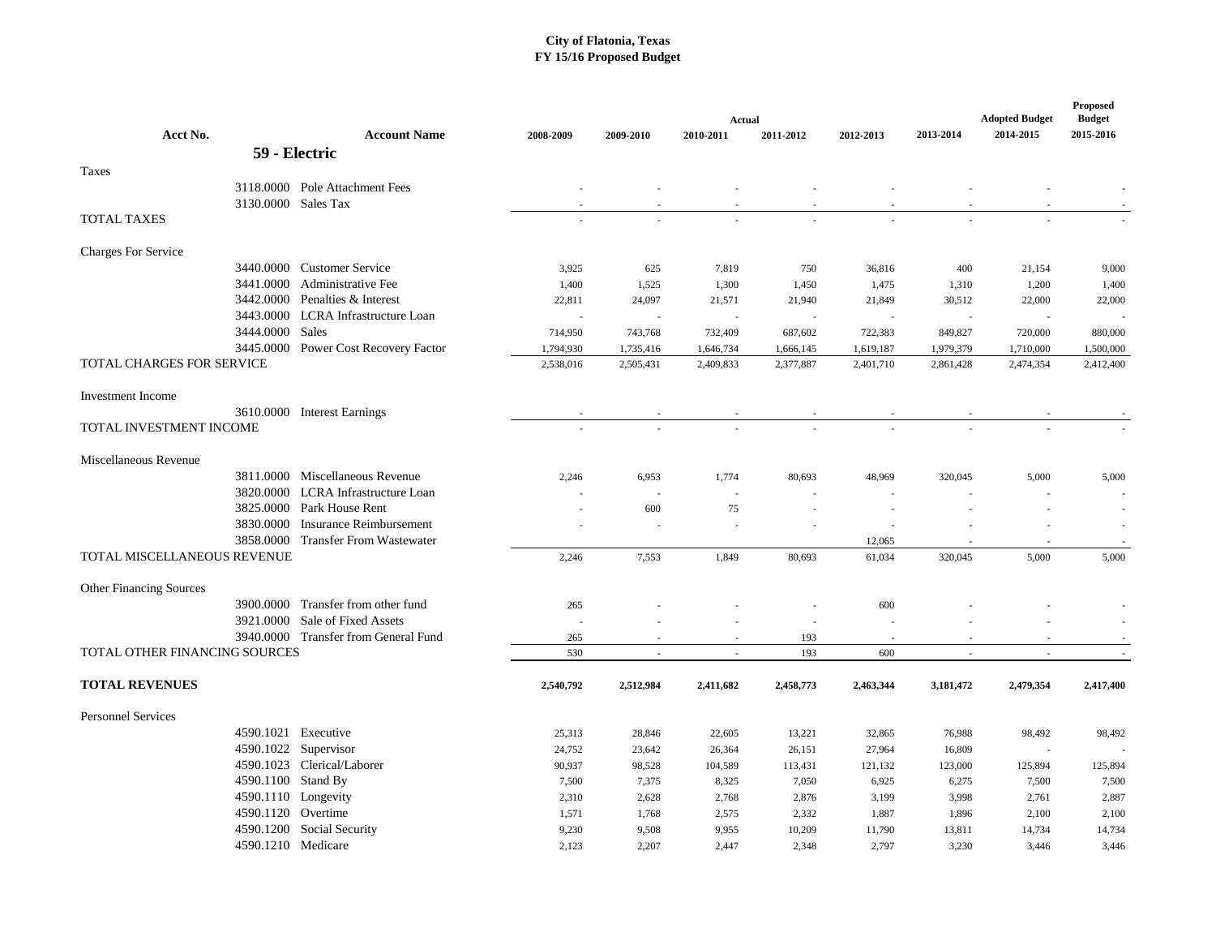# City of Flatonia, Texas
## FY 15/16 Proposed Budget

| Acct No. | Account Name | Actual 2008-2009 | Actual 2009-2010 | Actual 2010-2011 | Actual 2011-2012 | Actual 2012-2013 | Actual 2013-2014 | Adopted Budget 2014-2015 | Proposed Budget 2015-2016 |
|---|---|---|---|---|---|---|---|---|---|
| | **59 - Electric** | | | | | | | | |
| Taxes | | | | | | | | | |
| 3118.0000 | Pole Attachment Fees | - | - | - | - | - | - | - | - |
| 3130.0000 | Sales Tax | - | - | - | - | - | - | - | - |
| TOTAL TAXES | | - | - | - | - | - | - | - | - |
| Charges For Service | | | | | | | | | |
| 3440.0000 | Customer Service | 3,925 | 625 | 7,819 | 750 | 36,816 | 400 | 21,154 | 9,000 |
| 3441.0000 | Administrative Fee | 1,400 | 1,525 | 1,300 | 1,450 | 1,475 | 1,310 | 1,200 | 1,400 |
| 3442.0000 | Penalties & Interest | 22,811 | 24,097 | 21,571 | 21,940 | 21,849 | 30,512 | 22,000 | 22,000 |
| 3443.0000 | LCRA Infrastructure Loan | - | - | - | - | - | - | - | - |
| 3444.0000 | Sales | 714,950 | 743,768 | 732,409 | 687,602 | 722,383 | 849,827 | 720,000 | 880,000 |
| 3445.0000 | Power Cost Recovery Factor | 1,794,930 | 1,735,416 | 1,646,734 | 1,666,145 | 1,619,187 | 1,979,379 | 1,710,000 | 1,500,000 |
| TOTAL CHARGES FOR SERVICE | | 2,538,016 | 2,505,431 | 2,409,833 | 2,377,887 | 2,401,710 | 2,861,428 | 2,474,354 | 2,412,400 |
| Investment Income | | | | | | | | | |
| 3610.0000 | Interest Earnings | - | - | - | - | - | - | - | - |
| TOTAL INVESTMENT INCOME | | - | - | - | - | - | - | - | - |
| Miscellaneous Revenue | | | | | | | | | |
| 3811.0000 | Miscellaneous Revenue | 2,246 | 6,953 | 1,774 | 80,693 | 48,969 | 320,045 | 5,000 | 5,000 |
| 3820.0000 | LCRA Infrastructure Loan | - | - | - | - | - | - | - | - |
| 3825.0000 | Park House Rent | - | 600 | 75 | - | - | - | - | - |
| 3830.0000 | Insurance Reimbursement | - | - | - | - | - | - | - | - |
| 3858.0000 | Transfer From Wastewater | | | | | 12,065 | - | - | - |
| TOTAL MISCELLANEOUS REVENUE | | 2,246 | 7,553 | 1,849 | 80,693 | 61,034 | 320,045 | 5,000 | 5,000 |
| Other Financing Sources | | | | | | | | | |
| 3900.0000 | Transfer from other fund | 265 | - | - | - | 600 | - | - | - |
| 3921.0000 | Sale of Fixed Assets | - | - | - | - | - | - | - | - |
| 3940.0000 | Transfer from General Fund | 265 | - | - | 193 | - | - | - | - |
| TOTAL OTHER FINANCING SOURCES | | 530 | - | - | 193 | 600 | - | - | - |
| **TOTAL REVENUES** | | **2,540,792** | **2,512,984** | **2,411,682** | **2,458,773** | **2,463,344** | **3,181,472** | **2,479,354** | **2,417,400** |
| Personnel Services | | | | | | | | | |
| 4590.1021 | Executive | 25,313 | 28,846 | 22,605 | 13,221 | 32,865 | 76,988 | 98,492 | 98,492 |
| 4590.1022 | Supervisor | 24,752 | 23,642 | 26,364 | 26,151 | 27,964 | 16,809 | - | - |
| 4590.1023 | Clerical/Laborer | 90,937 | 98,528 | 104,589 | 113,431 | 121,132 | 123,000 | 125,894 | 125,894 |
| 4590.1100 | Stand By | 7,500 | 7,375 | 8,325 | 7,050 | 6,925 | 6,275 | 7,500 | 7,500 |
| 4590.1110 | Longevity | 2,310 | 2,628 | 2,768 | 2,876 | 3,199 | 3,998 | 2,761 | 2,887 |
| 4590.1120 | Overtime | 1,571 | 1,768 | 2,575 | 2,332 | 1,887 | 1,896 | 2,100 | 2,100 |
| 4590.1200 | Social Security | 9,230 | 9,508 | 9,955 | 10,209 | 11,790 | 13,811 | 14,734 | 14,734 |
| 4590.1210 | Medicare | 2,123 | 2,207 | 2,447 | 2,348 | 2,797 | 3,230 | 3,446 | 3,446 |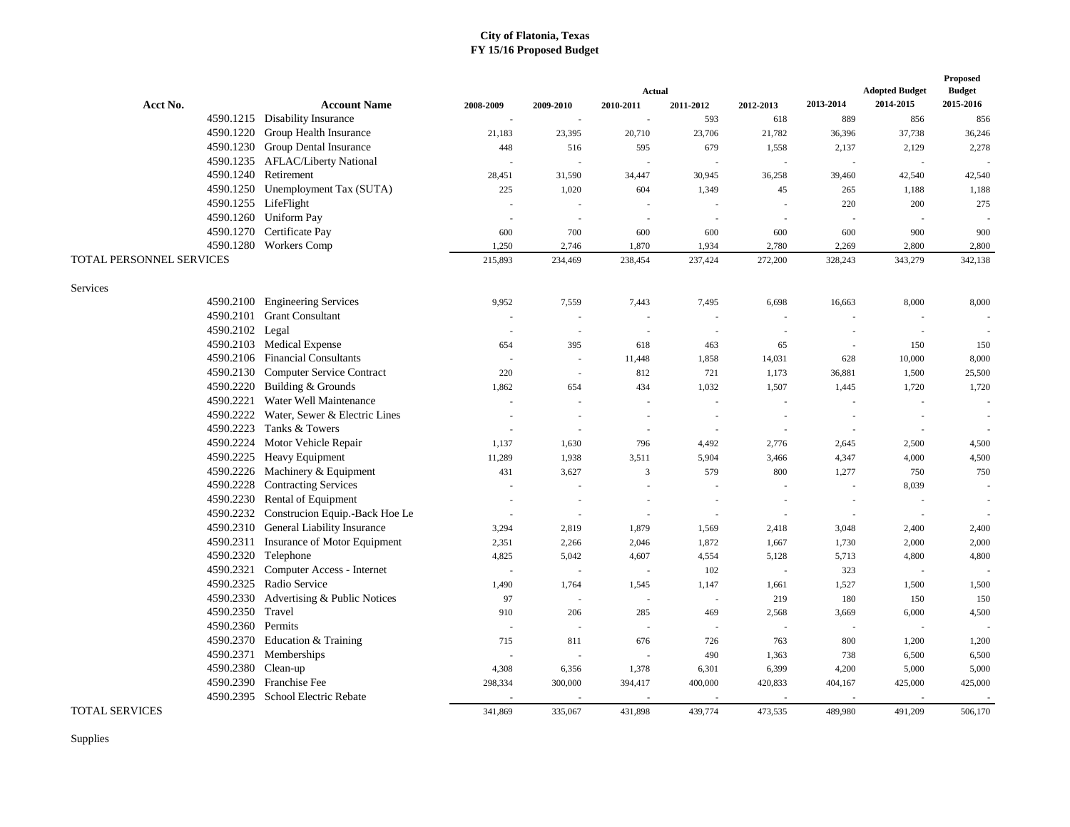# City of Flatonia, Texas
## FY 15/16 Proposed Budget

| Acct No. | Account Name | Actual 2008-2009 | 2009-2010 | 2010-2011 | 2011-2012 | 2012-2013 | 2013-2014 | Adopted Budget 2014-2015 | Proposed Budget 2015-2016 |
|---|---|---|---|---|---|---|---|---|---|
| 4590.1215 | Disability Insurance | - | - | - | 593 | 618 | 889 | 856 | 856 |
| 4590.1220 | Group Health Insurance | 21,183 | 23,395 | 20,710 | 23,706 | 21,782 | 36,396 | 37,738 | 36,246 |
| 4590.1230 | Group Dental Insurance | 448 | 516 | 595 | 679 | 1,558 | 2,137 | 2,129 | 2,278 |
| 4590.1235 | AFLAC/Liberty National | - | - | - | - | - | - | - | - |
| 4590.1240 | Retirement | 28,451 | 31,590 | 34,447 | 30,945 | 36,258 | 39,460 | 42,540 | 42,540 |
| 4590.1250 | Unemployment Tax (SUTA) | 225 | 1,020 | 604 | 1,349 | 45 | 265 | 1,188 | 1,188 |
| 4590.1255 | LifeFlight | - | - | - | - | - | 220 | 200 | 275 |
| 4590.1260 | Uniform Pay | - | - | - | - | - | - | - | - |
| 4590.1270 | Certificate Pay | 600 | 700 | 600 | 600 | 600 | 600 | 900 | 900 |
| 4590.1280 | Workers Comp | 1,250 | 2,746 | 1,870 | 1,934 | 2,780 | 2,269 | 2,800 | 2,800 |
| TOTAL PERSONNEL SERVICES | | 215,893 | 234,469 | 238,454 | 237,424 | 272,200 | 328,243 | 343,279 | 342,138 |
| Services | | | | | | | | | |
| 4590.2100 | Engineering Services | 9,952 | 7,559 | 7,443 | 7,495 | 6,698 | 16,663 | 8,000 | 8,000 |
| 4590.2101 | Grant Consultant | - | - | - | - | - | - | - | - |
| 4590.2102 | Legal | - | - | - | - | - | - | - | - |
| 4590.2103 | Medical Expense | 654 | 395 | 618 | 463 | 65 | - | 150 | 150 |
| 4590.2106 | Financial Consultants | - | - | 11,448 | 1,858 | 14,031 | 628 | 10,000 | 8,000 |
| 4590.2130 | Computer Service Contract | 220 | - | 812 | 721 | 1,173 | 36,881 | 1,500 | 25,500 |
| 4590.2220 | Building & Grounds | 1,862 | 654 | 434 | 1,032 | 1,507 | 1,445 | 1,720 | 1,720 |
| 4590.2221 | Water Well Maintenance | - | - | - | - | - | - | - | - |
| 4590.2222 | Water, Sewer & Electric Lines | - | - | - | - | - | - | - | - |
| 4590.2223 | Tanks & Towers | - | - | - | - | - | - | - | - |
| 4590.2224 | Motor Vehicle Repair | 1,137 | 1,630 | 796 | 4,492 | 2,776 | 2,645 | 2,500 | 4,500 |
| 4590.2225 | Heavy Equipment | 11,289 | 1,938 | 3,511 | 5,904 | 3,466 | 4,347 | 4,000 | 4,500 |
| 4590.2226 | Machinery & Equipment | 431 | 3,627 | 3 | 579 | 800 | 1,277 | 750 | 750 |
| 4590.2228 | Contracting Services | - | - | - | - | - | - | 8,039 | - |
| 4590.2230 | Rental of Equipment | - | - | - | - | - | - | - | - |
| 4590.2232 | Construcion Equip.-Back Hoe Le | - | - | - | - | - | - | - | - |
| 4590.2310 | General Liability Insurance | 3,294 | 2,819 | 1,879 | 1,569 | 2,418 | 3,048 | 2,400 | 2,400 |
| 4590.2311 | Insurance of Motor Equipment | 2,351 | 2,266 | 2,046 | 1,872 | 1,667 | 1,730 | 2,000 | 2,000 |
| 4590.2320 | Telephone | 4,825 | 5,042 | 4,607 | 4,554 | 5,128 | 5,713 | 4,800 | 4,800 |
| 4590.2321 | Computer Access - Internet | - | - | - | 102 | - | 323 | - | - |
| 4590.2325 | Radio Service | 1,490 | 1,764 | 1,545 | 1,147 | 1,661 | 1,527 | 1,500 | 1,500 |
| 4590.2330 | Advertising & Public Notices | 97 | - | - | - | 219 | 180 | 150 | 150 |
| 4590.2350 | Travel | 910 | 206 | 285 | 469 | 2,568 | 3,669 | 6,000 | 4,500 |
| 4590.2360 | Permits | - | - | - | - | - | - | - | - |
| 4590.2370 | Education & Training | 715 | 811 | 676 | 726 | 763 | 800 | 1,200 | 1,200 |
| 4590.2371 | Memberships | - | - | - | 490 | 1,363 | 738 | 6,500 | 6,500 |
| 4590.2380 | Clean-up | 4,308 | 6,356 | 1,378 | 6,301 | 6,399 | 4,200 | 5,000 | 5,000 |
| 4590.2390 | Franchise Fee | 298,334 | 300,000 | 394,417 | 400,000 | 420,833 | 404,167 | 425,000 | 425,000 |
| 4590.2395 | School Electric Rebate | - | - | - | - | - | - | - | - |
| TOTAL SERVICES | | 341,869 | 335,067 | 431,898 | 439,774 | 473,535 | 489,980 | 491,209 | 506,170 |

Supplies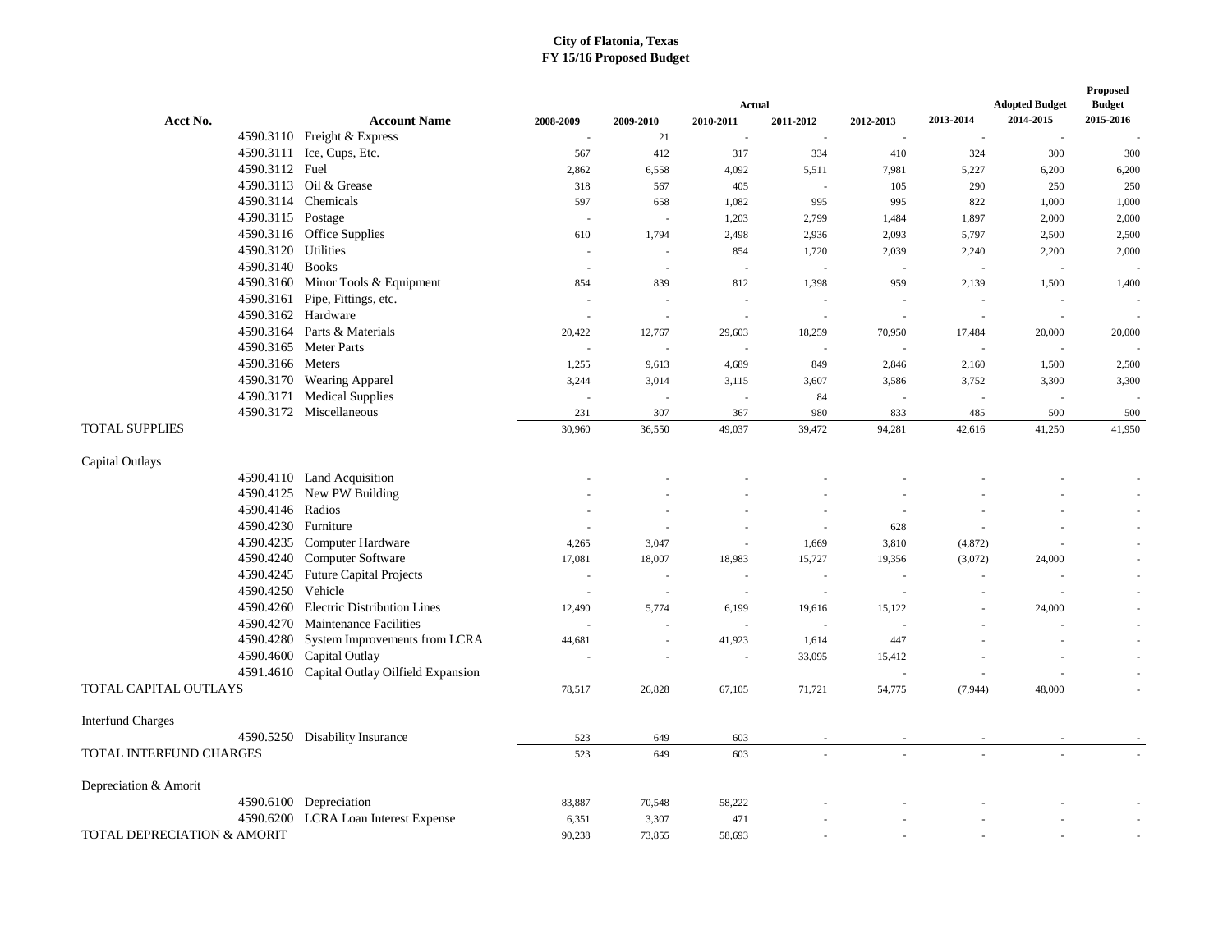# City of Flatonia, Texas
## FY 15/16 Proposed Budget

| Acct No. | Account Name | Actual 2008-2009 | Actual 2009-2010 | Actual 2010-2011 | Actual 2011-2012 | Actual 2012-2013 | 2013-2014 | Adopted Budget 2014-2015 | Proposed Budget 2015-2016 |
|---|---|---|---|---|---|---|---|---|---|
| 4590.3110 | Freight & Express | - | 21 | - | - | - | - | - | - |
| 4590.3111 | Ice, Cups, Etc. | 567 | 412 | 317 | 334 | 410 | 324 | 300 | 300 |
| 4590.3112 | Fuel | 2,862 | 6,558 | 4,092 | 5,511 | 7,981 | 5,227 | 6,200 | 6,200 |
| 4590.3113 | Oil & Grease | 318 | 567 | 405 | - | 105 | 290 | 250 | 250 |
| 4590.3114 | Chemicals | 597 | 658 | 1,082 | 995 | 995 | 822 | 1,000 | 1,000 |
| 4590.3115 | Postage | - | - | 1,203 | 2,799 | 1,484 | 1,897 | 2,000 | 2,000 |
| 4590.3116 | Office Supplies | 610 | 1,794 | 2,498 | 2,936 | 2,093 | 5,797 | 2,500 | 2,500 |
| 4590.3120 | Utilities | - | - | 854 | 1,720 | 2,039 | 2,240 | 2,200 | 2,000 |
| 4590.3140 | Books | - | - | - | - | - | - | - | - |
| 4590.3160 | Minor Tools & Equipment | 854 | 839 | 812 | 1,398 | 959 | 2,139 | 1,500 | 1,400 |
| 4590.3161 | Pipe, Fittings, etc. | - | - | - | - | - | - | - | - |
| 4590.3162 | Hardware | - | - | - | - | - | - | - | - |
| 4590.3164 | Parts & Materials | 20,422 | 12,767 | 29,603 | 18,259 | 70,950 | 17,484 | 20,000 | 20,000 |
| 4590.3165 | Meter Parts | - | - | - | - | - | - | - | - |
| 4590.3166 | Meters | 1,255 | 9,613 | 4,689 | 849 | 2,846 | 2,160 | 1,500 | 2,500 |
| 4590.3170 | Wearing Apparel | 3,244 | 3,014 | 3,115 | 3,607 | 3,586 | 3,752 | 3,300 | 3,300 |
| 4590.3171 | Medical Supplies | - | - | - | 84 | - | - | - | - |
| 4590.3172 | Miscellaneous | 231 | 307 | 367 | 980 | 833 | 485 | 500 | 500 |
| TOTAL SUPPLIES | | 30,960 | 36,550 | 49,037 | 39,472 | 94,281 | 42,616 | 41,250 | 41,950 |
| Capital Outlays | | | | | | | | | |
| 4590.4110 | Land Acquisition | - | - | - | - | - | - | - | - |
| 4590.4125 | New PW Building | - | - | - | - | - | - | - | - |
| 4590.4146 | Radios | - | - | - | - | - | - | - | - |
| 4590.4230 | Furniture | - | - | - | - | 628 | - | - | - |
| 4590.4235 | Computer Hardware | 4,265 | 3,047 | - | 1,669 | 3,810 | (4,872) | - | - |
| 4590.4240 | Computer Software | 17,081 | 18,007 | 18,983 | 15,727 | 19,356 | (3,072) | 24,000 | - |
| 4590.4245 | Future Capital Projects | - | - | - | - | - | - | - | - |
| 4590.4250 | Vehicle | - | - | - | - | - | - | - | - |
| 4590.4260 | Electric Distribution Lines | 12,490 | 5,774 | 6,199 | 19,616 | 15,122 | - | 24,000 | - |
| 4590.4270 | Maintenance Facilities | - | - | - | - | - | - | - | - |
| 4590.4280 | System Improvements from LCRA | 44,681 | - | 41,923 | 1,614 | 447 | - | - | - |
| 4590.4600 | Capital Outlay | - | - | - | 33,095 | 15,412 | - | - | - |
| 4591.4610 | Capital Outlay Oilfield Expansion | | | | | - | - | - | - |
| TOTAL CAPITAL OUTLAYS | | 78,517 | 26,828 | 67,105 | 71,721 | 54,775 | (7,944) | 48,000 | - |
| Interfund Charges | | | | | | | | | |
| 4590.5250 | Disability Insurance | 523 | 649 | 603 | - | - | - | - | - |
| TOTAL INTERFUND CHARGES | | 523 | 649 | 603 | - | - | - | - | - |
| Depreciation & Amorit | | | | | | | | | |
| 4590.6100 | Depreciation | 83,887 | 70,548 | 58,222 | - | - | - | - | - |
| 4590.6200 | LCRA Loan Interest Expense | 6,351 | 3,307 | 471 | - | - | - | - | - |
| TOTAL DEPRECIATION & AMORIT | | 90,238 | 73,855 | 58,693 | - | - | - | - | - |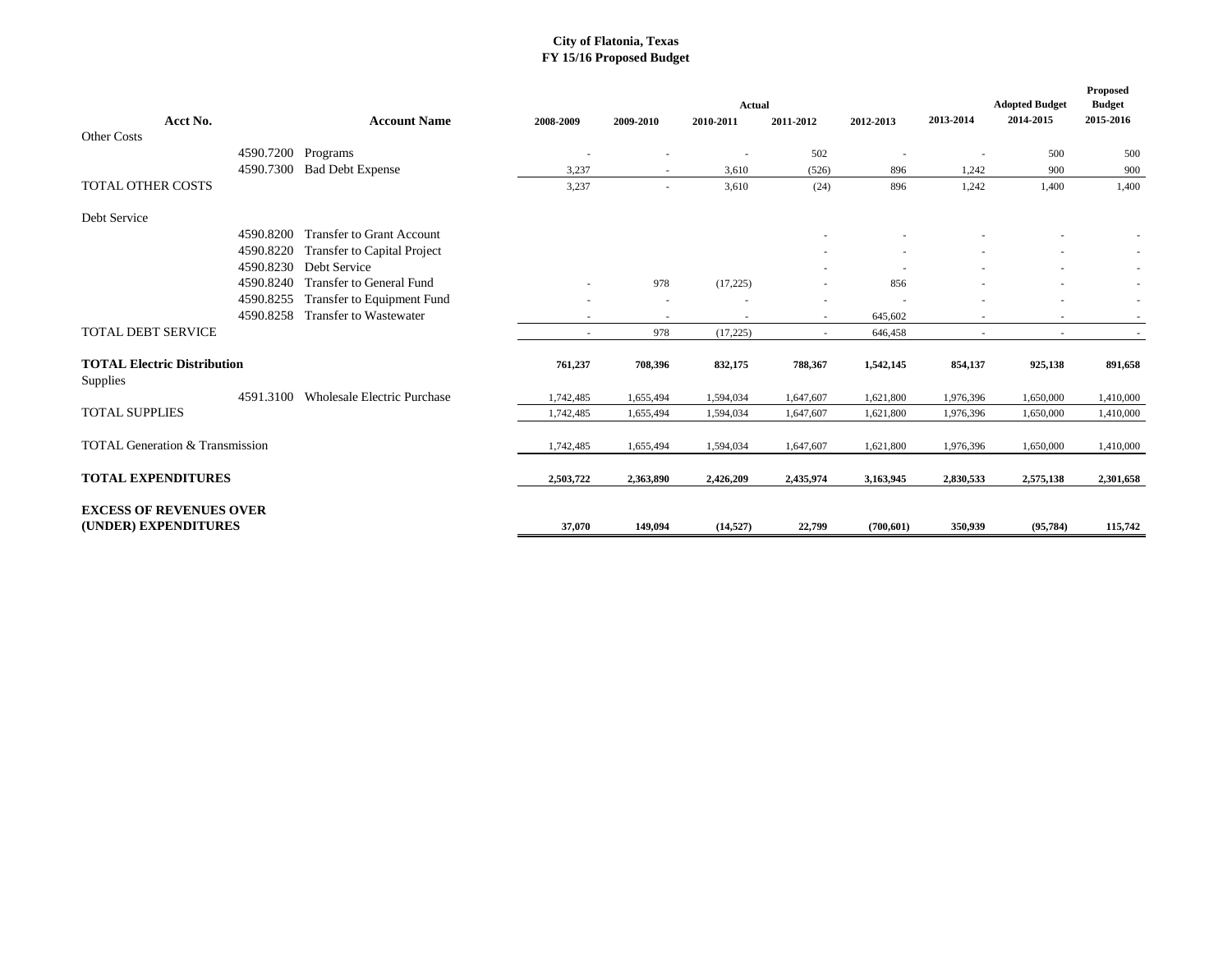**City of Flatonia, Texas**
**FY 15/16 Proposed Budget**

| Acct No. | Account Name | Actual 2008-2009 | Actual 2009-2010 | Actual 2010-2011 | Actual 2011-2012 | Actual 2012-2013 | 2013-2014 | Adopted Budget 2014-2015 | Proposed Budget 2015-2016 |
|---|---|---|---|---|---|---|---|---|---|
| Other Costs | | | | | | | | | |
| 4590.7200 | Programs | - | - | - | 502 | - | - | 500 | 500 |
| 4590.7300 | Bad Debt Expense | 3,237 | - | 3,610 | (526) | 896 | 1,242 | 900 | 900 |
| TOTAL OTHER COSTS | | 3,237 | - | 3,610 | (24) | 896 | 1,242 | 1,400 | 1,400 |
| Debt Service | | | | | | | | | |
| 4590.8200 | Transfer to Grant Account | | | | - | - | - | - | - |
| 4590.8220 | Transfer to Capital Project | | | | - | - | - | - | - |
| 4590.8230 | Debt Service | | | | - | - | - | - | - |
| 4590.8240 | Transfer to General Fund | - | 978 | (17,225) | - | 856 | - | - | - |
| 4590.8255 | Transfer to Equipment Fund | - | - | - | - | - | - | - | - |
| 4590.8258 | Transfer to Wastewater | - | - | - | - | 645,602 | - | - | - |
| TOTAL DEBT SERVICE | | - | 978 | (17,225) | - | 646,458 | - | - | - |
| **TOTAL Electric Distribution** | | **761,237** | **708,396** | **832,175** | **788,367** | **1,542,145** | **854,137** | **925,138** | **891,658** |
| Supplies | | | | | | | | | |
| 4591.3100 | Wholesale Electric Purchase | 1,742,485 | 1,655,494 | 1,594,034 | 1,647,607 | 1,621,800 | 1,976,396 | 1,650,000 | 1,410,000 |
| TOTAL SUPPLIES | | 1,742,485 | 1,655,494 | 1,594,034 | 1,647,607 | 1,621,800 | 1,976,396 | 1,650,000 | 1,410,000 |
| TOTAL Generation & Transmission | | 1,742,485 | 1,655,494 | 1,594,034 | 1,647,607 | 1,621,800 | 1,976,396 | 1,650,000 | 1,410,000 |
| **TOTAL EXPENDITURES** | | **2,503,722** | **2,363,890** | **2,426,209** | **2,435,974** | **3,163,945** | **2,830,533** | **2,575,138** | **2,301,658** |
| **EXCESS OF REVENUES OVER (UNDER) EXPENDITURES** | | **37,070** | **149,094** | **(14,527)** | **22,799** | **(700,601)** | **350,939** | **(95,784)** | **115,742** |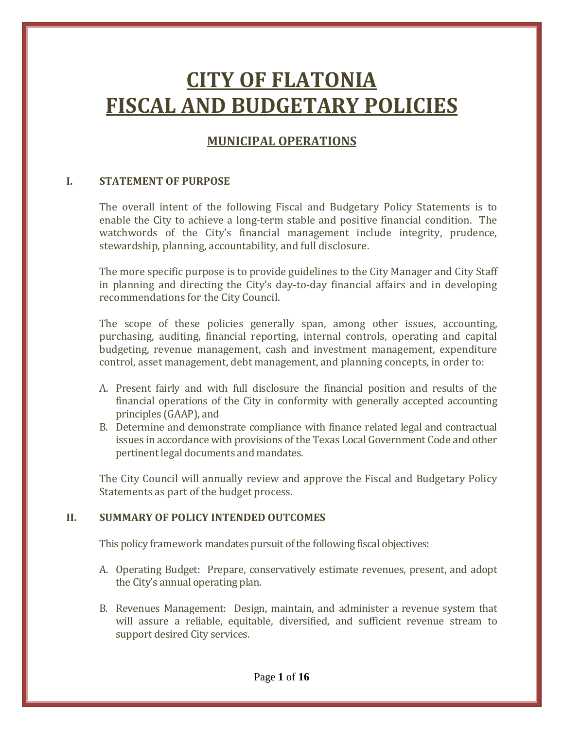# CITY OF FLATONIA
# FISCAL AND BUDGETARY POLICIES

## MUNICIPAL OPERATIONS

### I. STATEMENT OF PURPOSE

The overall intent of the following Fiscal and Budgetary Policy Statements is to enable the City to achieve a long-term stable and positive financial condition. The watchwords of the City's financial management include integrity, prudence, stewardship, planning, accountability, and full disclosure.

The more specific purpose is to provide guidelines to the City Manager and City Staff in planning and directing the City's day-to-day financial affairs and in developing recommendations for the City Council.

The scope of these policies generally span, among other issues, accounting, purchasing, auditing, financial reporting, internal controls, operating and capital budgeting, revenue management, cash and investment management, expenditure control, asset management, debt management, and planning concepts, in order to:

A. Present fairly and with full disclosure the financial position and results of the financial operations of the City in conformity with generally accepted accounting principles (GAAP), and
B. Determine and demonstrate compliance with finance related legal and contractual issues in accordance with provisions of the Texas Local Government Code and other pertinent legal documents and mandates.

The City Council will annually review and approve the Fiscal and Budgetary Policy Statements as part of the budget process.

### II. SUMMARY OF POLICY INTENDED OUTCOMES

This policy framework mandates pursuit of the following fiscal objectives:

A. Operating Budget: Prepare, conservatively estimate revenues, present, and adopt the City's annual operating plan.

B. Revenues Management: Design, maintain, and administer a revenue system that will assure a reliable, equitable, diversified, and sufficient revenue stream to support desired City services.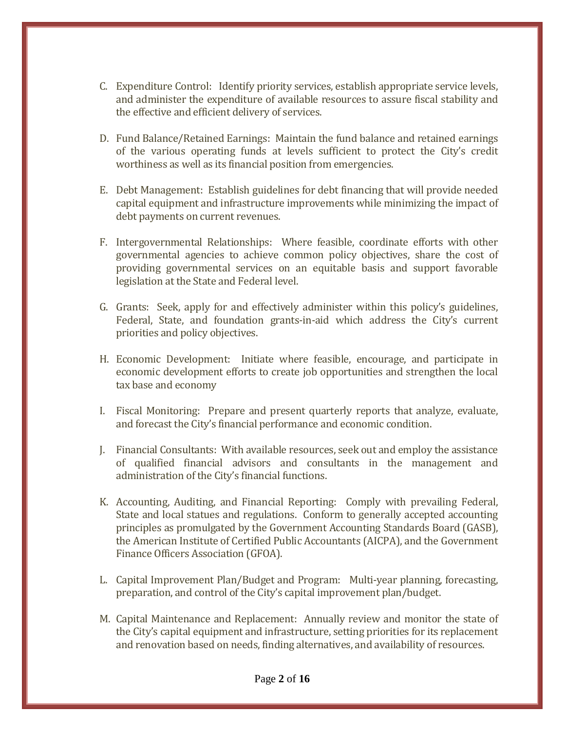C. Expenditure Control: Identify priority services, establish appropriate service levels, and administer the expenditure of available resources to assure fiscal stability and the effective and efficient delivery of services.

D. Fund Balance/Retained Earnings: Maintain the fund balance and retained earnings of the various operating funds at levels sufficient to protect the City's credit worthiness as well as its financial position from emergencies.

E. Debt Management: Establish guidelines for debt financing that will provide needed capital equipment and infrastructure improvements while minimizing the impact of debt payments on current revenues.

F. Intergovernmental Relationships: Where feasible, coordinate efforts with other governmental agencies to achieve common policy objectives, share the cost of providing governmental services on an equitable basis and support favorable legislation at the State and Federal level.

G. Grants: Seek, apply for and effectively administer within this policy's guidelines, Federal, State, and foundation grants-in-aid which address the City's current priorities and policy objectives.

H. Economic Development: Initiate where feasible, encourage, and participate in economic development efforts to create job opportunities and strengthen the local tax base and economy

I. Fiscal Monitoring: Prepare and present quarterly reports that analyze, evaluate, and forecast the City's financial performance and economic condition.

J. Financial Consultants: With available resources, seek out and employ the assistance of qualified financial advisors and consultants in the management and administration of the City's financial functions.

K. Accounting, Auditing, and Financial Reporting: Comply with prevailing Federal, State and local statues and regulations. Conform to generally accepted accounting principles as promulgated by the Government Accounting Standards Board (GASB), the American Institute of Certified Public Accountants (AICPA), and the Government Finance Officers Association (GFOA).

L. Capital Improvement Plan/Budget and Program: Multi-year planning, forecasting, preparation, and control of the City's capital improvement plan/budget.

M. Capital Maintenance and Replacement: Annually review and monitor the state of the City's capital equipment and infrastructure, setting priorities for its replacement and renovation based on needs, finding alternatives, and availability of resources.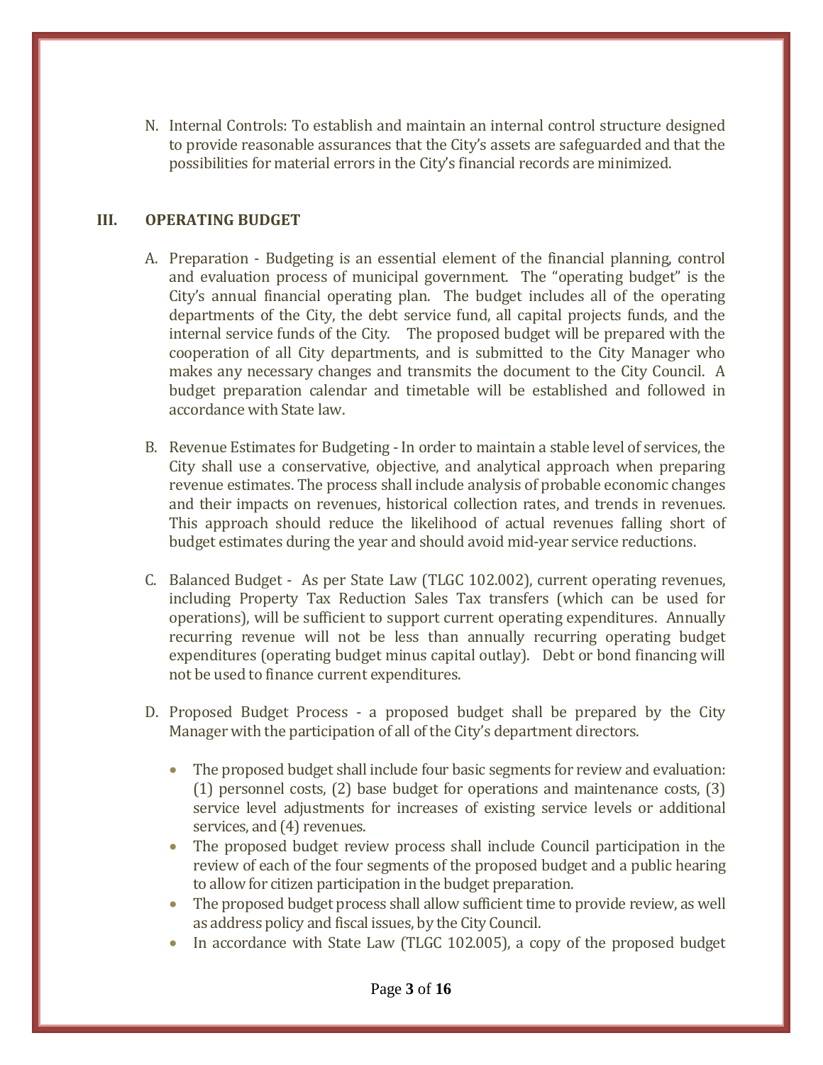N. Internal Controls: To establish and maintain an internal control structure designed to provide reasonable assurances that the City's assets are safeguarded and that the possibilities for material errors in the City's financial records are minimized.

## III. OPERATING BUDGET

A. Preparation - Budgeting is an essential element of the financial planning, control and evaluation process of municipal government. The "operating budget" is the City's annual financial operating plan. The budget includes all of the operating departments of the City, the debt service fund, all capital projects funds, and the internal service funds of the City. The proposed budget will be prepared with the cooperation of all City departments, and is submitted to the City Manager who makes any necessary changes and transmits the document to the City Council. A budget preparation calendar and timetable will be established and followed in accordance with State law.

B. Revenue Estimates for Budgeting - In order to maintain a stable level of services, the City shall use a conservative, objective, and analytical approach when preparing revenue estimates. The process shall include analysis of probable economic changes and their impacts on revenues, historical collection rates, and trends in revenues. This approach should reduce the likelihood of actual revenues falling short of budget estimates during the year and should avoid mid-year service reductions.

C. Balanced Budget - As per State Law (TLGC 102.002), current operating revenues, including Property Tax Reduction Sales Tax transfers (which can be used for operations), will be sufficient to support current operating expenditures. Annually recurring revenue will not be less than annually recurring operating budget expenditures (operating budget minus capital outlay). Debt or bond financing will not be used to finance current expenditures.

D. Proposed Budget Process - a proposed budget shall be prepared by the City Manager with the participation of all of the City's department directors.

- The proposed budget shall include four basic segments for review and evaluation: (1) personnel costs, (2) base budget for operations and maintenance costs, (3) service level adjustments for increases of existing service levels or additional services, and (4) revenues.
- The proposed budget review process shall include Council participation in the review of each of the four segments of the proposed budget and a public hearing to allow for citizen participation in the budget preparation.
- The proposed budget process shall allow sufficient time to provide review, as well as address policy and fiscal issues, by the City Council.
- In accordance with State Law (TLGC 102.005), a copy of the proposed budget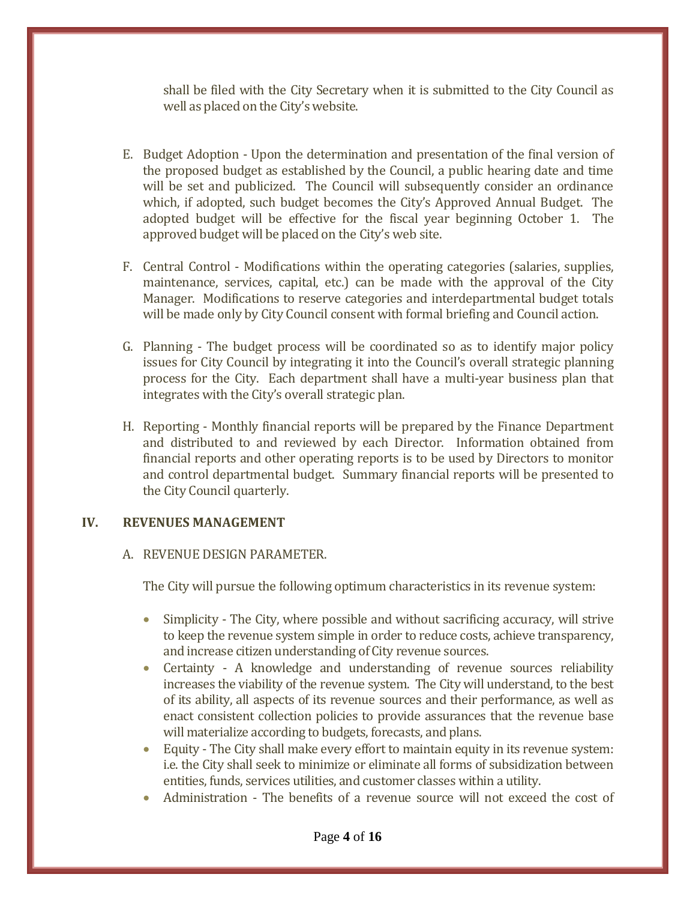shall be filed with the City Secretary when it is submitted to the City Council as well as placed on the City's website.

E. Budget Adoption - Upon the determination and presentation of the final version of the proposed budget as established by the Council, a public hearing date and time will be set and publicized. The Council will subsequently consider an ordinance which, if adopted, such budget becomes the City's Approved Annual Budget. The adopted budget will be effective for the fiscal year beginning October 1. The approved budget will be placed on the City's web site.

F. Central Control - Modifications within the operating categories (salaries, supplies, maintenance, services, capital, etc.) can be made with the approval of the City Manager. Modifications to reserve categories and interdepartmental budget totals will be made only by City Council consent with formal briefing and Council action.

G. Planning - The budget process will be coordinated so as to identify major policy issues for City Council by integrating it into the Council's overall strategic planning process for the City. Each department shall have a multi-year business plan that integrates with the City's overall strategic plan.

H. Reporting - Monthly financial reports will be prepared by the Finance Department and distributed to and reviewed by each Director. Information obtained from financial reports and other operating reports is to be used by Directors to monitor and control departmental budget. Summary financial reports will be presented to the City Council quarterly.

## IV. REVENUES MANAGEMENT

A. REVENUE DESIGN PARAMETER.

The City will pursue the following optimum characteristics in its revenue system:

- Simplicity - The City, where possible and without sacrificing accuracy, will strive to keep the revenue system simple in order to reduce costs, achieve transparency, and increase citizen understanding of City revenue sources.
- Certainty - A knowledge and understanding of revenue sources reliability increases the viability of the revenue system. The City will understand, to the best of its ability, all aspects of its revenue sources and their performance, as well as enact consistent collection policies to provide assurances that the revenue base will materialize according to budgets, forecasts, and plans.
- Equity - The City shall make every effort to maintain equity in its revenue system: i.e. the City shall seek to minimize or eliminate all forms of subsidization between entities, funds, services utilities, and customer classes within a utility.
- Administration - The benefits of a revenue source will not exceed the cost of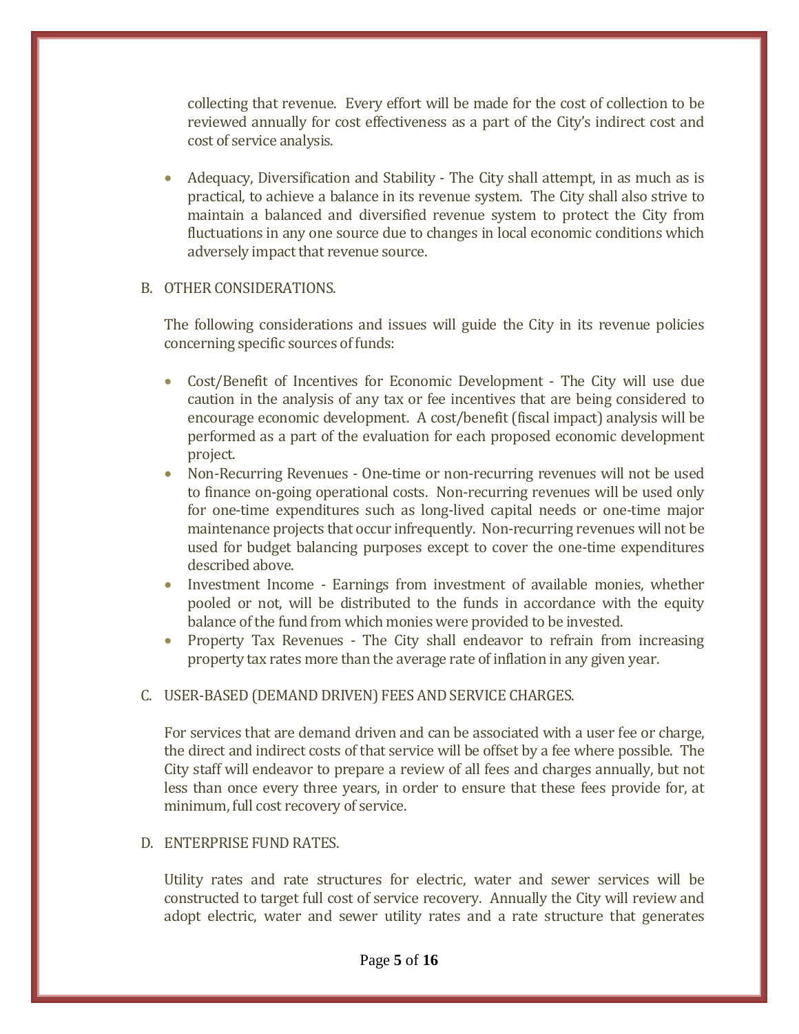collecting that revenue. Every effort will be made for the cost of collection to be reviewed annually for cost effectiveness as a part of the City's indirect cost and cost of service analysis.

- Adequacy, Diversification and Stability - The City shall attempt, in as much as is practical, to achieve a balance in its revenue system. The City shall also strive to maintain a balanced and diversified revenue system to protect the City from fluctuations in any one source due to changes in local economic conditions which adversely impact that revenue source.

B. OTHER CONSIDERATIONS.

The following considerations and issues will guide the City in its revenue policies concerning specific sources of funds:

- Cost/Benefit of Incentives for Economic Development - The City will use due caution in the analysis of any tax or fee incentives that are being considered to encourage economic development. A cost/benefit (fiscal impact) analysis will be performed as a part of the evaluation for each proposed economic development project.
- Non-Recurring Revenues - One-time or non-recurring revenues will not be used to finance on-going operational costs. Non-recurring revenues will be used only for one-time expenditures such as long-lived capital needs or one-time major maintenance projects that occur infrequently. Non-recurring revenues will not be used for budget balancing purposes except to cover the one-time expenditures described above.
- Investment Income - Earnings from investment of available monies, whether pooled or not, will be distributed to the funds in accordance with the equity balance of the fund from which monies were provided to be invested.
- Property Tax Revenues - The City shall endeavor to refrain from increasing property tax rates more than the average rate of inflation in any given year.

C. USER-BASED (DEMAND DRIVEN) FEES AND SERVICE CHARGES.

For services that are demand driven and can be associated with a user fee or charge, the direct and indirect costs of that service will be offset by a fee where possible. The City staff will endeavor to prepare a review of all fees and charges annually, but not less than once every three years, in order to ensure that these fees provide for, at minimum, full cost recovery of service.

D. ENTERPRISE FUND RATES.

Utility rates and rate structures for electric, water and sewer services will be constructed to target full cost of service recovery. Annually the City will review and adopt electric, water and sewer utility rates and a rate structure that generates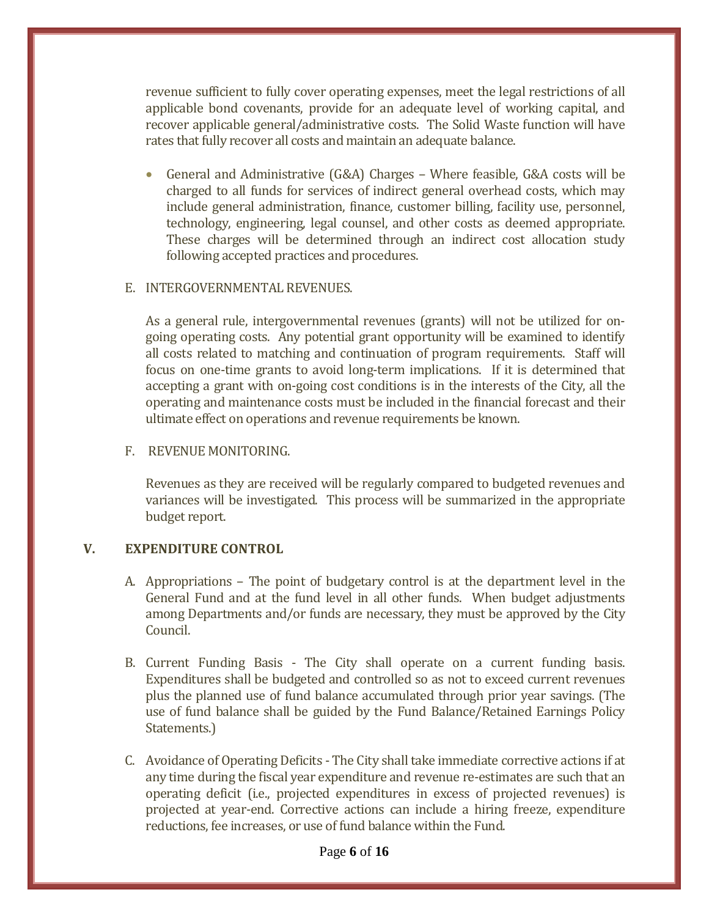revenue sufficient to fully cover operating expenses, meet the legal restrictions of all applicable bond covenants, provide for an adequate level of working capital, and recover applicable general/administrative costs. The Solid Waste function will have rates that fully recover all costs and maintain an adequate balance.

- General and Administrative (G&A) Charges – Where feasible, G&A costs will be charged to all funds for services of indirect general overhead costs, which may include general administration, finance, customer billing, facility use, personnel, technology, engineering, legal counsel, and other costs as deemed appropriate. These charges will be determined through an indirect cost allocation study following accepted practices and procedures.

E. INTERGOVERNMENTAL REVENUES.

As a general rule, intergovernmental revenues (grants) will not be utilized for on-going operating costs. Any potential grant opportunity will be examined to identify all costs related to matching and continuation of program requirements. Staff will focus on one-time grants to avoid long-term implications. If it is determined that accepting a grant with on-going cost conditions is in the interests of the City, all the operating and maintenance costs must be included in the financial forecast and their ultimate effect on operations and revenue requirements be known.

F. REVENUE MONITORING.

Revenues as they are received will be regularly compared to budgeted revenues and variances will be investigated. This process will be summarized in the appropriate budget report.

## V. EXPENDITURE CONTROL

A. Appropriations – The point of budgetary control is at the department level in the General Fund and at the fund level in all other funds. When budget adjustments among Departments and/or funds are necessary, they must be approved by the City Council.

B. Current Funding Basis - The City shall operate on a current funding basis. Expenditures shall be budgeted and controlled so as not to exceed current revenues plus the planned use of fund balance accumulated through prior year savings. (The use of fund balance shall be guided by the Fund Balance/Retained Earnings Policy Statements.)

C. Avoidance of Operating Deficits - The City shall take immediate corrective actions if at any time during the fiscal year expenditure and revenue re-estimates are such that an operating deficit (i.e., projected expenditures in excess of projected revenues) is projected at year-end. Corrective actions can include a hiring freeze, expenditure reductions, fee increases, or use of fund balance within the Fund.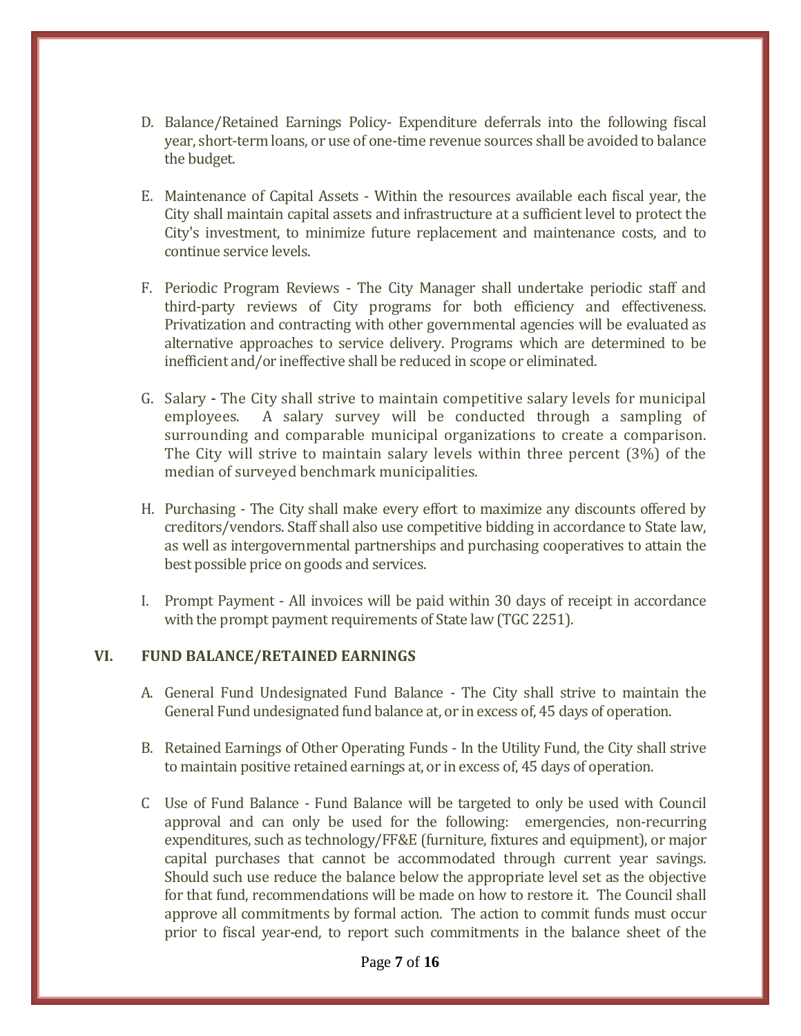D. Balance/Retained Earnings Policy- Expenditure deferrals into the following fiscal year, short-term loans, or use of one-time revenue sources shall be avoided to balance the budget.

E. Maintenance of Capital Assets - Within the resources available each fiscal year, the City shall maintain capital assets and infrastructure at a sufficient level to protect the City's investment, to minimize future replacement and maintenance costs, and to continue service levels.

F. Periodic Program Reviews - The City Manager shall undertake periodic staff and third-party reviews of City programs for both efficiency and effectiveness. Privatization and contracting with other governmental agencies will be evaluated as alternative approaches to service delivery. Programs which are determined to be inefficient and/or ineffective shall be reduced in scope or eliminated.

G. Salary **-** The City shall strive to maintain competitive salary levels for municipal employees. A salary survey will be conducted through a sampling of surrounding and comparable municipal organizations to create a comparison. The City will strive to maintain salary levels within three percent (3%) of the median of surveyed benchmark municipalities.

H. Purchasing - The City shall make every effort to maximize any discounts offered by creditors/vendors. Staff shall also use competitive bidding in accordance to State law, as well as intergovernmental partnerships and purchasing cooperatives to attain the best possible price on goods and services.

I. Prompt Payment - All invoices will be paid within 30 days of receipt in accordance with the prompt payment requirements of State law (TGC 2251).

## VI. FUND BALANCE/RETAINED EARNINGS

A. General Fund Undesignated Fund Balance - The City shall strive to maintain the General Fund undesignated fund balance at, or in excess of, 45 days of operation.

B. Retained Earnings of Other Operating Funds - In the Utility Fund, the City shall strive to maintain positive retained earnings at, or in excess of, 45 days of operation.

C Use of Fund Balance - Fund Balance will be targeted to only be used with Council approval and can only be used for the following: emergencies, non-recurring expenditures, such as technology/FF&E (furniture, fixtures and equipment), or major capital purchases that cannot be accommodated through current year savings. Should such use reduce the balance below the appropriate level set as the objective for that fund, recommendations will be made on how to restore it. The Council shall approve all commitments by formal action. The action to commit funds must occur prior to fiscal year-end, to report such commitments in the balance sheet of the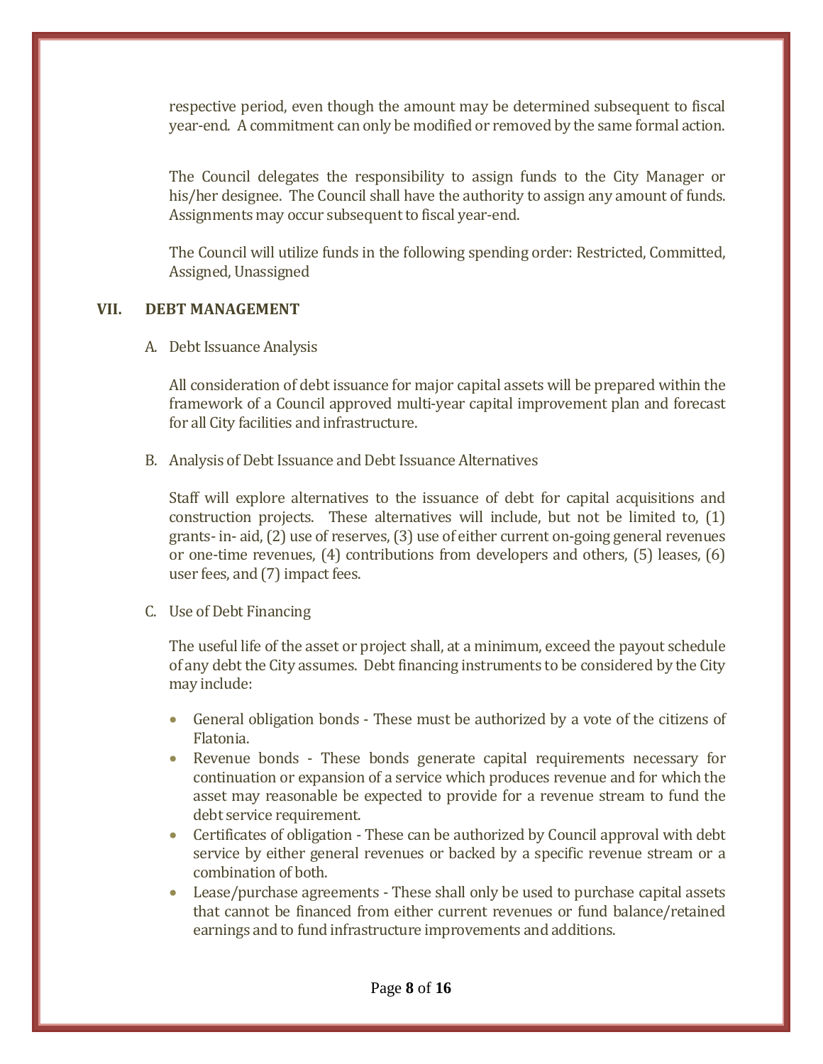respective period, even though the amount may be determined subsequent to fiscal year-end. A commitment can only be modified or removed by the same formal action.

The Council delegates the responsibility to assign funds to the City Manager or his/her designee. The Council shall have the authority to assign any amount of funds. Assignments may occur subsequent to fiscal year-end.

The Council will utilize funds in the following spending order: Restricted, Committed, Assigned, Unassigned

## VII. DEBT MANAGEMENT

A. Debt Issuance Analysis

All consideration of debt issuance for major capital assets will be prepared within the framework of a Council approved multi-year capital improvement plan and forecast for all City facilities and infrastructure.

B. Analysis of Debt Issuance and Debt Issuance Alternatives

Staff will explore alternatives to the issuance of debt for capital acquisitions and construction projects. These alternatives will include, but not be limited to, (1) grants- in- aid, (2) use of reserves, (3) use of either current on-going general revenues or one-time revenues, (4) contributions from developers and others, (5) leases, (6) user fees, and (7) impact fees.

C. Use of Debt Financing

The useful life of the asset or project shall, at a minimum, exceed the payout schedule of any debt the City assumes. Debt financing instruments to be considered by the City may include:

- General obligation bonds - These must be authorized by a vote of the citizens of Flatonia.
- Revenue bonds - These bonds generate capital requirements necessary for continuation or expansion of a service which produces revenue and for which the asset may reasonable be expected to provide for a revenue stream to fund the debt service requirement.
- Certificates of obligation - These can be authorized by Council approval with debt service by either general revenues or backed by a specific revenue stream or a combination of both.
- Lease/purchase agreements - These shall only be used to purchase capital assets that cannot be financed from either current revenues or fund balance/retained earnings and to fund infrastructure improvements and additions.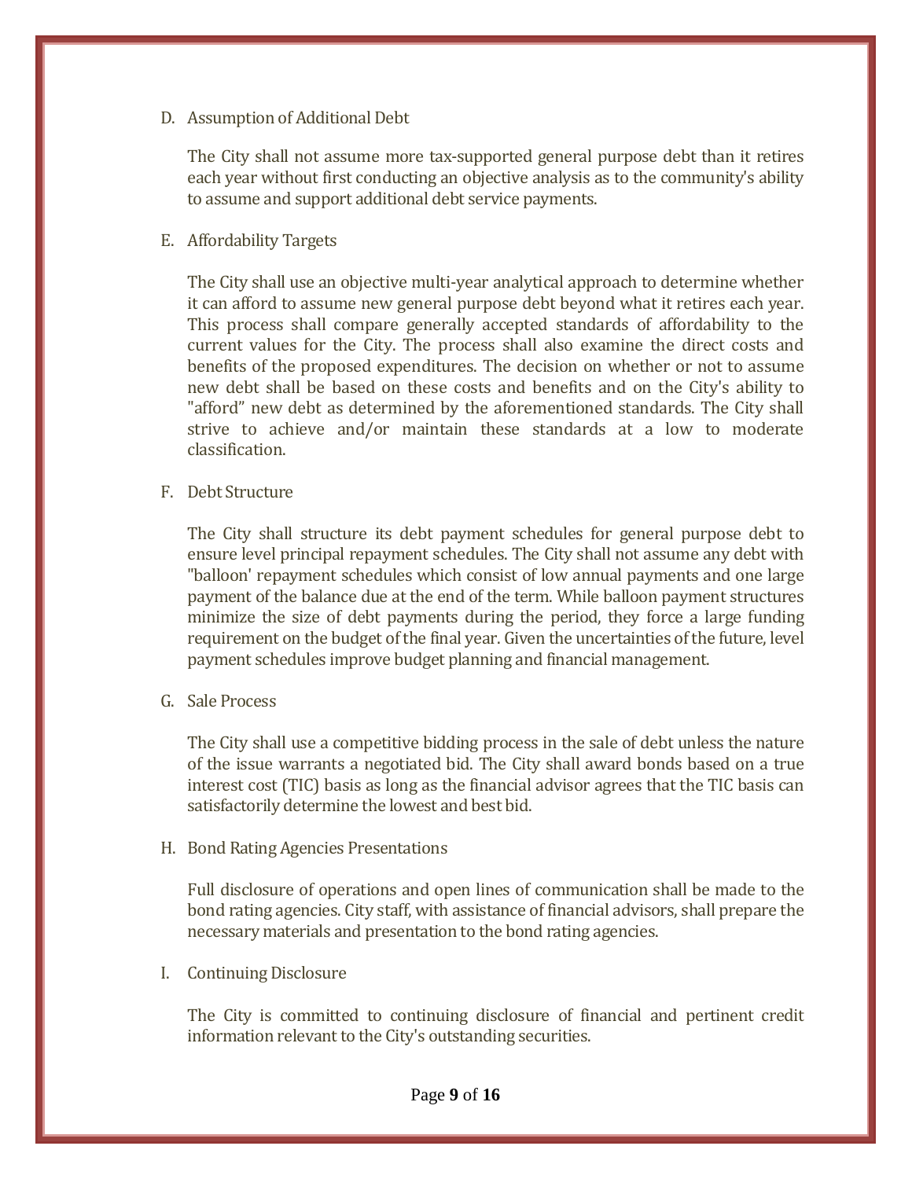D. Assumption of Additional Debt

The City shall not assume more tax-supported general purpose debt than it retires each year without first conducting an objective analysis as to the community's ability to assume and support additional debt service payments.

E. Affordability Targets

The City shall use an objective multi-year analytical approach to determine whether it can afford to assume new general purpose debt beyond what it retires each year. This process shall compare generally accepted standards of affordability to the current values for the City. The process shall also examine the direct costs and benefits of the proposed expenditures. The decision on whether or not to assume new debt shall be based on these costs and benefits and on the City's ability to "afford" new debt as determined by the aforementioned standards. The City shall strive to achieve and/or maintain these standards at a low to moderate classification.

F. Debt Structure

The City shall structure its debt payment schedules for general purpose debt to ensure level principal repayment schedules. The City shall not assume any debt with "balloon' repayment schedules which consist of low annual payments and one large payment of the balance due at the end of the term. While balloon payment structures minimize the size of debt payments during the period, they force a large funding requirement on the budget of the final year. Given the uncertainties of the future, level payment schedules improve budget planning and financial management.

G. Sale Process

The City shall use a competitive bidding process in the sale of debt unless the nature of the issue warrants a negotiated bid. The City shall award bonds based on a true interest cost (TIC) basis as long as the financial advisor agrees that the TIC basis can satisfactorily determine the lowest and best bid.

H. Bond Rating Agencies Presentations

Full disclosure of operations and open lines of communication shall be made to the bond rating agencies. City staff, with assistance of financial advisors, shall prepare the necessary materials and presentation to the bond rating agencies.

I. Continuing Disclosure

The City is committed to continuing disclosure of financial and pertinent credit information relevant to the City's outstanding securities.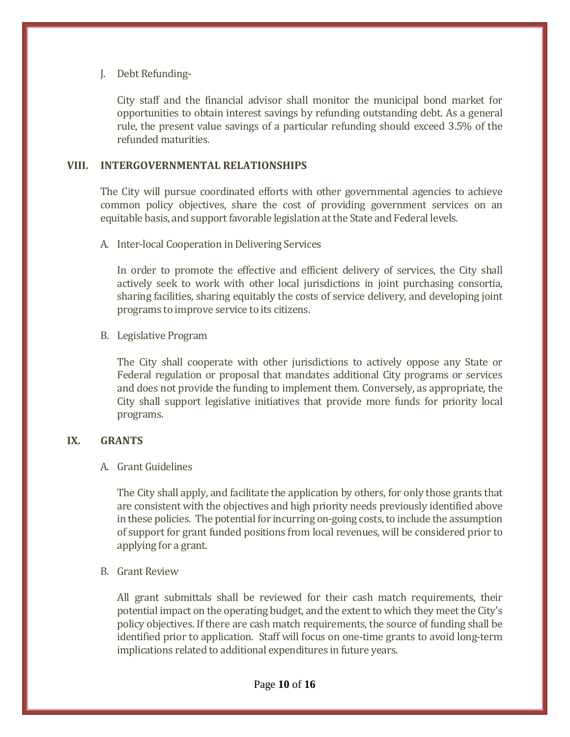J. Debt Refunding-

City staff and the financial advisor shall monitor the municipal bond market for opportunities to obtain interest savings by refunding outstanding debt. As a general rule, the present value savings of a particular refunding should exceed 3.5% of the refunded maturities.

## VIII. INTERGOVERNMENTAL RELATIONSHIPS

The City will pursue coordinated efforts with other governmental agencies to achieve common policy objectives, share the cost of providing government services on an equitable basis, and support favorable legislation at the State and Federal levels.

A. Inter-local Cooperation in Delivering Services

In order to promote the effective and efficient delivery of services, the City shall actively seek to work with other local jurisdictions in joint purchasing consortia, sharing facilities, sharing equitably the costs of service delivery, and developing joint programs to improve service to its citizens.

B. Legislative Program

The City shall cooperate with other jurisdictions to actively oppose any State or Federal regulation or proposal that mandates additional City programs or services and does not provide the funding to implement them. Conversely, as appropriate, the City shall support legislative initiatives that provide more funds for priority local programs.

## IX. GRANTS

A. Grant Guidelines

The City shall apply, and facilitate the application by others, for only those grants that are consistent with the objectives and high priority needs previously identified above in these policies. The potential for incurring on-going costs, to include the assumption of support for grant funded positions from local revenues, will be considered prior to applying for a grant.

B. Grant Review

All grant submittals shall be reviewed for their cash match requirements, their potential impact on the operating budget, and the extent to which they meet the City's policy objectives. If there are cash match requirements, the source of funding shall be identified prior to application. Staff will focus on one-time grants to avoid long-term implications related to additional expenditures in future years.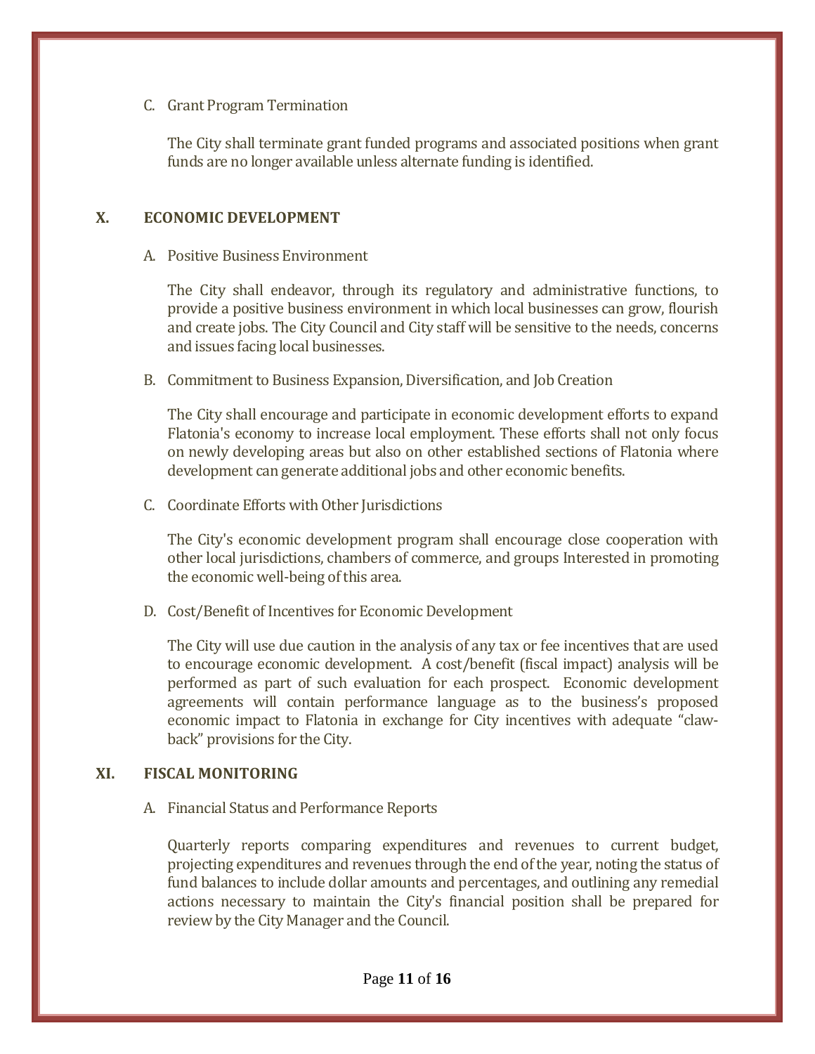C. Grant Program Termination

The City shall terminate grant funded programs and associated positions when grant funds are no longer available unless alternate funding is identified.

## X. ECONOMIC DEVELOPMENT

A. Positive Business Environment

The City shall endeavor, through its regulatory and administrative functions, to provide a positive business environment in which local businesses can grow, flourish and create jobs. The City Council and City staff will be sensitive to the needs, concerns and issues facing local businesses.

B. Commitment to Business Expansion, Diversification, and Job Creation

The City shall encourage and participate in economic development efforts to expand Flatonia's economy to increase local employment. These efforts shall not only focus on newly developing areas but also on other established sections of Flatonia where development can generate additional jobs and other economic benefits.

C. Coordinate Efforts with Other Jurisdictions

The City's economic development program shall encourage close cooperation with other local jurisdictions, chambers of commerce, and groups Interested in promoting the economic well-being of this area.

D. Cost/Benefit of Incentives for Economic Development

The City will use due caution in the analysis of any tax or fee incentives that are used to encourage economic development. A cost/benefit (fiscal impact) analysis will be performed as part of such evaluation for each prospect. Economic development agreements will contain performance language as to the business's proposed economic impact to Flatonia in exchange for City incentives with adequate "claw-back" provisions for the City.

## XI. FISCAL MONITORING

A. Financial Status and Performance Reports

Quarterly reports comparing expenditures and revenues to current budget, projecting expenditures and revenues through the end of the year, noting the status of fund balances to include dollar amounts and percentages, and outlining any remedial actions necessary to maintain the City's financial position shall be prepared for review by the City Manager and the Council.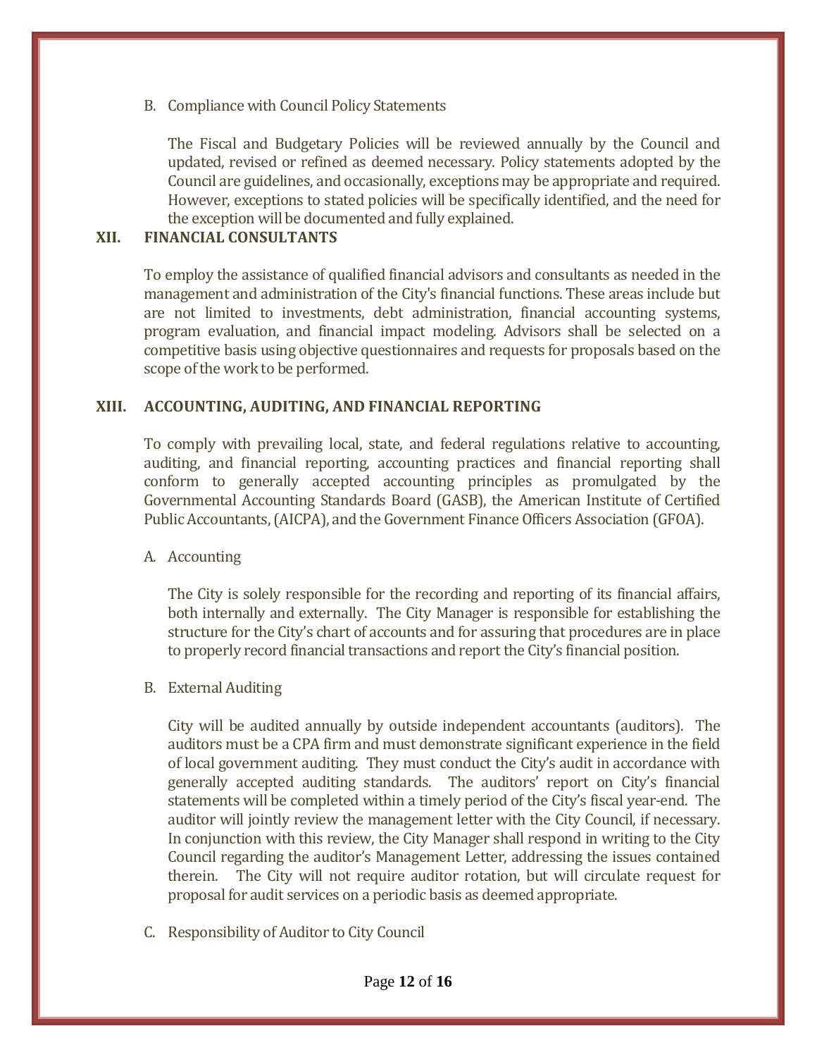B. Compliance with Council Policy Statements

The Fiscal and Budgetary Policies will be reviewed annually by the Council and updated, revised or refined as deemed necessary. Policy statements adopted by the Council are guidelines, and occasionally, exceptions may be appropriate and required. However, exceptions to stated policies will be specifically identified, and the need for the exception will be documented and fully explained.

## XII. FINANCIAL CONSULTANTS

To employ the assistance of qualified financial advisors and consultants as needed in the management and administration of the City's financial functions. These areas include but are not limited to investments, debt administration, financial accounting systems, program evaluation, and financial impact modeling. Advisors shall be selected on a competitive basis using objective questionnaires and requests for proposals based on the scope of the work to be performed.

## XIII. ACCOUNTING, AUDITING, AND FINANCIAL REPORTING

To comply with prevailing local, state, and federal regulations relative to accounting, auditing, and financial reporting, accounting practices and financial reporting shall conform to generally accepted accounting principles as promulgated by the Governmental Accounting Standards Board (GASB), the American Institute of Certified Public Accountants, (AICPA), and the Government Finance Officers Association (GFOA).

A. Accounting

The City is solely responsible for the recording and reporting of its financial affairs, both internally and externally. The City Manager is responsible for establishing the structure for the City's chart of accounts and for assuring that procedures are in place to properly record financial transactions and report the City's financial position.

B. External Auditing

City will be audited annually by outside independent accountants (auditors). The auditors must be a CPA firm and must demonstrate significant experience in the field of local government auditing. They must conduct the City's audit in accordance with generally accepted auditing standards. The auditors' report on City's financial statements will be completed within a timely period of the City's fiscal year-end. The auditor will jointly review the management letter with the City Council, if necessary. In conjunction with this review, the City Manager shall respond in writing to the City Council regarding the auditor's Management Letter, addressing the issues contained therein. The City will not require auditor rotation, but will circulate request for proposal for audit services on a periodic basis as deemed appropriate.

C. Responsibility of Auditor to City Council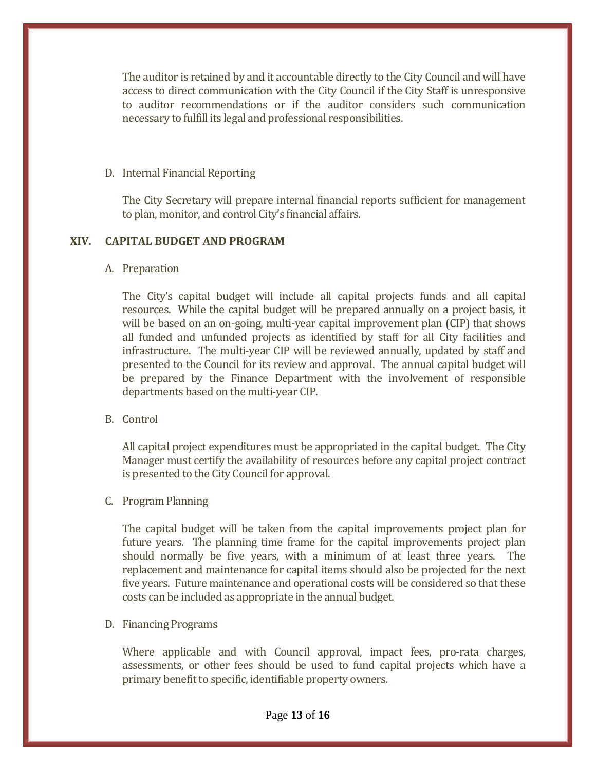The auditor is retained by and it accountable directly to the City Council and will have access to direct communication with the City Council if the City Staff is unresponsive to auditor recommendations or if the auditor considers such communication necessary to fulfill its legal and professional responsibilities.

D. Internal Financial Reporting

The City Secretary will prepare internal financial reports sufficient for management to plan, monitor, and control City's financial affairs.

## XIV. CAPITAL BUDGET AND PROGRAM

A. Preparation

The City's capital budget will include all capital projects funds and all capital resources. While the capital budget will be prepared annually on a project basis, it will be based on an on-going, multi-year capital improvement plan (CIP) that shows all funded and unfunded projects as identified by staff for all City facilities and infrastructure. The multi-year CIP will be reviewed annually, updated by staff and presented to the Council for its review and approval. The annual capital budget will be prepared by the Finance Department with the involvement of responsible departments based on the multi-year CIP.

B. Control

All capital project expenditures must be appropriated in the capital budget. The City Manager must certify the availability of resources before any capital project contract is presented to the City Council for approval.

C. Program Planning

The capital budget will be taken from the capital improvements project plan for future years. The planning time frame for the capital improvements project plan should normally be five years, with a minimum of at least three years. The replacement and maintenance for capital items should also be projected for the next five years. Future maintenance and operational costs will be considered so that these costs can be included as appropriate in the annual budget.

D. Financing Programs

Where applicable and with Council approval, impact fees, pro-rata charges, assessments, or other fees should be used to fund capital projects which have a primary benefit to specific, identifiable property owners.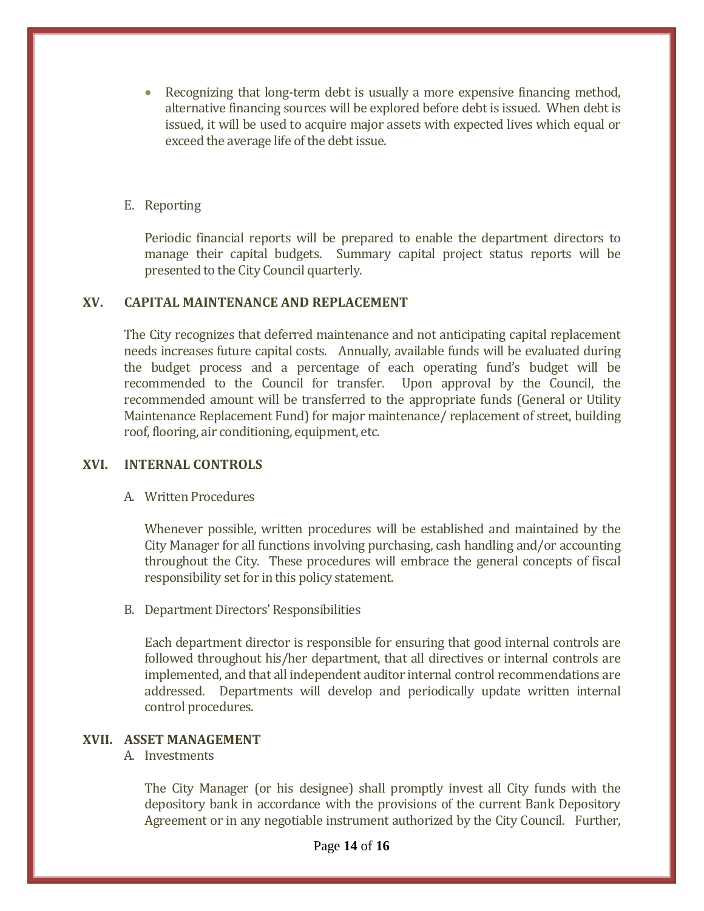- Recognizing that long-term debt is usually a more expensive financing method, alternative financing sources will be explored before debt is issued. When debt is issued, it will be used to acquire major assets with expected lives which equal or exceed the average life of the debt issue.

E. Reporting

Periodic financial reports will be prepared to enable the department directors to manage their capital budgets. Summary capital project status reports will be presented to the City Council quarterly.

## XV. CAPITAL MAINTENANCE AND REPLACEMENT

The City recognizes that deferred maintenance and not anticipating capital replacement needs increases future capital costs. Annually, available funds will be evaluated during the budget process and a percentage of each operating fund's budget will be recommended to the Council for transfer. Upon approval by the Council, the recommended amount will be transferred to the appropriate funds (General or Utility Maintenance Replacement Fund) for major maintenance/ replacement of street, building roof, flooring, air conditioning, equipment, etc.

## XVI. INTERNAL CONTROLS

A. Written Procedures

Whenever possible, written procedures will be established and maintained by the City Manager for all functions involving purchasing, cash handling and/or accounting throughout the City. These procedures will embrace the general concepts of fiscal responsibility set for in this policy statement.

B. Department Directors' Responsibilities

Each department director is responsible for ensuring that good internal controls are followed throughout his/her department, that all directives or internal controls are implemented, and that all independent auditor internal control recommendations are addressed. Departments will develop and periodically update written internal control procedures.

## XVII. ASSET MANAGEMENT

A. Investments

The City Manager (or his designee) shall promptly invest all City funds with the depository bank in accordance with the provisions of the current Bank Depository Agreement or in any negotiable instrument authorized by the City Council. Further,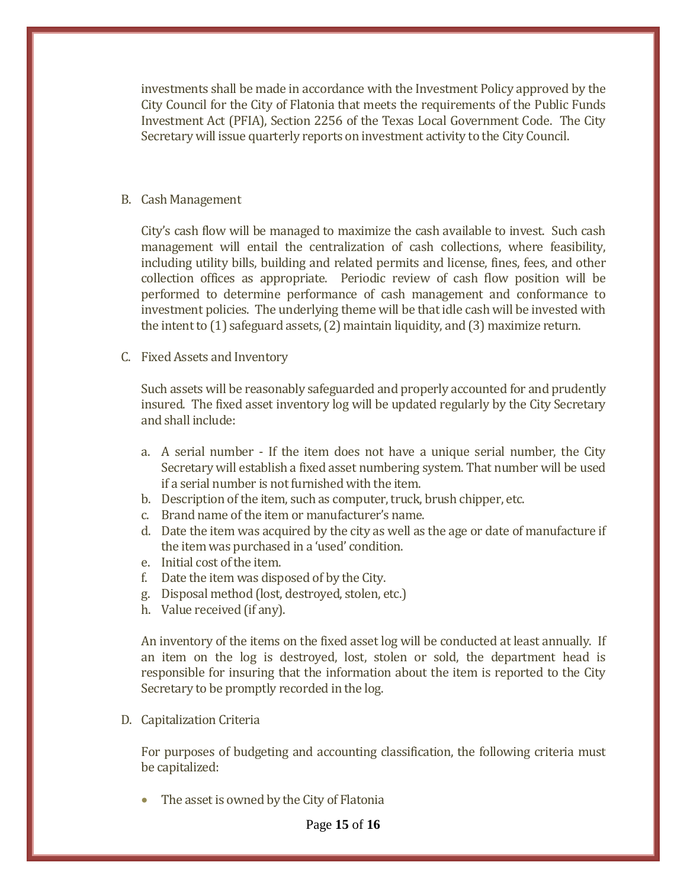investments shall be made in accordance with the Investment Policy approved by the City Council for the City of Flatonia that meets the requirements of the Public Funds Investment Act (PFIA), Section 2256 of the Texas Local Government Code. The City Secretary will issue quarterly reports on investment activity to the City Council.

B. Cash Management

City's cash flow will be managed to maximize the cash available to invest. Such cash management will entail the centralization of cash collections, where feasibility, including utility bills, building and related permits and license, fines, fees, and other collection offices as appropriate. Periodic review of cash flow position will be performed to determine performance of cash management and conformance to investment policies. The underlying theme will be that idle cash will be invested with the intent to (1) safeguard assets, (2) maintain liquidity, and (3) maximize return.

C. Fixed Assets and Inventory

Such assets will be reasonably safeguarded and properly accounted for and prudently insured. The fixed asset inventory log will be updated regularly by the City Secretary and shall include:

a. A serial number - If the item does not have a unique serial number, the City Secretary will establish a fixed asset numbering system. That number will be used if a serial number is not furnished with the item.
b. Description of the item, such as computer, truck, brush chipper, etc.
c. Brand name of the item or manufacturer's name.
d. Date the item was acquired by the city as well as the age or date of manufacture if the item was purchased in a 'used' condition.
e. Initial cost of the item.
f. Date the item was disposed of by the City.
g. Disposal method (lost, destroyed, stolen, etc.)
h. Value received (if any).

An inventory of the items on the fixed asset log will be conducted at least annually. If an item on the log is destroyed, lost, stolen or sold, the department head is responsible for insuring that the information about the item is reported to the City Secretary to be promptly recorded in the log.

D. Capitalization Criteria

For purposes of budgeting and accounting classification, the following criteria must be capitalized:

- The asset is owned by the City of Flatonia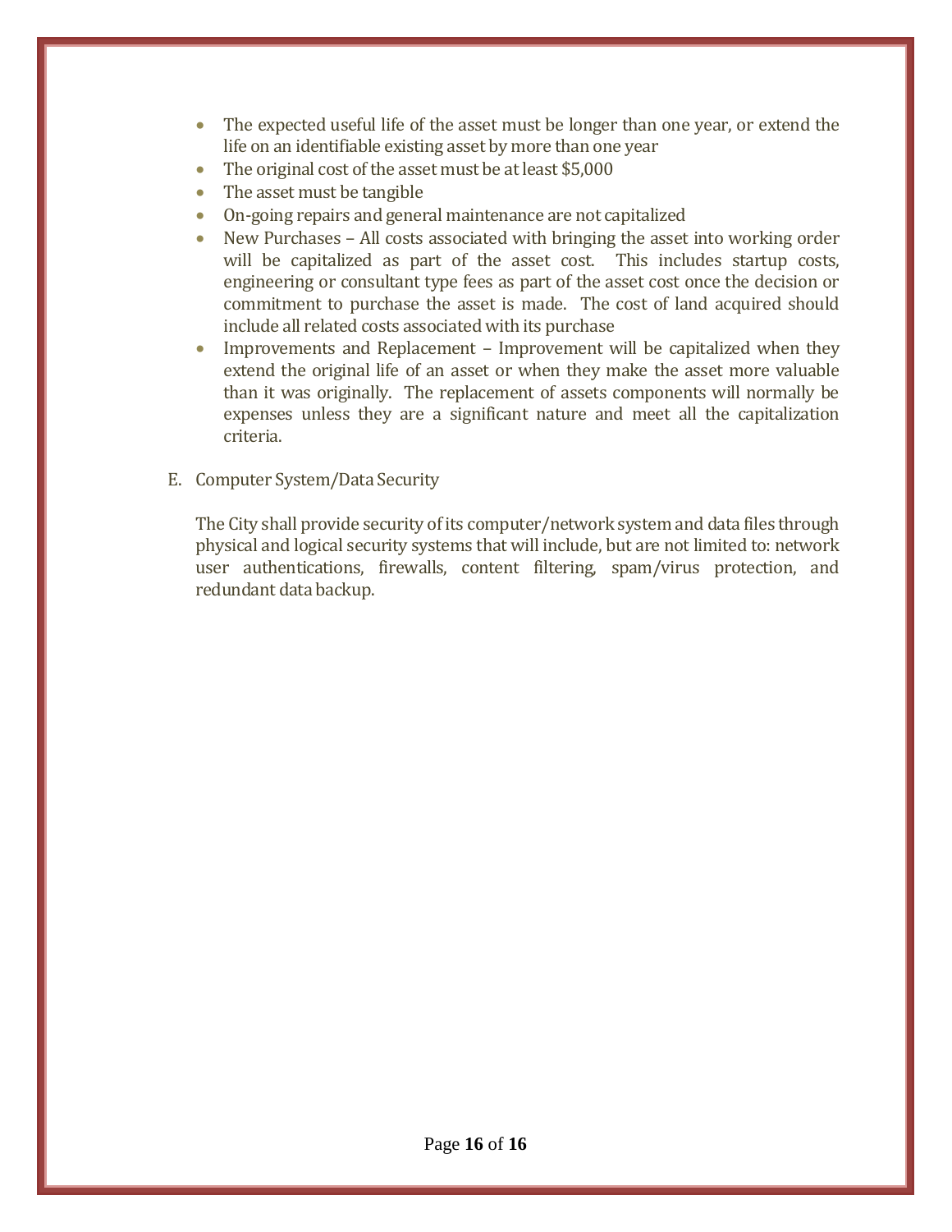- The expected useful life of the asset must be longer than one year, or extend the life on an identifiable existing asset by more than one year
- The original cost of the asset must be at least $5,000
- The asset must be tangible
- On-going repairs and general maintenance are not capitalized
- New Purchases – All costs associated with bringing the asset into working order will be capitalized as part of the asset cost. This includes startup costs, engineering or consultant type fees as part of the asset cost once the decision or commitment to purchase the asset is made. The cost of land acquired should include all related costs associated with its purchase
- Improvements and Replacement – Improvement will be capitalized when they extend the original life of an asset or when they make the asset more valuable than it was originally. The replacement of assets components will normally be expenses unless they are a significant nature and meet all the capitalization criteria.

E. Computer System/Data Security

The City shall provide security of its computer/network system and data files through physical and logical security systems that will include, but are not limited to: network user authentications, firewalls, content filtering, spam/virus protection, and redundant data backup.